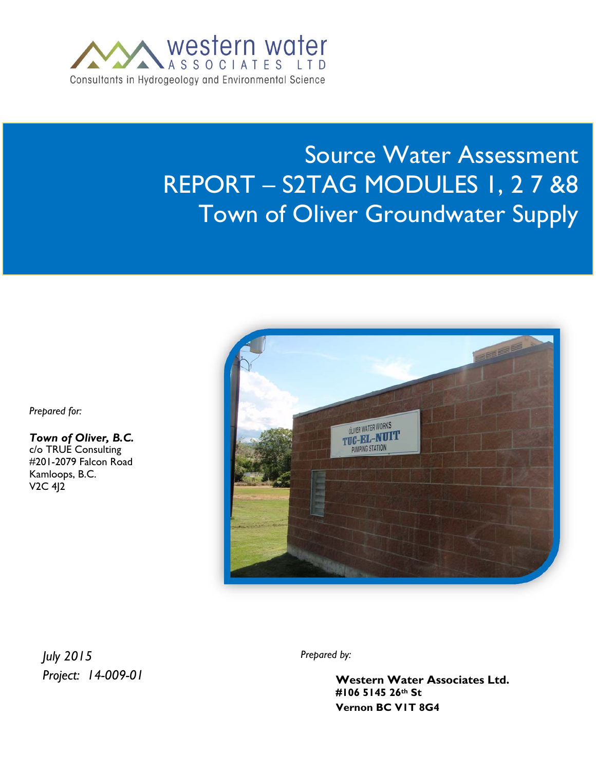western water
ASSOCIATES LTD
Consultants in Hydrogeology and Environmental Science

# Source Water Assessment REPORT – S2TAG MODULES 1, 2 7 &8 Town of Oliver Groundwater Supply

*Prepared for:*

***Town of Oliver, B.C.***
c/o TRUE Consulting
#201-2079 Falcon Road
Kamloops, B.C.
V2C 4J2

*July 2015*
*Project: 14-009-01*

*Prepared by:*

**Western Water Associates Ltd.**
**#106 5145 26th St**
**Vernon BC V1T 8G4**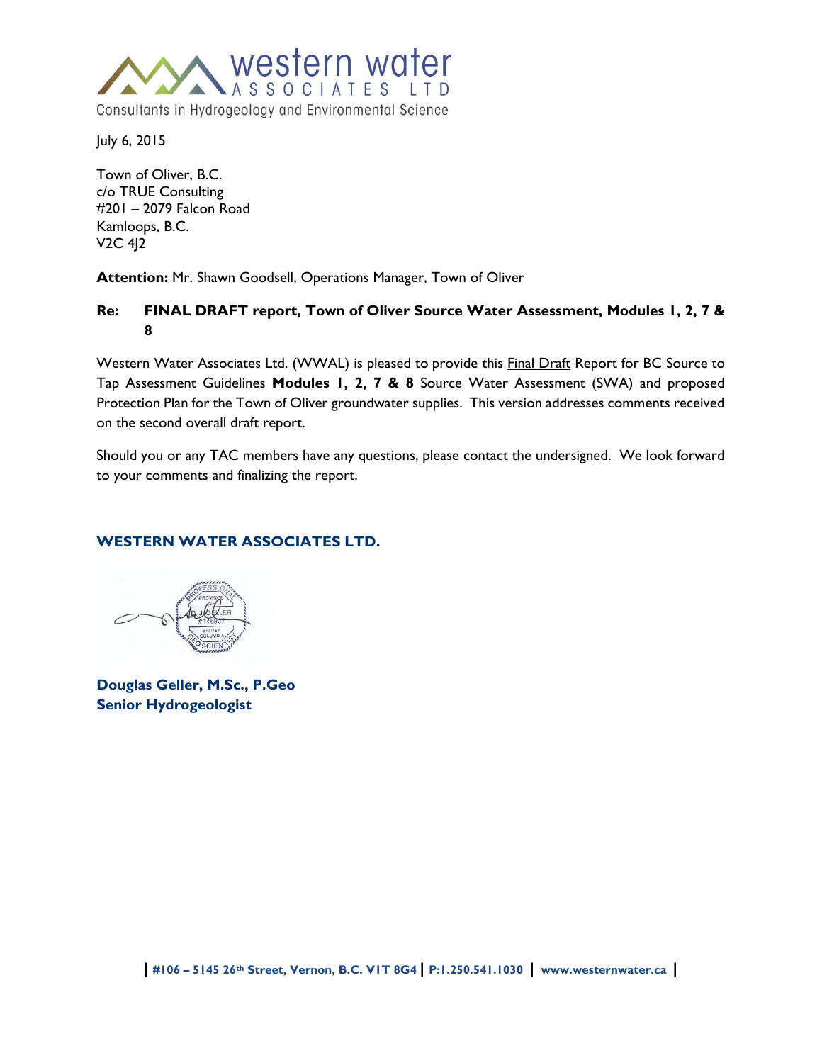western water ASSOCIATES LTD

Consultants in Hydrogeology and Environmental Science

July 6, 2015

Town of Oliver, B.C.
c/o TRUE Consulting
#201 – 2079 Falcon Road
Kamloops, B.C.
V2C 4J2

**Attention:** Mr. Shawn Goodsell, Operations Manager, Town of Oliver

**Re: FINAL DRAFT report, Town of Oliver Source Water Assessment, Modules 1, 2, 7 & 8**

Western Water Associates Ltd. (WWAL) is pleased to provide this Final Draft Report for BC Source to Tap Assessment Guidelines **Modules 1, 2, 7 & 8** Source Water Assessment (SWA) and proposed Protection Plan for the Town of Oliver groundwater supplies. This version addresses comments received on the second overall draft report.

Should you or any TAC members have any questions, please contact the undersigned. We look forward to your comments and finalizing the report.

**WESTERN WATER ASSOCIATES LTD.**

**Douglas Geller, M.Sc., P.Geo**
**Senior Hydrogeologist**

| #106 – 5145 26th Street, Vernon, B.C. V1T 8G4 | P:1.250.541.1030 | www.westernwater.ca |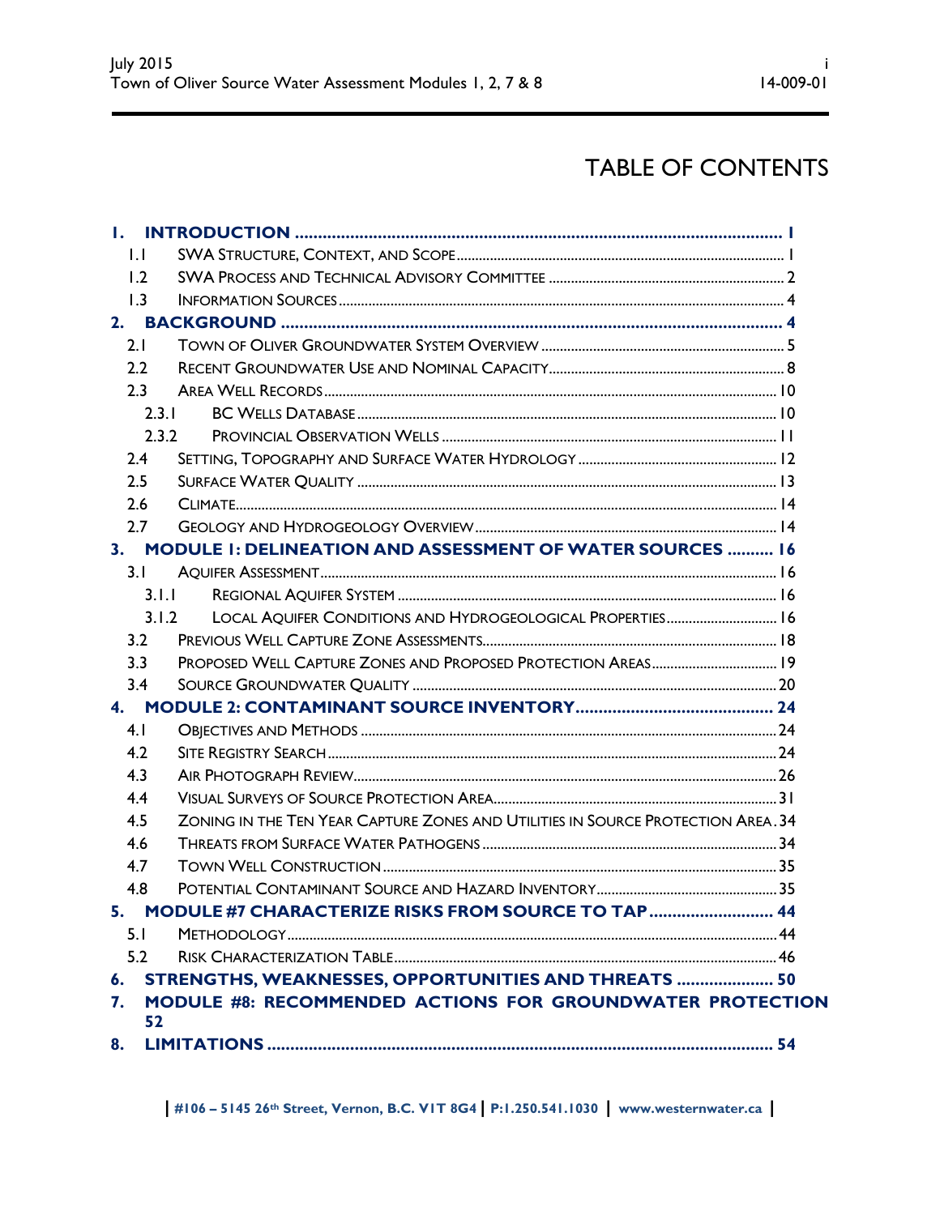# TABLE OF CONTENTS

1. INTRODUCTION ........................................................................................................ 1
   - 1.1 SWA STRUCTURE, CONTEXT, AND SCOPE ........................................................................................ 1
   - 1.2 SWA PROCESS AND TECHNICAL ADVISORY COMMITTEE ............................................................... 2
   - 1.3 INFORMATION SOURCES ........................................................................................................... 4
2. BACKGROUND ............................................................................................................ 4
   - 2.1 TOWN OF OLIVER GROUNDWATER SYSTEM OVERVIEW ................................................................. 5
   - 2.2 RECENT GROUNDWATER USE AND NOMINAL CAPACITY ................................................................. 8
   - 2.3 AREA WELL RECORDS ............................................................................................................. 10
     - 2.3.1 BC WELLS DATABASE ......................................................................................................... 10
     - 2.3.2 PROVINCIAL OBSERVATION WELLS ........................................................................................ 11
   - 2.4 SETTING, TOPOGRAPHY AND SURFACE WATER HYDROLOGY ....................................................... 12
   - 2.5 SURFACE WATER QUALITY ....................................................................................................... 13
   - 2.6 CLIMATE ................................................................................................................................. 14
   - 2.7 GEOLOGY AND HYDROGEOLOGY OVERVIEW ............................................................................... 14
3. MODULE 1: DELINEATION AND ASSESSMENT OF WATER SOURCES .......... 16
   - 3.1 AQUIFER ASSESSMENT ............................................................................................................. 16
     - 3.1.1 REGIONAL AQUIFER SYSTEM ................................................................................................. 16
     - 3.1.2 LOCAL AQUIFER CONDITIONS AND HYDROGEOLOGICAL PROPERTIES ............................................ 16
   - 3.2 PREVIOUS WELL CAPTURE ZONE ASSESSMENTS .......................................................................... 18
   - 3.3 PROPOSED WELL CAPTURE ZONES AND PROPOSED PROTECTION AREAS ....................................... 19
   - 3.4 SOURCE GROUNDWATER QUALITY ............................................................................................ 20
4. MODULE 2: CONTAMINANT SOURCE INVENTORY ........................................... 24
   - 4.1 OBJECTIVES AND METHODS ..................................................................................................... 24
   - 4.2 SITE REGISTRY SEARCH ............................................................................................................ 24
   - 4.3 AIR PHOTOGRAPH REVIEW ........................................................................................................ 26
   - 4.4 VISUAL SURVEYS OF SOURCE PROTECTION AREA ........................................................................ 31
   - 4.5 ZONING IN THE TEN YEAR CAPTURE ZONES AND UTILITIES IN SOURCE PROTECTION AREA . 34
   - 4.6 THREATS FROM SURFACE WATER PATHOGENS ............................................................................ 34
   - 4.7 TOWN WELL CONSTRUCTION .................................................................................................... 35
   - 4.8 POTENTIAL CONTAMINANT SOURCE AND HAZARD INVENTORY ..................................................... 35
5. MODULE #7 CHARACTERIZE RISKS FROM SOURCE TO TAP .......................... 44
   - 5.1 METHODOLOGY ....................................................................................................................... 44
   - 5.2 RISK CHARACTERIZATION TABLE ............................................................................................... 46
6. STRENGTHS, WEAKNESSES, OPPORTUNITIES AND THREATS ..................... 50
7. MODULE #8: RECOMMENDED ACTIONS FOR GROUNDWATER PROTECTION 52
8. LIMITATIONS ............................................................................................................ 54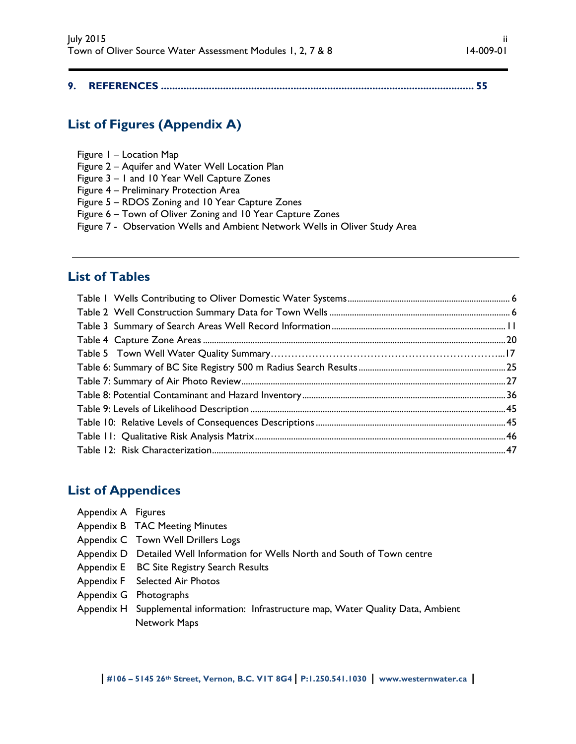**9. REFERENCES ............................................................................................................ 55**

## List of Figures (Appendix A)

Figure 1 – Location Map
Figure 2 – Aquifer and Water Well Location Plan
Figure 3 – 1 and 10 Year Well Capture Zones
Figure 4 – Preliminary Protection Area
Figure 5 – RDOS Zoning and 10 Year Capture Zones
Figure 6 – Town of Oliver Zoning and 10 Year Capture Zones
Figure 7 - Observation Wells and Ambient Network Wells in Oliver Study Area

---

## List of Tables

Table 1 Wells Contributing to Oliver Domestic Water Systems ........................................ 6
Table 2 Well Construction Summary Data for Town Wells ........................................ 6
Table 3 Summary of Search Areas Well Record Information ........................................ 11
Table 4 Capture Zone Areas ........................................ 20
Table 5 Town Well Water Quality Summary........................................17
Table 6: Summary of BC Site Registry 500 m Radius Search Results ........................................ 25
Table 7: Summary of Air Photo Review ........................................ 27
Table 8: Potential Contaminant and Hazard Inventory ........................................ 36
Table 9: Levels of Likelihood Description ........................................ 45
Table 10: Relative Levels of Consequences Descriptions ........................................ 45
Table 11: Qualitative Risk Analysis Matrix ........................................ 46
Table 12: Risk Characterization ........................................ 47

## List of Appendices

Appendix A Figures
Appendix B TAC Meeting Minutes
Appendix C Town Well Drillers Logs
Appendix D Detailed Well Information for Wells North and South of Town centre
Appendix E BC Site Registry Search Results
Appendix F Selected Air Photos
Appendix G Photographs
Appendix H Supplemental information: Infrastructure map, Water Quality Data, Ambient Network Maps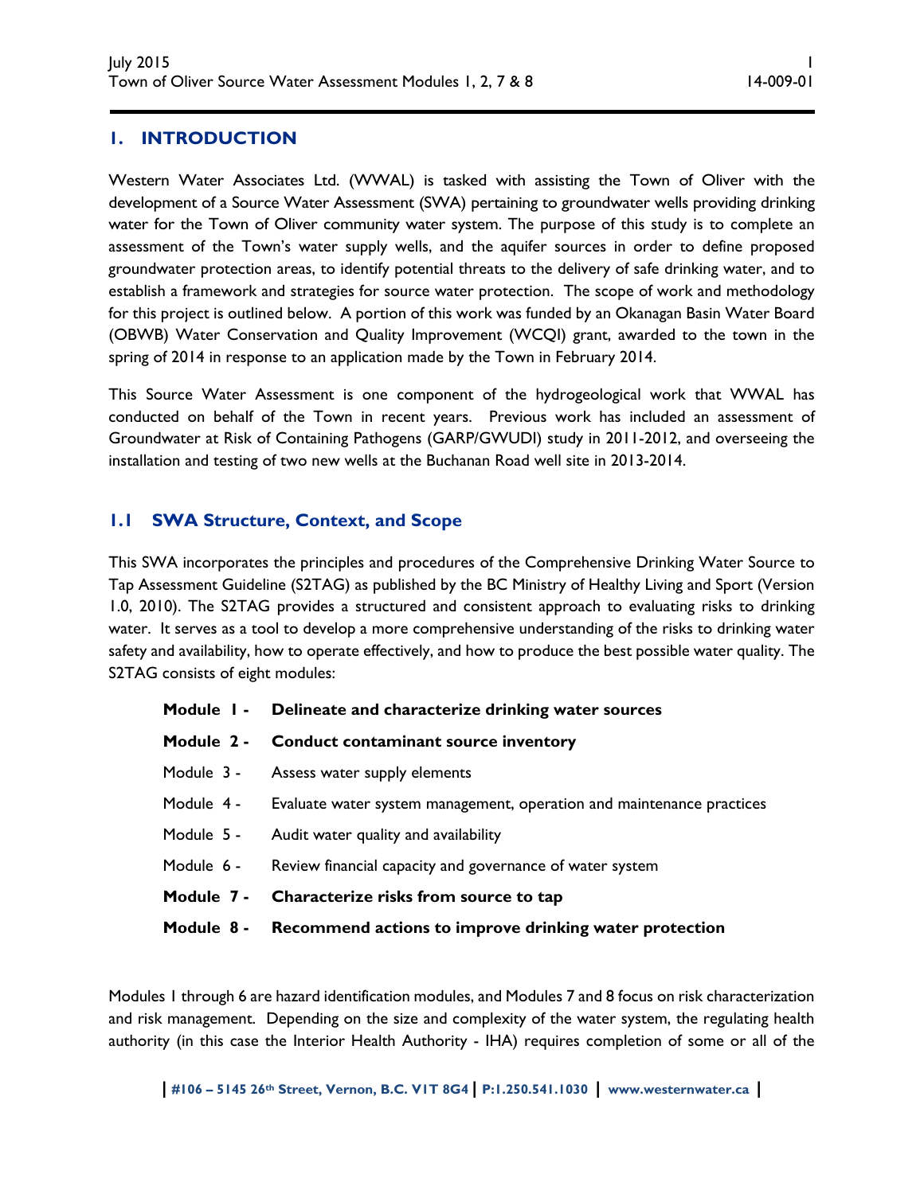# 1. INTRODUCTION

Western Water Associates Ltd. (WWAL) is tasked with assisting the Town of Oliver with the development of a Source Water Assessment (SWA) pertaining to groundwater wells providing drinking water for the Town of Oliver community water system. The purpose of this study is to complete an assessment of the Town's water supply wells, and the aquifer sources in order to define proposed groundwater protection areas, to identify potential threats to the delivery of safe drinking water, and to establish a framework and strategies for source water protection. The scope of work and methodology for this project is outlined below. A portion of this work was funded by an Okanagan Basin Water Board (OBWB) Water Conservation and Quality Improvement (WCQI) grant, awarded to the town in the spring of 2014 in response to an application made by the Town in February 2014.

This Source Water Assessment is one component of the hydrogeological work that WWAL has conducted on behalf of the Town in recent years. Previous work has included an assessment of Groundwater at Risk of Containing Pathogens (GARP/GWUDI) study in 2011-2012, and overseeing the installation and testing of two new wells at the Buchanan Road well site in 2013-2014.

## 1.1 SWA Structure, Context, and Scope

This SWA incorporates the principles and procedures of the Comprehensive Drinking Water Source to Tap Assessment Guideline (S2TAG) as published by the BC Ministry of Healthy Living and Sport (Version 1.0, 2010). The S2TAG provides a structured and consistent approach to evaluating risks to drinking water. It serves as a tool to develop a more comprehensive understanding of the risks to drinking water safety and availability, how to operate effectively, and how to produce the best possible water quality. The S2TAG consists of eight modules:

- **Module 1 - Delineate and characterize drinking water sources**
- **Module 2 - Conduct contaminant source inventory**
- Module 3 - Assess water supply elements
- Module 4 - Evaluate water system management, operation and maintenance practices
- Module 5 - Audit water quality and availability
- Module 6 - Review financial capacity and governance of water system
- **Module 7 - Characterize risks from source to tap**
- **Module 8 - Recommend actions to improve drinking water protection**

Modules 1 through 6 are hazard identification modules, and Modules 7 and 8 focus on risk characterization and risk management. Depending on the size and complexity of the water system, the regulating health authority (in this case the Interior Health Authority - IHA) requires completion of some or all of the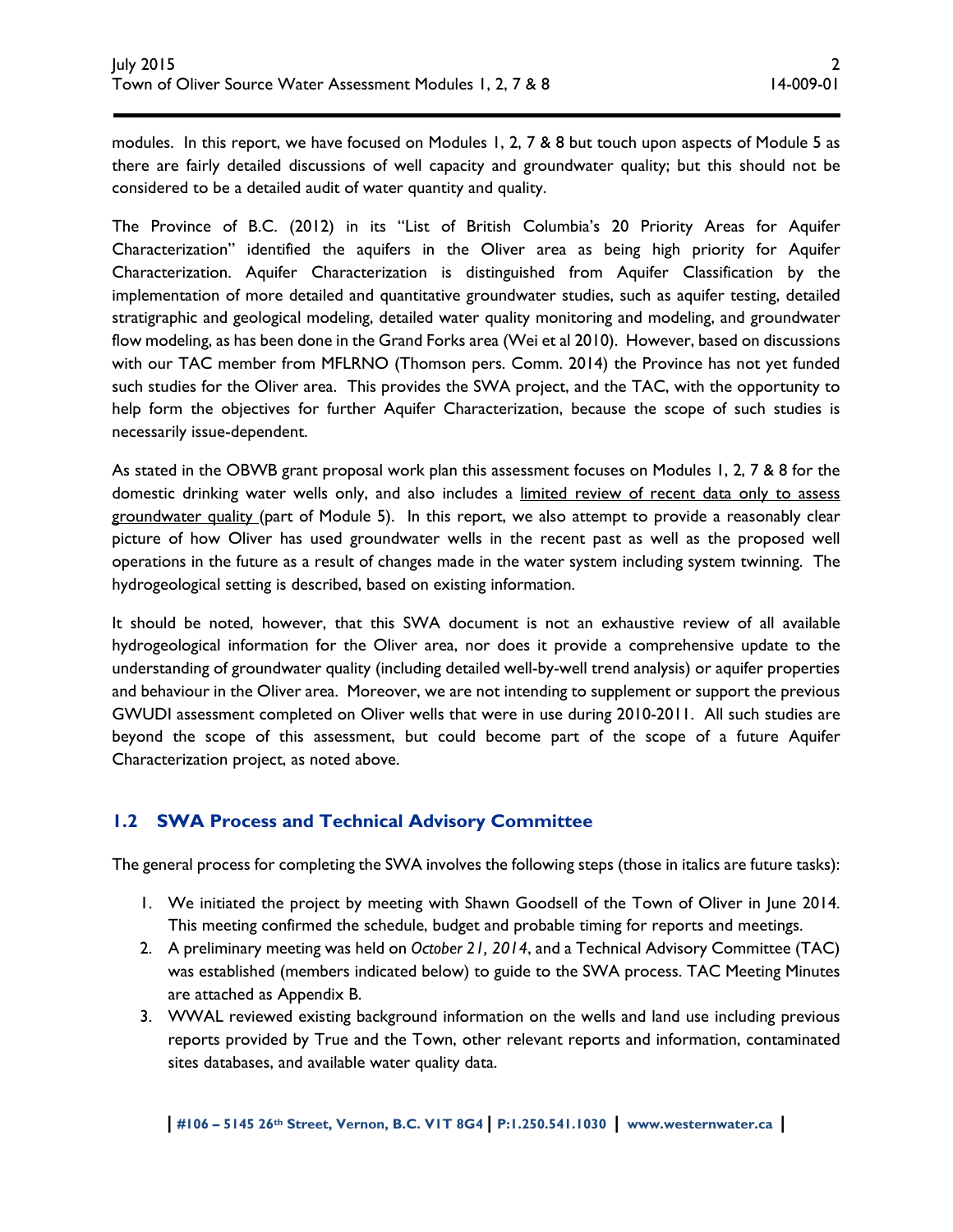modules. In this report, we have focused on Modules 1, 2, 7 & 8 but touch upon aspects of Module 5 as there are fairly detailed discussions of well capacity and groundwater quality; but this should not be considered to be a detailed audit of water quantity and quality.

The Province of B.C. (2012) in its "List of British Columbia's 20 Priority Areas for Aquifer Characterization" identified the aquifers in the Oliver area as being high priority for Aquifer Characterization. Aquifer Characterization is distinguished from Aquifer Classification by the implementation of more detailed and quantitative groundwater studies, such as aquifer testing, detailed stratigraphic and geological modeling, detailed water quality monitoring and modeling, and groundwater flow modeling, as has been done in the Grand Forks area (Wei et al 2010). However, based on discussions with our TAC member from MFLRNO (Thomson pers. Comm. 2014) the Province has not yet funded such studies for the Oliver area. This provides the SWA project, and the TAC, with the opportunity to help form the objectives for further Aquifer Characterization, because the scope of such studies is necessarily issue-dependent.

As stated in the OBWB grant proposal work plan this assessment focuses on Modules 1, 2, 7 & 8 for the domestic drinking water wells only, and also includes a <u>limited review of recent data only to assess groundwater quality</u> (part of Module 5). In this report, we also attempt to provide a reasonably clear picture of how Oliver has used groundwater wells in the recent past as well as the proposed well operations in the future as a result of changes made in the water system including system twinning. The hydrogeological setting is described, based on existing information.

It should be noted, however, that this SWA document is not an exhaustive review of all available hydrogeological information for the Oliver area, nor does it provide a comprehensive update to the understanding of groundwater quality (including detailed well-by-well trend analysis) or aquifer properties and behaviour in the Oliver area. Moreover, we are not intending to supplement or support the previous GWUDI assessment completed on Oliver wells that were in use during 2010-2011. All such studies are beyond the scope of this assessment, but could become part of the scope of a future Aquifer Characterization project, as noted above.

## 1.2 SWA Process and Technical Advisory Committee

The general process for completing the SWA involves the following steps (those in italics are future tasks):

1. We initiated the project by meeting with Shawn Goodsell of the Town of Oliver in June 2014. This meeting confirmed the schedule, budget and probable timing for reports and meetings.
2. A preliminary meeting was held on *October 21, 2014*, and a Technical Advisory Committee (TAC) was established (members indicated below) to guide to the SWA process. TAC Meeting Minutes are attached as Appendix B.
3. WWAL reviewed existing background information on the wells and land use including previous reports provided by True and the Town, other relevant reports and information, contaminated sites databases, and available water quality data.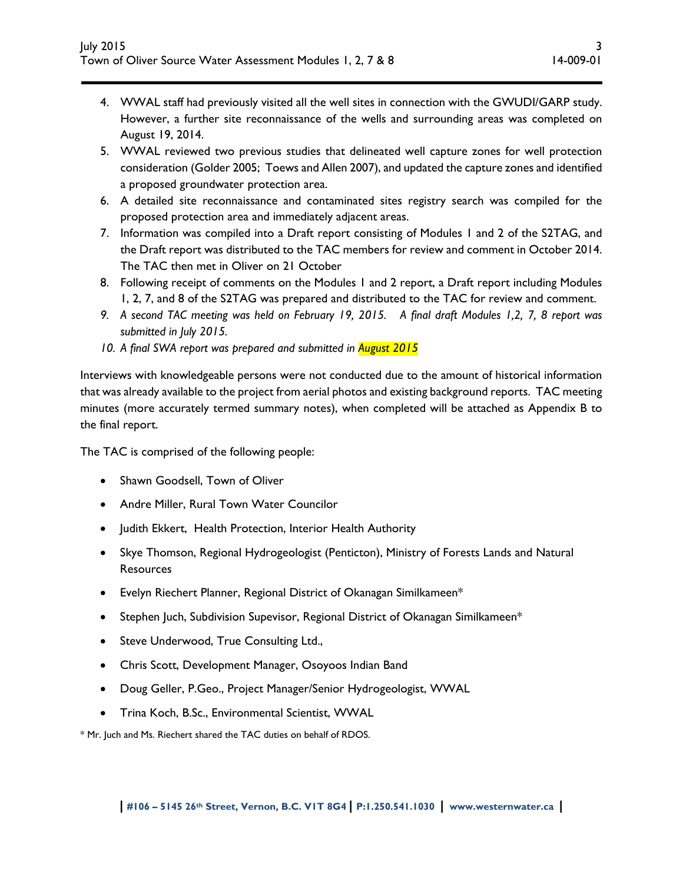4. WWAL staff had previously visited all the well sites in connection with the GWUDI/GARP study. However, a further site reconnaissance of the wells and surrounding areas was completed on August 19, 2014.
5. WWAL reviewed two previous studies that delineated well capture zones for well protection consideration (Golder 2005; Toews and Allen 2007), and updated the capture zones and identified a proposed groundwater protection area.
6. A detailed site reconnaissance and contaminated sites registry search was compiled for the proposed protection area and immediately adjacent areas.
7. Information was compiled into a Draft report consisting of Modules 1 and 2 of the S2TAG, and the Draft report was distributed to the TAC members for review and comment in October 2014. The TAC then met in Oliver on 21 October
8. Following receipt of comments on the Modules 1 and 2 report, a Draft report including Modules 1, 2, 7, and 8 of the S2TAG was prepared and distributed to the TAC for review and comment.
9. *A second TAC meeting was held on February 19, 2015. A final draft Modules 1,2, 7, 8 report was submitted in July 2015.*
10. *A final SWA report was prepared and submitted in August 2015*

Interviews with knowledgeable persons were not conducted due to the amount of historical information that was already available to the project from aerial photos and existing background reports. TAC meeting minutes (more accurately termed summary notes), when completed will be attached as Appendix B to the final report.

The TAC is comprised of the following people:

- Shawn Goodsell, Town of Oliver
- Andre Miller, Rural Town Water Councilor
- Judith Ekkert, Health Protection, Interior Health Authority
- Skye Thomson, Regional Hydrogeologist (Penticton), Ministry of Forests Lands and Natural Resources
- Evelyn Riechert Planner, Regional District of Okanagan Similkameen*
- Stephen Juch, Subdivision Supevisor, Regional District of Okanagan Similkameen*
- Steve Underwood, True Consulting Ltd.,
- Chris Scott, Development Manager, Osoyoos Indian Band
- Doug Geller, P.Geo., Project Manager/Senior Hydrogeologist, WWAL
- Trina Koch, B.Sc., Environmental Scientist, WWAL

* Mr. Juch and Ms. Riechert shared the TAC duties on behalf of RDOS.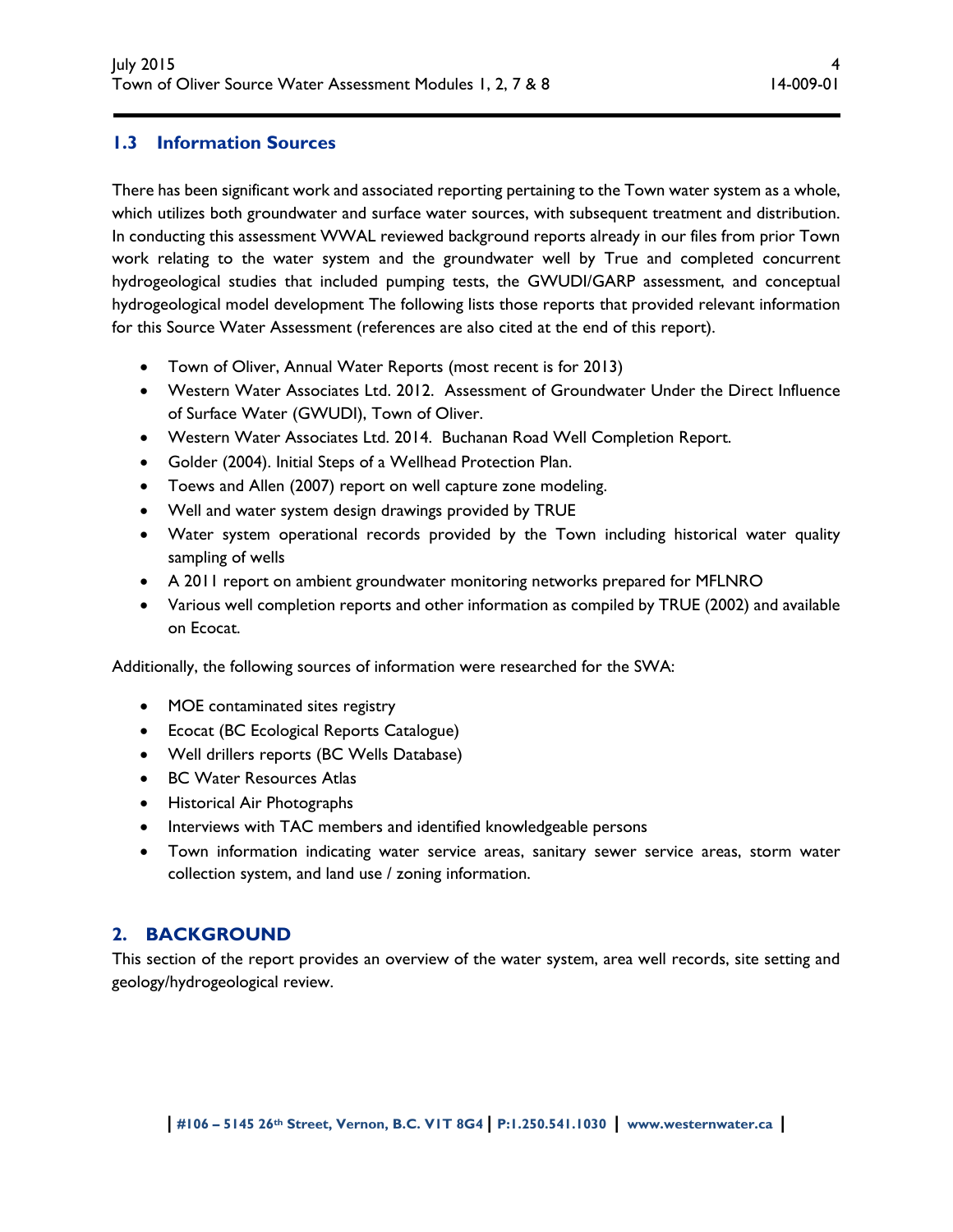## 1.3 Information Sources

There has been significant work and associated reporting pertaining to the Town water system as a whole, which utilizes both groundwater and surface water sources, with subsequent treatment and distribution. In conducting this assessment WWAL reviewed background reports already in our files from prior Town work relating to the water system and the groundwater well by True and completed concurrent hydrogeological studies that included pumping tests, the GWUDI/GARP assessment, and conceptual hydrogeological model development The following lists those reports that provided relevant information for this Source Water Assessment (references are also cited at the end of this report).

- Town of Oliver, Annual Water Reports (most recent is for 2013)
- Western Water Associates Ltd. 2012. Assessment of Groundwater Under the Direct Influence of Surface Water (GWUDI), Town of Oliver.
- Western Water Associates Ltd. 2014. Buchanan Road Well Completion Report.
- Golder (2004). Initial Steps of a Wellhead Protection Plan.
- Toews and Allen (2007) report on well capture zone modeling.
- Well and water system design drawings provided by TRUE
- Water system operational records provided by the Town including historical water quality sampling of wells
- A 2011 report on ambient groundwater monitoring networks prepared for MFLNRO
- Various well completion reports and other information as compiled by TRUE (2002) and available on Ecocat.

Additionally, the following sources of information were researched for the SWA:

- MOE contaminated sites registry
- Ecocat (BC Ecological Reports Catalogue)
- Well drillers reports (BC Wells Database)
- BC Water Resources Atlas
- Historical Air Photographs
- Interviews with TAC members and identified knowledgeable persons
- Town information indicating water service areas, sanitary sewer service areas, storm water collection system, and land use / zoning information.

# 2. BACKGROUND

This section of the report provides an overview of the water system, area well records, site setting and geology/hydrogeological review.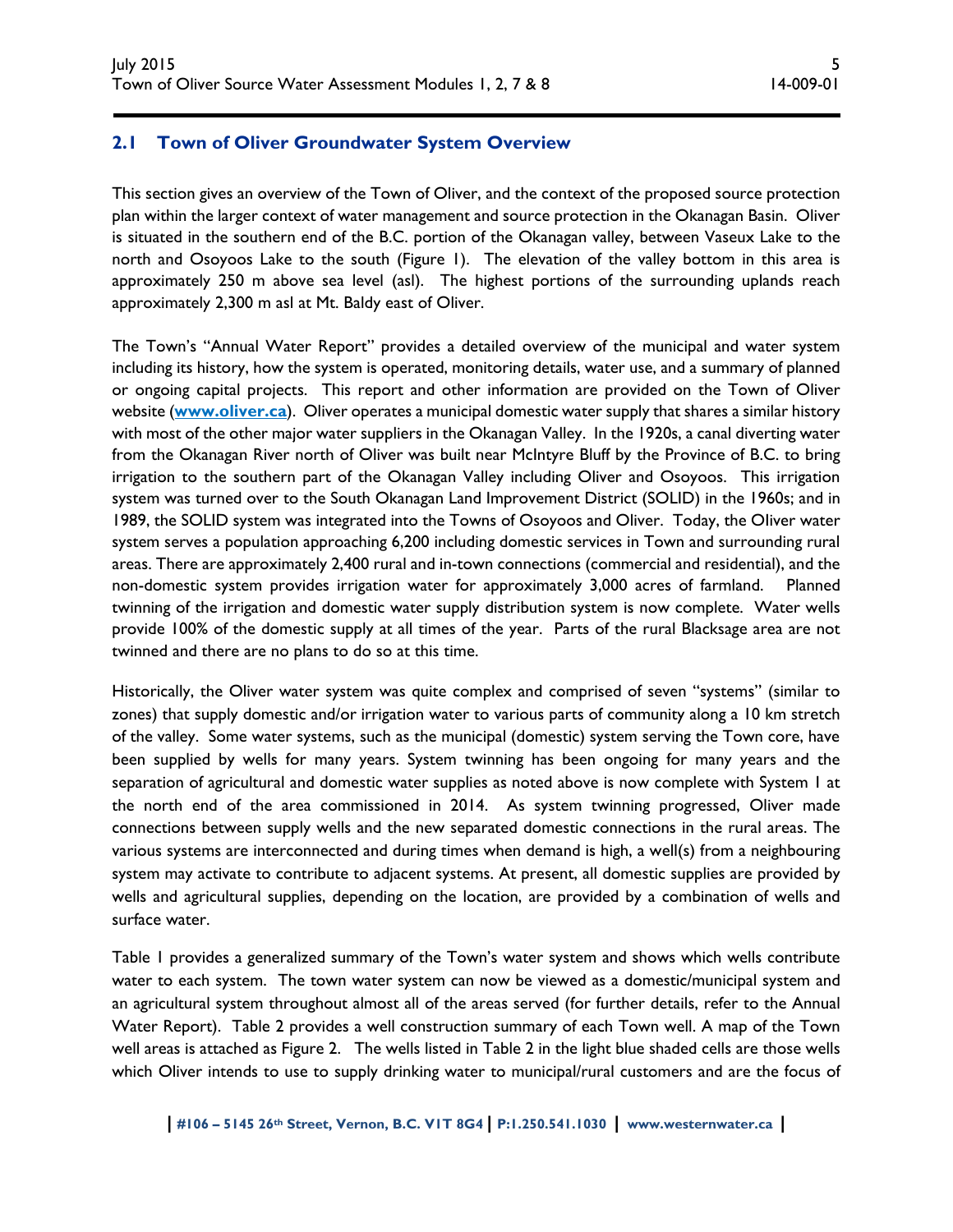## 2.1 Town of Oliver Groundwater System Overview

This section gives an overview of the Town of Oliver, and the context of the proposed source protection plan within the larger context of water management and source protection in the Okanagan Basin. Oliver is situated in the southern end of the B.C. portion of the Okanagan valley, between Vaseux Lake to the north and Osoyoos Lake to the south (Figure 1). The elevation of the valley bottom in this area is approximately 250 m above sea level (asl). The highest portions of the surrounding uplands reach approximately 2,300 m asl at Mt. Baldy east of Oliver.

The Town's "Annual Water Report" provides a detailed overview of the municipal and water system including its history, how the system is operated, monitoring details, water use, and a summary of planned or ongoing capital projects. This report and other information are provided on the Town of Oliver website (**www.oliver.ca**). Oliver operates a municipal domestic water supply that shares a similar history with most of the other major water suppliers in the Okanagan Valley. In the 1920s, a canal diverting water from the Okanagan River north of Oliver was built near McIntyre Bluff by the Province of B.C. to bring irrigation to the southern part of the Okanagan Valley including Oliver and Osoyoos. This irrigation system was turned over to the South Okanagan Land Improvement District (SOLID) in the 1960s; and in 1989, the SOLID system was integrated into the Towns of Osoyoos and Oliver. Today, the Oliver water system serves a population approaching 6,200 including domestic services in Town and surrounding rural areas. There are approximately 2,400 rural and in-town connections (commercial and residential), and the non-domestic system provides irrigation water for approximately 3,000 acres of farmland. Planned twinning of the irrigation and domestic water supply distribution system is now complete. Water wells provide 100% of the domestic supply at all times of the year. Parts of the rural Blacksage area are not twinned and there are no plans to do so at this time.

Historically, the Oliver water system was quite complex and comprised of seven "systems" (similar to zones) that supply domestic and/or irrigation water to various parts of community along a 10 km stretch of the valley. Some water systems, such as the municipal (domestic) system serving the Town core, have been supplied by wells for many years. System twinning has been ongoing for many years and the separation of agricultural and domestic water supplies as noted above is now complete with System 1 at the north end of the area commissioned in 2014. As system twinning progressed, Oliver made connections between supply wells and the new separated domestic connections in the rural areas. The various systems are interconnected and during times when demand is high, a well(s) from a neighbouring system may activate to contribute to adjacent systems. At present, all domestic supplies are provided by wells and agricultural supplies, depending on the location, are provided by a combination of wells and surface water.

Table 1 provides a generalized summary of the Town's water system and shows which wells contribute water to each system. The town water system can now be viewed as a domestic/municipal system and an agricultural system throughout almost all of the areas served (for further details, refer to the Annual Water Report). Table 2 provides a well construction summary of each Town well. A map of the Town well areas is attached as Figure 2. The wells listed in Table 2 in the light blue shaded cells are those wells which Oliver intends to use to supply drinking water to municipal/rural customers and are the focus of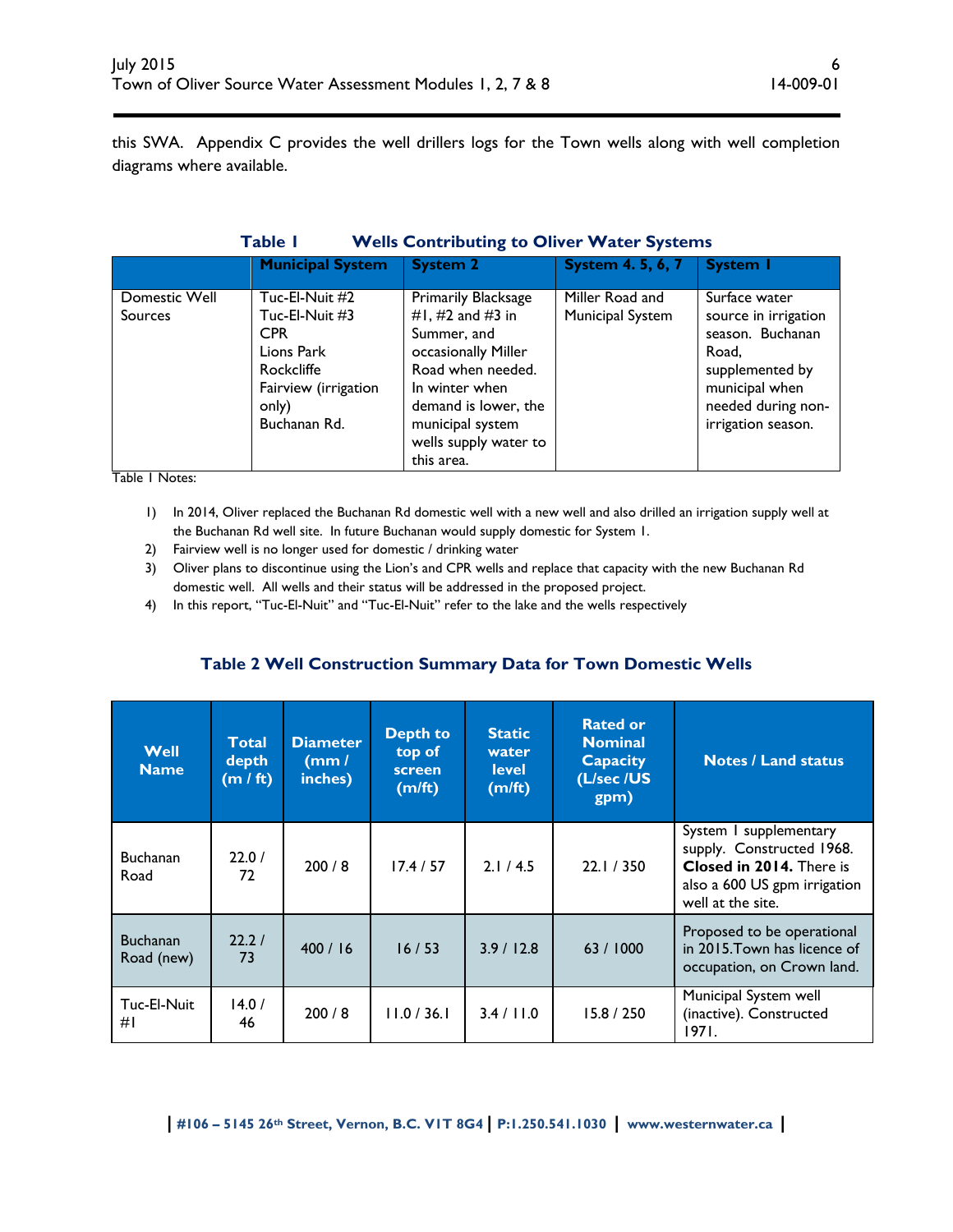this SWA. Appendix C provides the well drillers logs for the Town wells along with well completion diagrams where available.

**Table 1 Wells Contributing to Oliver Water Systems**

| | Municipal System | System 2 | System 4. 5, 6, 7 | System 1 |
|---|---|---|---|---|
| Domestic Well Sources | Tuc-El-Nuit #2<br>Tuc-El-Nuit #3<br>CPR<br>Lions Park<br>Rockcliffe<br>Fairview (irrigation only)<br>Buchanan Rd. | Primarily Blacksage #1, #2 and #3 in Summer, and occasionally Miller Road when needed. In winter when demand is lower, the municipal system wells supply water to this area. | Miller Road and Municipal System | Surface water source in irrigation season. Buchanan Road, supplemented by municipal when needed during non-irrigation season. |

Table 1 Notes:

1) In 2014, Oliver replaced the Buchanan Rd domestic well with a new well and also drilled an irrigation supply well at the Buchanan Rd well site. In future Buchanan would supply domestic for System 1.
2) Fairview well is no longer used for domestic / drinking water
3) Oliver plans to discontinue using the Lion's and CPR wells and replace that capacity with the new Buchanan Rd domestic well. All wells and their status will be addressed in the proposed project.
4) In this report, "Tuc-El-Nuit" and "Tuc-El-Nuit" refer to the lake and the wells respectively

**Table 2 Well Construction Summary Data for Town Domestic Wells**

| Well Name | Total depth (m / ft) | Diameter (mm / inches) | Depth to top of screen (m/ft) | Static water level (m/ft) | Rated or Nominal Capacity (L/sec /US gpm) | Notes / Land status |
|---|---|---|---|---|---|---|
| Buchanan Road | 22.0 / 72 | 200 / 8 | 17.4 / 57 | 2.1 / 4.5 | 22.1 / 350 | System 1 supplementary supply. Constructed 1968. **Closed in 2014.** There is also a 600 US gpm irrigation well at the site. |
| Buchanan Road (new) | 22.2 / 73 | 400 / 16 | 16 / 53 | 3.9 / 12.8 | 63 / 1000 | Proposed to be operational in 2015.Town has licence of occupation, on Crown land. |
| Tuc-El-Nuit #1 | 14.0 / 46 | 200 / 8 | 11.0 / 36.1 | 3.4 / 11.0 | 15.8 / 250 | Municipal System well (inactive). Constructed 1971. |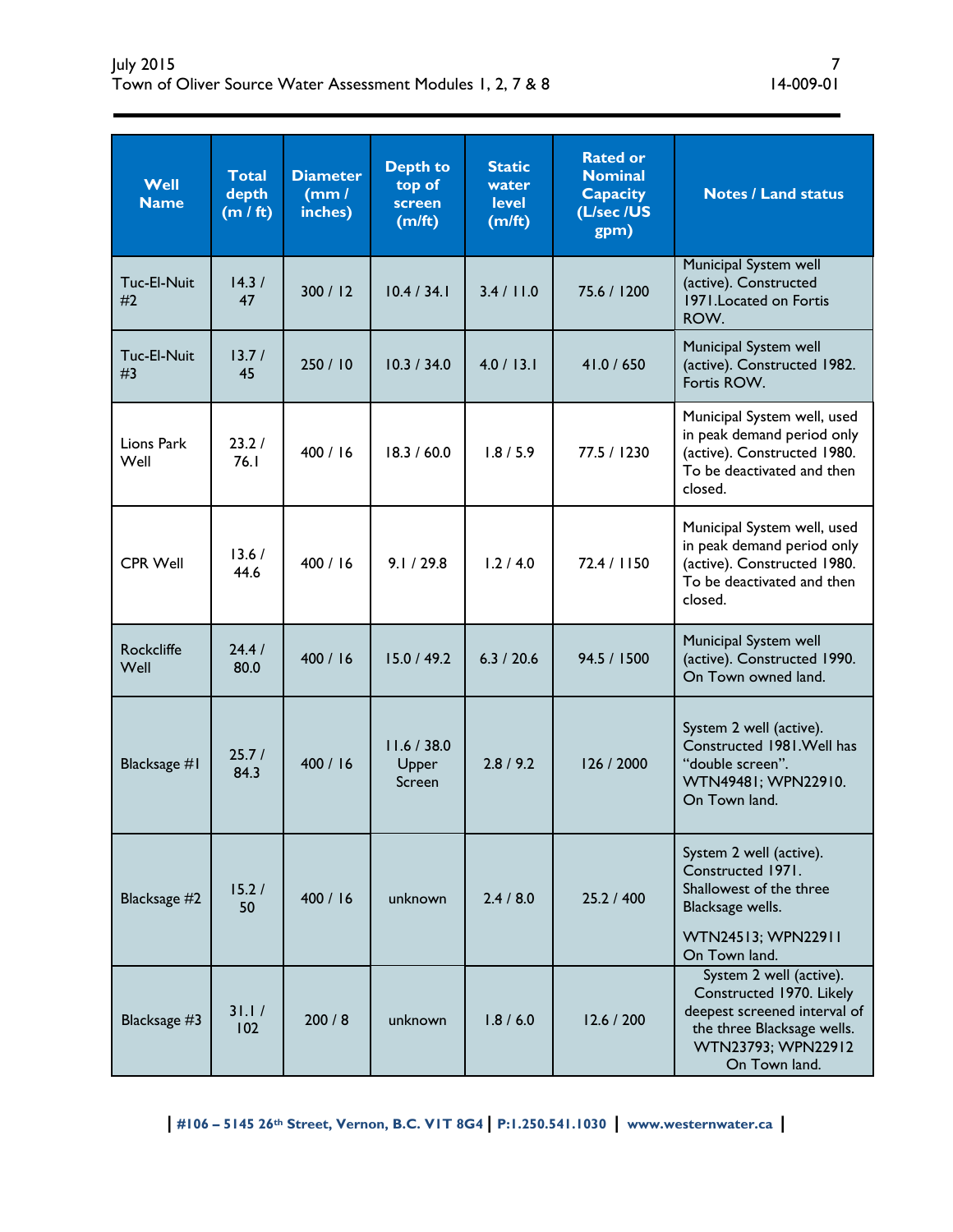| Well Name | Total depth (m / ft) | Diameter (mm / inches) | Depth to top of screen (m/ft) | Static water level (m/ft) | Rated or Nominal Capacity (L/sec /US gpm) | Notes / Land status |
|---|---|---|---|---|---|---|
| Tuc-El-Nuit #2 | 14.3 / 47 | 300 / 12 | 10.4 / 34.1 | 3.4 / 11.0 | 75.6 / 1200 | Municipal System well (active). Constructed 1971.Located on Fortis ROW. |
| Tuc-El-Nuit #3 | 13.7 / 45 | 250 / 10 | 10.3 / 34.0 | 4.0 / 13.1 | 41.0 / 650 | Municipal System well (active). Constructed 1982. Fortis ROW. |
| Lions Park Well | 23.2 / 76.1 | 400 / 16 | 18.3 / 60.0 | 1.8 / 5.9 | 77.5 / 1230 | Municipal System well, used in peak demand period only (active). Constructed 1980. To be deactivated and then closed. |
| CPR Well | 13.6 / 44.6 | 400 / 16 | 9.1 / 29.8 | 1.2 / 4.0 | 72.4 / 1150 | Municipal System well, used in peak demand period only (active). Constructed 1980. To be deactivated and then closed. |
| Rockcliffe Well | 24.4 / 80.0 | 400 / 16 | 15.0 / 49.2 | 6.3 / 20.6 | 94.5 / 1500 | Municipal System well (active). Constructed 1990. On Town owned land. |
| Blacksage #1 | 25.7 / 84.3 | 400 / 16 | 11.6 / 38.0 Upper Screen | 2.8 / 9.2 | 126 / 2000 | System 2 well (active). Constructed 1981.Well has "double screen". WTN49481; WPN22910. On Town land. |
| Blacksage #2 | 15.2 / 50 | 400 / 16 | unknown | 2.4 / 8.0 | 25.2 / 400 | System 2 well (active). Constructed 1971. Shallowest of the three Blacksage wells. WTN24513; WPN22911 On Town land. |
| Blacksage #3 | 31.1 / 102 | 200 / 8 | unknown | 1.8 / 6.0 | 12.6 / 200 | System 2 well (active). Constructed 1970. Likely deepest screened interval of the three Blacksage wells. WTN23793; WPN22912 On Town land. |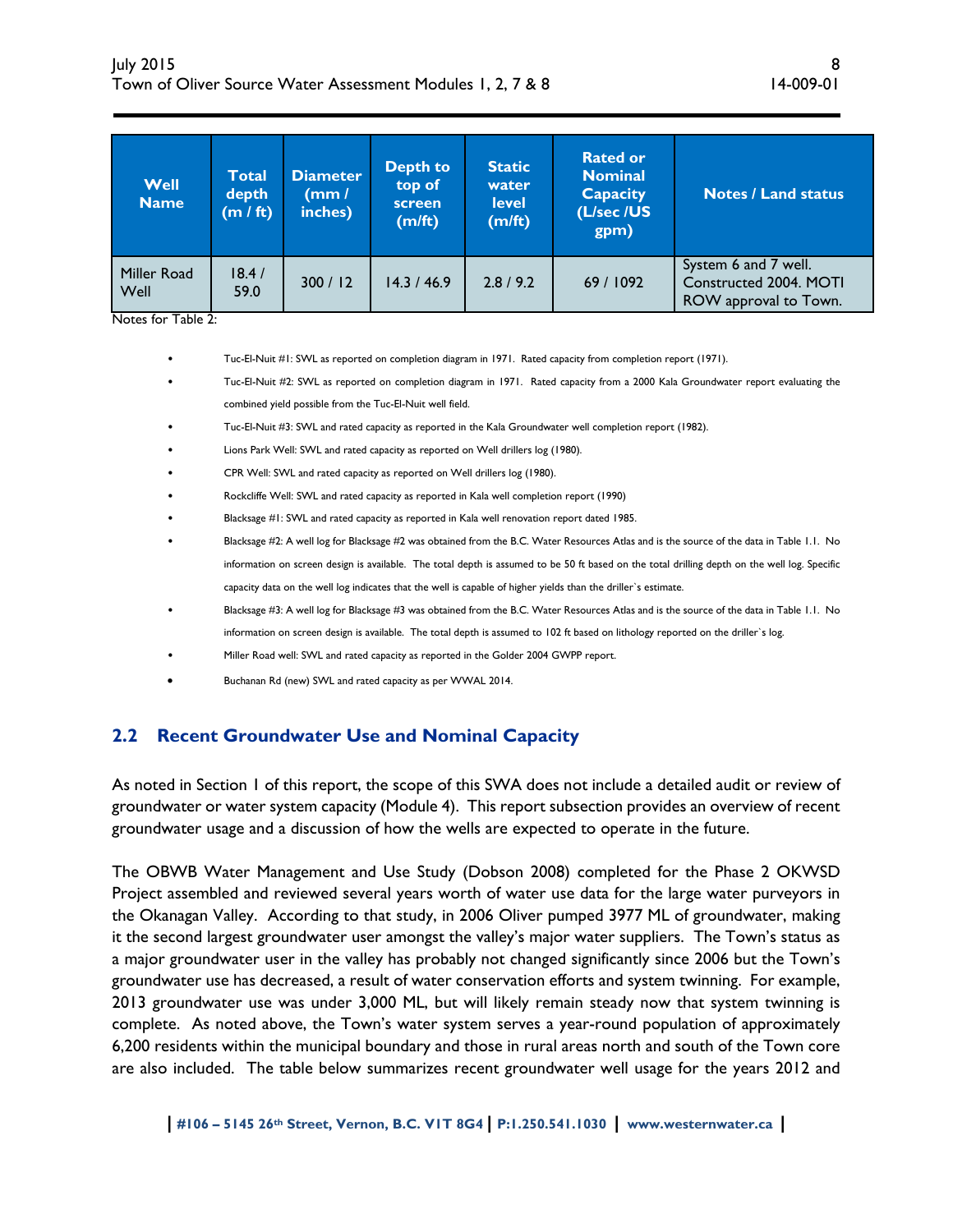| Well Name | Total depth (m / ft) | Diameter (mm / inches) | Depth to top of screen (m/ft) | Static water level (m/ft) | Rated or Nominal Capacity (L/sec /US gpm) | Notes / Land status |
|---|---|---|---|---|---|---|
| Miller Road Well | 18.4 / 59.0 | 300 / 12 | 14.3 / 46.9 | 2.8 / 9.2 | 69 / 1092 | System 6 and 7 well. Constructed 2004. MOTI ROW approval to Town. |

Notes for Table 2:

- Tuc-El-Nuit #1: SWL as reported on completion diagram in 1971. Rated capacity from completion report (1971).
- Tuc-El-Nuit #2: SWL as reported on completion diagram in 1971. Rated capacity from a 2000 Kala Groundwater report evaluating the combined yield possible from the Tuc-El-Nuit well field.
- Tuc-El-Nuit #3: SWL and rated capacity as reported in the Kala Groundwater well completion report (1982).
- Lions Park Well: SWL and rated capacity as reported on Well drillers log (1980).
- CPR Well: SWL and rated capacity as reported on Well drillers log (1980).
- Rockcliffe Well: SWL and rated capacity as reported in Kala well completion report (1990)
- Blacksage #1: SWL and rated capacity as reported in Kala well renovation report dated 1985.
- Blacksage #2: A well log for Blacksage #2 was obtained from the B.C. Water Resources Atlas and is the source of the data in Table 1.1. No information on screen design is available. The total depth is assumed to be 50 ft based on the total drilling depth on the well log. Specific capacity data on the well log indicates that the well is capable of higher yields than the driller`s estimate.
- Blacksage #3: A well log for Blacksage #3 was obtained from the B.C. Water Resources Atlas and is the source of the data in Table 1.1. No information on screen design is available. The total depth is assumed to 102 ft based on lithology reported on the driller`s log.
- Miller Road well: SWL and rated capacity as reported in the Golder 2004 GWPP report.
- Buchanan Rd (new) SWL and rated capacity as per WWAL 2014.

## 2.2 Recent Groundwater Use and Nominal Capacity

As noted in Section 1 of this report, the scope of this SWA does not include a detailed audit or review of groundwater or water system capacity (Module 4). This report subsection provides an overview of recent groundwater usage and a discussion of how the wells are expected to operate in the future.

The OBWB Water Management and Use Study (Dobson 2008) completed for the Phase 2 OKWSD Project assembled and reviewed several years worth of water use data for the large water purveyors in the Okanagan Valley. According to that study, in 2006 Oliver pumped 3977 ML of groundwater, making it the second largest groundwater user amongst the valley's major water suppliers. The Town's status as a major groundwater user in the valley has probably not changed significantly since 2006 but the Town's groundwater use has decreased, a result of water conservation efforts and system twinning. For example, 2013 groundwater use was under 3,000 ML, but will likely remain steady now that system twinning is complete. As noted above, the Town's water system serves a year-round population of approximately 6,200 residents within the municipal boundary and those in rural areas north and south of the Town core are also included. The table below summarizes recent groundwater well usage for the years 2012 and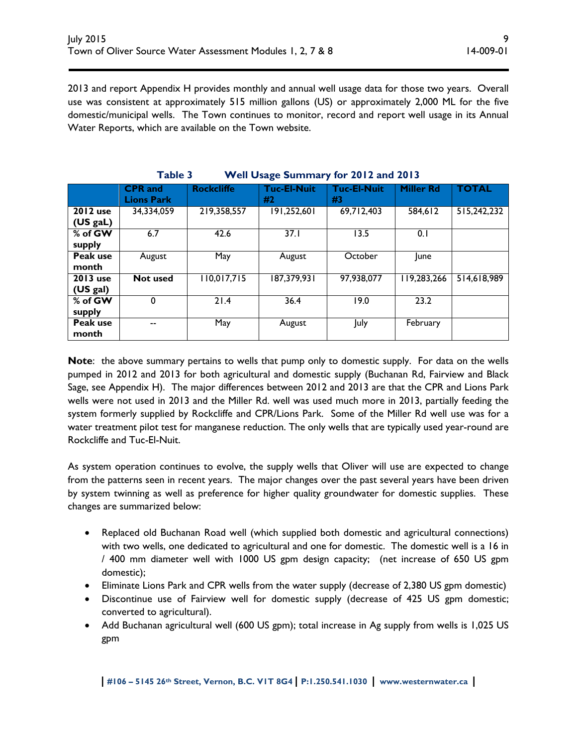2013 and report Appendix H provides monthly and annual well usage data for those two years. Overall use was consistent at approximately 515 million gallons (US) or approximately 2,000 ML for the five domestic/municipal wells. The Town continues to monitor, record and report well usage in its Annual Water Reports, which are available on the Town website.

**Table 3 Well Usage Summary for 2012 and 2013**

| | CPR and Lions Park | Rockcliffe | Tuc-El-Nuit #2 | Tuc-El-Nuit #3 | Miller Rd | TOTAL |
|---|---|---|---|---|---|---|
| **2012 use (US gaL)** | 34,334,059 | 219,358,557 | 191,252,601 | 69,712,403 | 584,612 | 515,242,232 |
| **% of GW supply** | 6.7 | 42.6 | 37.1 | 13.5 | 0.1 | |
| **Peak use month** | August | May | August | October | June | |
| **2013 use (US gal)** | **Not used** | 110,017,715 | 187,379,931 | 97,938,077 | 119,283,266 | 514,618,989 |
| **% of GW supply** | 0 | 21.4 | 36.4 | 19.0 | 23.2 | |
| **Peak use month** | -- | May | August | July | February | |

**Note**: the above summary pertains to wells that pump only to domestic supply. For data on the wells pumped in 2012 and 2013 for both agricultural and domestic supply (Buchanan Rd, Fairview and Black Sage, see Appendix H). The major differences between 2012 and 2013 are that the CPR and Lions Park wells were not used in 2013 and the Miller Rd. well was used much more in 2013, partially feeding the system formerly supplied by Rockcliffe and CPR/Lions Park. Some of the Miller Rd well use was for a water treatment pilot test for manganese reduction. The only wells that are typically used year-round are Rockcliffe and Tuc-El-Nuit.

As system operation continues to evolve, the supply wells that Oliver will use are expected to change from the patterns seen in recent years. The major changes over the past several years have been driven by system twinning as well as preference for higher quality groundwater for domestic supplies. These changes are summarized below:

- Replaced old Buchanan Road well (which supplied both domestic and agricultural connections) with two wells, one dedicated to agricultural and one for domestic. The domestic well is a 16 in / 400 mm diameter well with 1000 US gpm design capacity; (net increase of 650 US gpm domestic);
- Eliminate Lions Park and CPR wells from the water supply (decrease of 2,380 US gpm domestic)
- Discontinue use of Fairview well for domestic supply (decrease of 425 US gpm domestic; converted to agricultural).
- Add Buchanan agricultural well (600 US gpm); total increase in Ag supply from wells is 1,025 US gpm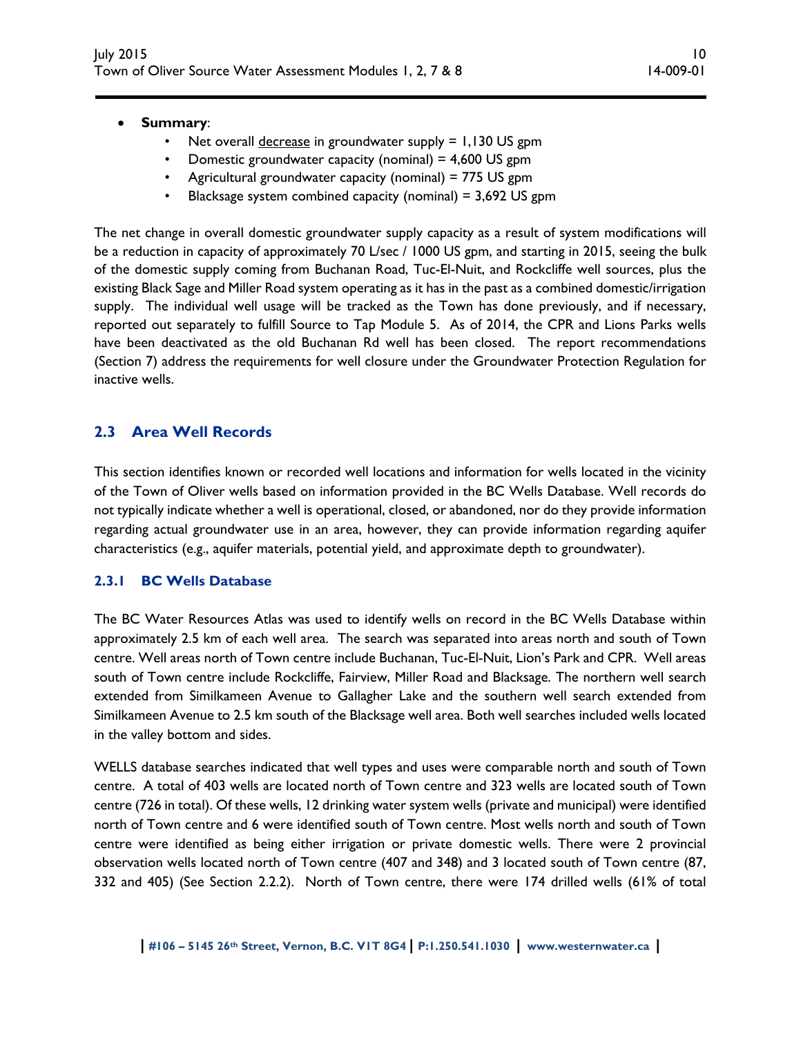- **Summary**:
  - Net overall <u>decrease</u> in groundwater supply = 1,130 US gpm
  - Domestic groundwater capacity (nominal) = 4,600 US gpm
  - Agricultural groundwater capacity (nominal) = 775 US gpm
  - Blacksage system combined capacity (nominal) = 3,692 US gpm

The net change in overall domestic groundwater supply capacity as a result of system modifications will be a reduction in capacity of approximately 70 L/sec / 1000 US gpm, and starting in 2015, seeing the bulk of the domestic supply coming from Buchanan Road, Tuc-El-Nuit, and Rockcliffe well sources, plus the existing Black Sage and Miller Road system operating as it has in the past as a combined domestic/irrigation supply. The individual well usage will be tracked as the Town has done previously, and if necessary, reported out separately to fulfill Source to Tap Module 5. As of 2014, the CPR and Lions Parks wells have been deactivated as the old Buchanan Rd well has been closed. The report recommendations (Section 7) address the requirements for well closure under the Groundwater Protection Regulation for inactive wells.

## 2.3 Area Well Records

This section identifies known or recorded well locations and information for wells located in the vicinity of the Town of Oliver wells based on information provided in the BC Wells Database. Well records do not typically indicate whether a well is operational, closed, or abandoned, nor do they provide information regarding actual groundwater use in an area, however, they can provide information regarding aquifer characteristics (e.g., aquifer materials, potential yield, and approximate depth to groundwater).

### 2.3.1 BC Wells Database

The BC Water Resources Atlas was used to identify wells on record in the BC Wells Database within approximately 2.5 km of each well area. The search was separated into areas north and south of Town centre. Well areas north of Town centre include Buchanan, Tuc-El-Nuit, Lion's Park and CPR. Well areas south of Town centre include Rockcliffe, Fairview, Miller Road and Blacksage. The northern well search extended from Similkameen Avenue to Gallagher Lake and the southern well search extended from Similkameen Avenue to 2.5 km south of the Blacksage well area. Both well searches included wells located in the valley bottom and sides.

WELLS database searches indicated that well types and uses were comparable north and south of Town centre. A total of 403 wells are located north of Town centre and 323 wells are located south of Town centre (726 in total). Of these wells, 12 drinking water system wells (private and municipal) were identified north of Town centre and 6 were identified south of Town centre. Most wells north and south of Town centre were identified as being either irrigation or private domestic wells. There were 2 provincial observation wells located north of Town centre (407 and 348) and 3 located south of Town centre (87, 332 and 405) (See Section 2.2.2). North of Town centre, there were 174 drilled wells (61% of total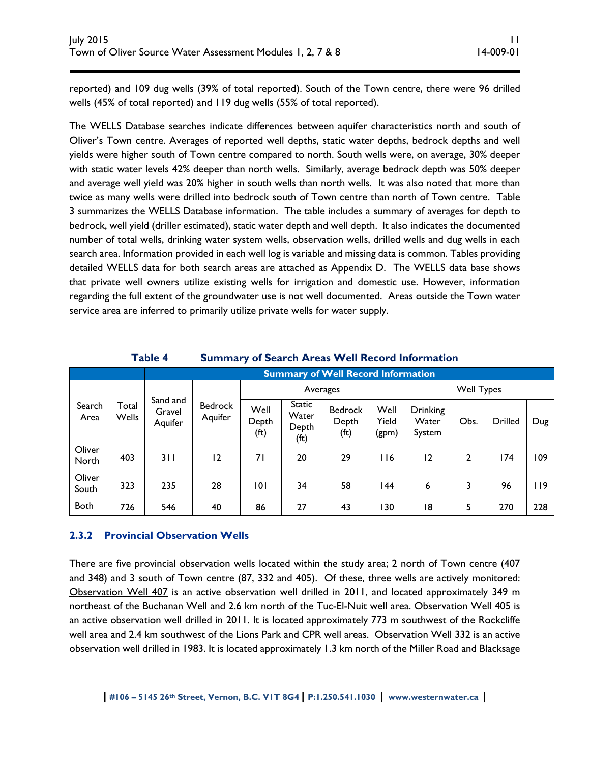reported) and 109 dug wells (39% of total reported). South of the Town centre, there were 96 drilled wells (45% of total reported) and 119 dug wells (55% of total reported).

The WELLS Database searches indicate differences between aquifer characteristics north and south of Oliver's Town centre. Averages of reported well depths, static water depths, bedrock depths and well yields were higher south of Town centre compared to north. South wells were, on average, 30% deeper with static water levels 42% deeper than north wells. Similarly, average bedrock depth was 50% deeper and average well yield was 20% higher in south wells than north wells. It was also noted that more than twice as many wells were drilled into bedrock south of Town centre than north of Town centre. Table 3 summarizes the WELLS Database information. The table includes a summary of averages for depth to bedrock, well yield (driller estimated), static water depth and well depth. It also indicates the documented number of total wells, drinking water system wells, observation wells, drilled wells and dug wells in each search area. Information provided in each well log is variable and missing data is common. Tables providing detailed WELLS data for both search areas are attached as Appendix D. The WELLS data base shows that private well owners utilize existing wells for irrigation and domestic use. However, information regarding the full extent of the groundwater use is not well documented. Areas outside the Town water service area are inferred to primarily utilize private wells for water supply.

**Table 4 Summary of Search Areas Well Record Information**

| | | Summary of Well Record Information | | | | | | | | | | |
|---|---|---|---|---|---|---|---|---|---|---|---|---|
| Search Area | Total Wells | Sand and Gravel Aquifer | Bedrock Aquifer | Averages | | | | Well Types | | | |
| | | | | Well Depth (ft) | Static Water Depth (ft) | Bedrock Depth (ft) | Well Yield (gpm) | Drinking Water System | Obs. | Drilled | Dug |
| Oliver North | 403 | 311 | 12 | 71 | 20 | 29 | 116 | 12 | 2 | 174 | 109 |
| Oliver South | 323 | 235 | 28 | 101 | 34 | 58 | 144 | 6 | 3 | 96 | 119 |
| Both | 726 | 546 | 40 | 86 | 27 | 43 | 130 | 18 | 5 | 270 | 228 |

### 2.3.2 Provincial Observation Wells

There are five provincial observation wells located within the study area; 2 north of Town centre (407 and 348) and 3 south of Town centre (87, 332 and 405). Of these, three wells are actively monitored: Observation Well 407 is an active observation well drilled in 2011, and located approximately 349 m northeast of the Buchanan Well and 2.6 km north of the Tuc-El-Nuit well area. Observation Well 405 is an active observation well drilled in 2011. It is located approximately 773 m southwest of the Rockcliffe well area and 2.4 km southwest of the Lions Park and CPR well areas. Observation Well 332 is an active observation well drilled in 1983. It is located approximately 1.3 km north of the Miller Road and Blacksage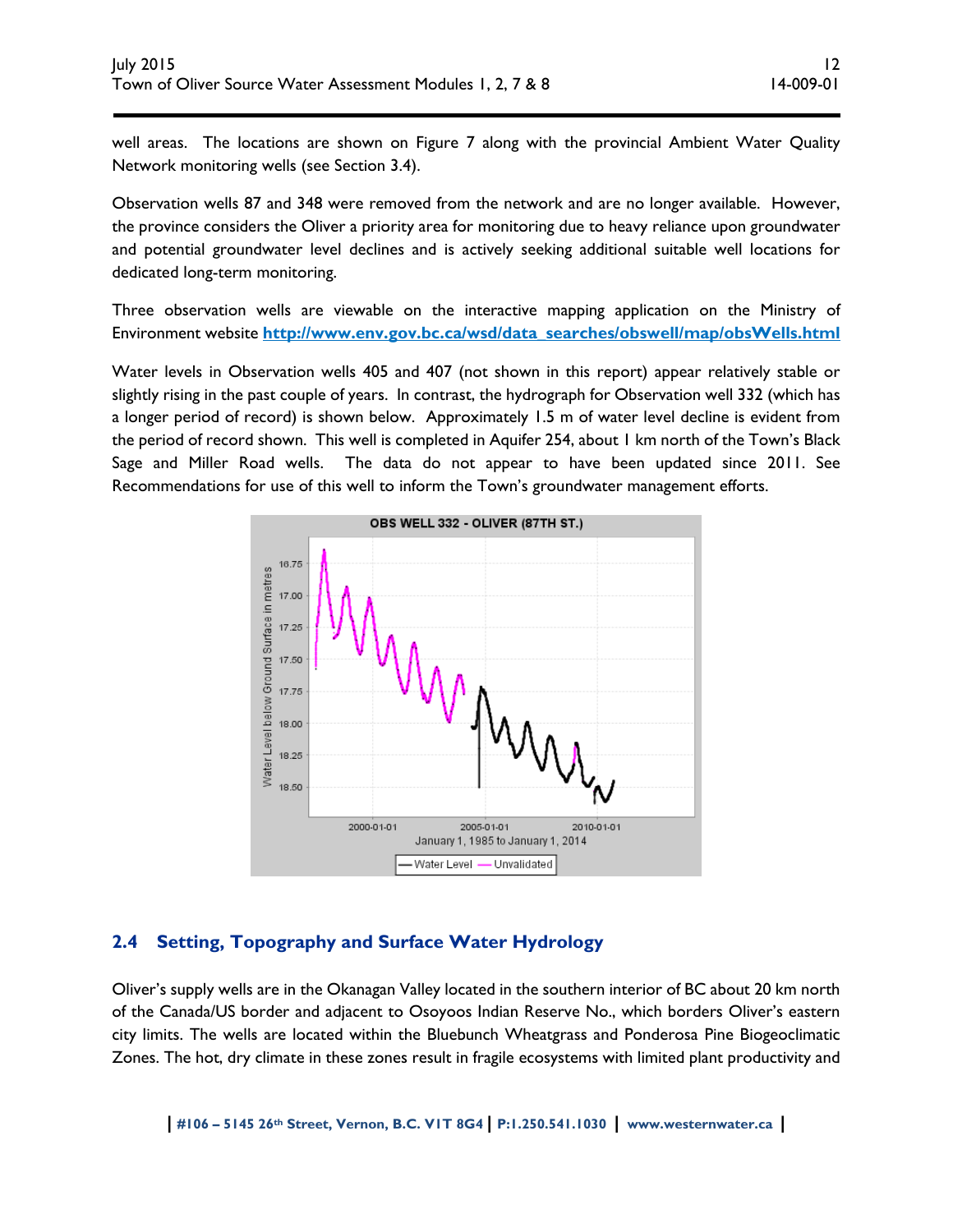well areas. The locations are shown on Figure 7 along with the provincial Ambient Water Quality Network monitoring wells (see Section 3.4).

Observation wells 87 and 348 were removed from the network and are no longer available. However, the province considers the Oliver a priority area for monitoring due to heavy reliance upon groundwater and potential groundwater level declines and is actively seeking additional suitable well locations for dedicated long-term monitoring.

Three observation wells are viewable on the interactive mapping application on the Ministry of Environment website **http://www.env.gov.bc.ca/wsd/data_searches/obswell/map/obsWells.html**

Water levels in Observation wells 405 and 407 (not shown in this report) appear relatively stable or slightly rising in the past couple of years. In contrast, the hydrograph for Observation well 332 (which has a longer period of record) is shown below. Approximately 1.5 m of water level decline is evident from the period of record shown. This well is completed in Aquifer 254, about 1 km north of the Town's Black Sage and Miller Road wells. The data do not appear to have been updated since 2011. See Recommendations for use of this well to inform the Town's groundwater management efforts.

## 2.4 Setting, Topography and Surface Water Hydrology

Oliver's supply wells are in the Okanagan Valley located in the southern interior of BC about 20 km north of the Canada/US border and adjacent to Osoyoos Indian Reserve No., which borders Oliver's eastern city limits. The wells are located within the Bluebunch Wheatgrass and Ponderosa Pine Biogeoclimatic Zones. The hot, dry climate in these zones result in fragile ecosystems with limited plant productivity and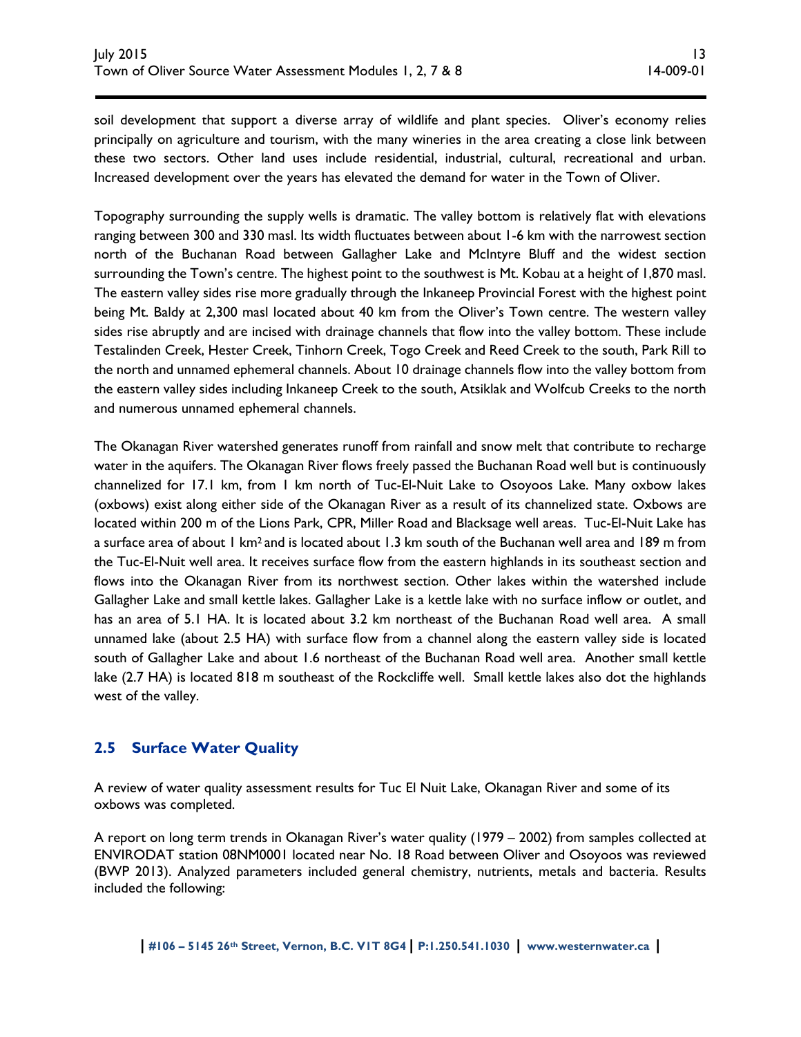soil development that support a diverse array of wildlife and plant species. Oliver's economy relies principally on agriculture and tourism, with the many wineries in the area creating a close link between these two sectors. Other land uses include residential, industrial, cultural, recreational and urban. Increased development over the years has elevated the demand for water in the Town of Oliver.

Topography surrounding the supply wells is dramatic. The valley bottom is relatively flat with elevations ranging between 300 and 330 masl. Its width fluctuates between about 1-6 km with the narrowest section north of the Buchanan Road between Gallagher Lake and McIntyre Bluff and the widest section surrounding the Town's centre. The highest point to the southwest is Mt. Kobau at a height of 1,870 masl. The eastern valley sides rise more gradually through the Inkaneep Provincial Forest with the highest point being Mt. Baldy at 2,300 masl located about 40 km from the Oliver's Town centre. The western valley sides rise abruptly and are incised with drainage channels that flow into the valley bottom. These include Testalinden Creek, Hester Creek, Tinhorn Creek, Togo Creek and Reed Creek to the south, Park Rill to the north and unnamed ephemeral channels. About 10 drainage channels flow into the valley bottom from the eastern valley sides including Inkaneep Creek to the south, Atsiklak and Wolfcub Creeks to the north and numerous unnamed ephemeral channels.

The Okanagan River watershed generates runoff from rainfall and snow melt that contribute to recharge water in the aquifers. The Okanagan River flows freely passed the Buchanan Road well but is continuously channelized for 17.1 km, from 1 km north of Tuc-El-Nuit Lake to Osoyoos Lake. Many oxbow lakes (oxbows) exist along either side of the Okanagan River as a result of its channelized state. Oxbows are located within 200 m of the Lions Park, CPR, Miller Road and Blacksage well areas. Tuc-El-Nuit Lake has a surface area of about 1 $km^2$ and is located about 1.3 km south of the Buchanan well area and 189 m from the Tuc-El-Nuit well area. It receives surface flow from the eastern highlands in its southeast section and flows into the Okanagan River from its northwest section. Other lakes within the watershed include Gallagher Lake and small kettle lakes. Gallagher Lake is a kettle lake with no surface inflow or outlet, and has an area of 5.1 HA. It is located about 3.2 km northeast of the Buchanan Road well area. A small unnamed lake (about 2.5 HA) with surface flow from a channel along the eastern valley side is located south of Gallagher Lake and about 1.6 northeast of the Buchanan Road well area. Another small kettle lake (2.7 HA) is located 818 m southeast of the Rockcliffe well. Small kettle lakes also dot the highlands west of the valley.

## 2.5 Surface Water Quality

A review of water quality assessment results for Tuc El Nuit Lake, Okanagan River and some of its oxbows was completed.

A report on long term trends in Okanagan River's water quality (1979 – 2002) from samples collected at ENVIRODAT station 08NM0001 located near No. 18 Road between Oliver and Osoyoos was reviewed (BWP 2013). Analyzed parameters included general chemistry, nutrients, metals and bacteria. Results included the following: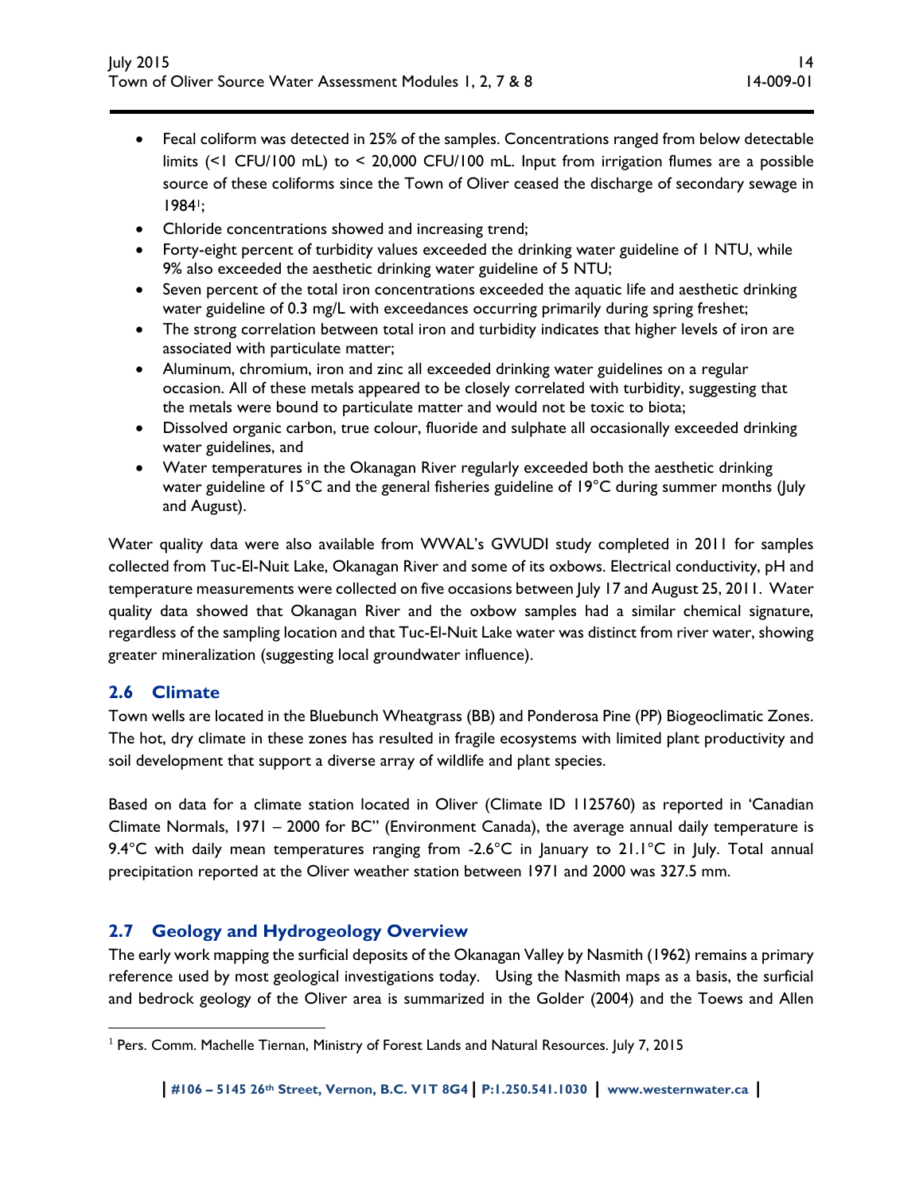- Fecal coliform was detected in 25% of the samples. Concentrations ranged from below detectable limits (<1 CFU/100 mL) to < 20,000 CFU/100 mL. Input from irrigation flumes are a possible source of these coliforms since the Town of Oliver ceased the discharge of secondary sewage in 1984[1];
- Chloride concentrations showed and increasing trend;
- Forty-eight percent of turbidity values exceeded the drinking water guideline of 1 NTU, while 9% also exceeded the aesthetic drinking water guideline of 5 NTU;
- Seven percent of the total iron concentrations exceeded the aquatic life and aesthetic drinking water guideline of 0.3 mg/L with exceedances occurring primarily during spring freshet;
- The strong correlation between total iron and turbidity indicates that higher levels of iron are associated with particulate matter;
- Aluminum, chromium, iron and zinc all exceeded drinking water guidelines on a regular occasion. All of these metals appeared to be closely correlated with turbidity, suggesting that the metals were bound to particulate matter and would not be toxic to biota;
- Dissolved organic carbon, true colour, fluoride and sulphate all occasionally exceeded drinking water guidelines, and
- Water temperatures in the Okanagan River regularly exceeded both the aesthetic drinking water guideline of 15°C and the general fisheries guideline of 19°C during summer months (July and August).

Water quality data were also available from WWAL's GWUDI study completed in 2011 for samples collected from Tuc-El-Nuit Lake, Okanagan River and some of its oxbows. Electrical conductivity, pH and temperature measurements were collected on five occasions between July 17 and August 25, 2011. Water quality data showed that Okanagan River and the oxbow samples had a similar chemical signature, regardless of the sampling location and that Tuc-El-Nuit Lake water was distinct from river water, showing greater mineralization (suggesting local groundwater influence).

## 2.6 Climate

Town wells are located in the Bluebunch Wheatgrass (BB) and Ponderosa Pine (PP) Biogeoclimatic Zones. The hot, dry climate in these zones has resulted in fragile ecosystems with limited plant productivity and soil development that support a diverse array of wildlife and plant species.

Based on data for a climate station located in Oliver (Climate ID 1125760) as reported in 'Canadian Climate Normals, 1971 – 2000 for BC" (Environment Canada), the average annual daily temperature is 9.4°C with daily mean temperatures ranging from -2.6°C in January to 21.1°C in July. Total annual precipitation reported at the Oliver weather station between 1971 and 2000 was 327.5 mm.

## 2.7 Geology and Hydrogeology Overview

The early work mapping the surficial deposits of the Okanagan Valley by Nasmith (1962) remains a primary reference used by most geological investigations today. Using the Nasmith maps as a basis, the surficial and bedrock geology of the Oliver area is summarized in the Golder (2004) and the Toews and Allen

[1] Pers. Comm. Machelle Tiernan, Ministry of Forest Lands and Natural Resources. July 7, 2015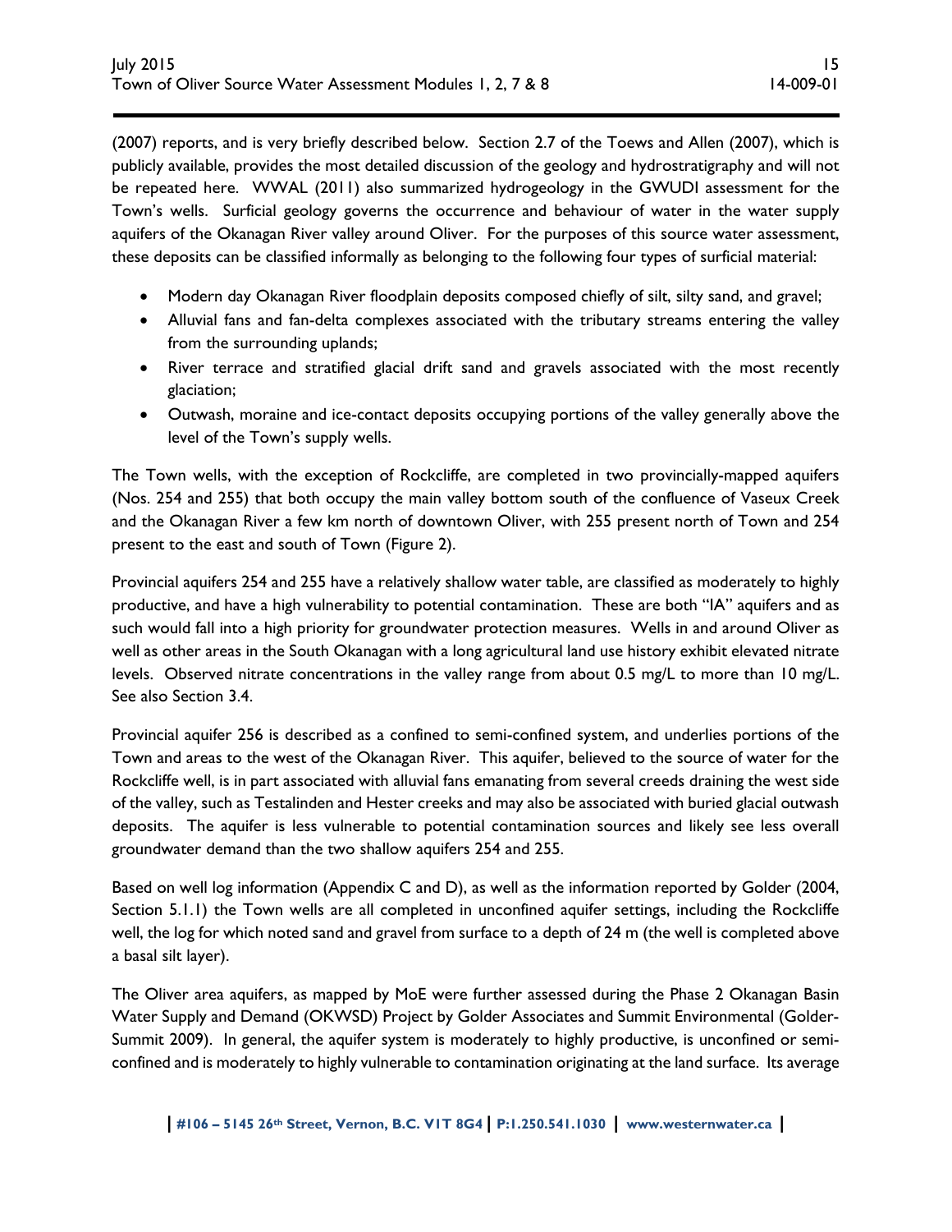(2007) reports, and is very briefly described below. Section 2.7 of the Toews and Allen (2007), which is publicly available, provides the most detailed discussion of the geology and hydrostratigraphy and will not be repeated here. WWAL (2011) also summarized hydrogeology in the GWUDI assessment for the Town's wells. Surficial geology governs the occurrence and behaviour of water in the water supply aquifers of the Okanagan River valley around Oliver. For the purposes of this source water assessment, these deposits can be classified informally as belonging to the following four types of surficial material:

- Modern day Okanagan River floodplain deposits composed chiefly of silt, silty sand, and gravel;
- Alluvial fans and fan-delta complexes associated with the tributary streams entering the valley from the surrounding uplands;
- River terrace and stratified glacial drift sand and gravels associated with the most recently glaciation;
- Outwash, moraine and ice-contact deposits occupying portions of the valley generally above the level of the Town's supply wells.

The Town wells, with the exception of Rockcliffe, are completed in two provincially-mapped aquifers (Nos. 254 and 255) that both occupy the main valley bottom south of the confluence of Vaseux Creek and the Okanagan River a few km north of downtown Oliver, with 255 present north of Town and 254 present to the east and south of Town (Figure 2).

Provincial aquifers 254 and 255 have a relatively shallow water table, are classified as moderately to highly productive, and have a high vulnerability to potential contamination. These are both "IA" aquifers and as such would fall into a high priority for groundwater protection measures. Wells in and around Oliver as well as other areas in the South Okanagan with a long agricultural land use history exhibit elevated nitrate levels. Observed nitrate concentrations in the valley range from about 0.5 mg/L to more than 10 mg/L. See also Section 3.4.

Provincial aquifer 256 is described as a confined to semi-confined system, and underlies portions of the Town and areas to the west of the Okanagan River. This aquifer, believed to the source of water for the Rockcliffe well, is in part associated with alluvial fans emanating from several creeds draining the west side of the valley, such as Testalinden and Hester creeks and may also be associated with buried glacial outwash deposits. The aquifer is less vulnerable to potential contamination sources and likely see less overall groundwater demand than the two shallow aquifers 254 and 255.

Based on well log information (Appendix C and D), as well as the information reported by Golder (2004, Section 5.1.1) the Town wells are all completed in unconfined aquifer settings, including the Rockcliffe well, the log for which noted sand and gravel from surface to a depth of 24 m (the well is completed above a basal silt layer).

The Oliver area aquifers, as mapped by MoE were further assessed during the Phase 2 Okanagan Basin Water Supply and Demand (OKWSD) Project by Golder Associates and Summit Environmental (Golder-Summit 2009). In general, the aquifer system is moderately to highly productive, is unconfined or semi-confined and is moderately to highly vulnerable to contamination originating at the land surface. Its average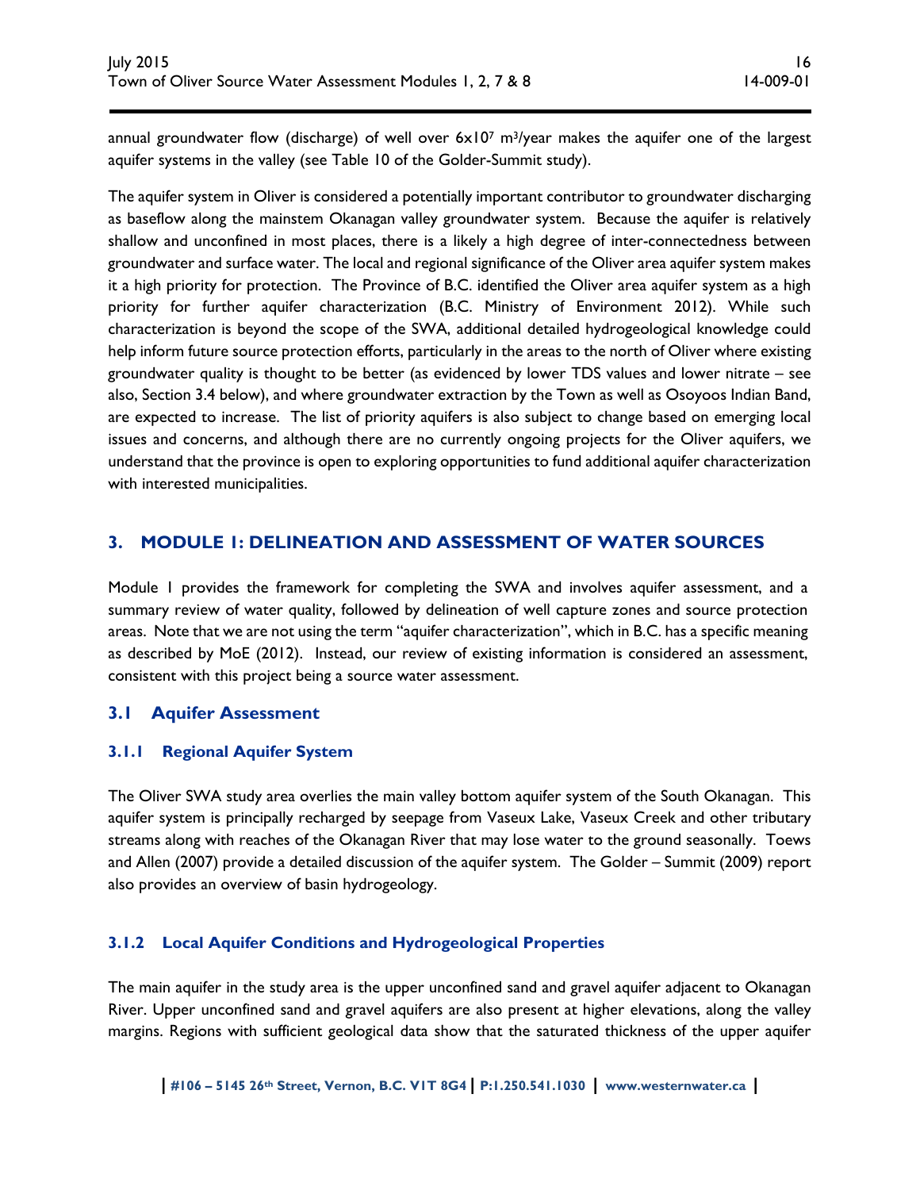annual groundwater flow (discharge) of well over $6x10^7$ $m^3$/year makes the aquifer one of the largest aquifer systems in the valley (see Table 10 of the Golder-Summit study).

The aquifer system in Oliver is considered a potentially important contributor to groundwater discharging as baseflow along the mainstem Okanagan valley groundwater system. Because the aquifer is relatively shallow and unconfined in most places, there is a likely a high degree of inter-connectedness between groundwater and surface water. The local and regional significance of the Oliver area aquifer system makes it a high priority for protection. The Province of B.C. identified the Oliver area aquifer system as a high priority for further aquifer characterization (B.C. Ministry of Environment 2012). While such characterization is beyond the scope of the SWA, additional detailed hydrogeological knowledge could help inform future source protection efforts, particularly in the areas to the north of Oliver where existing groundwater quality is thought to be better (as evidenced by lower TDS values and lower nitrate – see also, Section 3.4 below), and where groundwater extraction by the Town as well as Osoyoos Indian Band, are expected to increase. The list of priority aquifers is also subject to change based on emerging local issues and concerns, and although there are no currently ongoing projects for the Oliver aquifers, we understand that the province is open to exploring opportunities to fund additional aquifer characterization with interested municipalities.

# 3. MODULE 1: DELINEATION AND ASSESSMENT OF WATER SOURCES

Module 1 provides the framework for completing the SWA and involves aquifer assessment, and a summary review of water quality, followed by delineation of well capture zones and source protection areas. Note that we are not using the term "aquifer characterization", which in B.C. has a specific meaning as described by MoE (2012). Instead, our review of existing information is considered an assessment, consistent with this project being a source water assessment.

## 3.1 Aquifer Assessment

### 3.1.1 Regional Aquifer System

The Oliver SWA study area overlies the main valley bottom aquifer system of the South Okanagan. This aquifer system is principally recharged by seepage from Vaseux Lake, Vaseux Creek and other tributary streams along with reaches of the Okanagan River that may lose water to the ground seasonally. Toews and Allen (2007) provide a detailed discussion of the aquifer system. The Golder – Summit (2009) report also provides an overview of basin hydrogeology.

### 3.1.2 Local Aquifer Conditions and Hydrogeological Properties

The main aquifer in the study area is the upper unconfined sand and gravel aquifer adjacent to Okanagan River. Upper unconfined sand and gravel aquifers are also present at higher elevations, along the valley margins. Regions with sufficient geological data show that the saturated thickness of the upper aquifer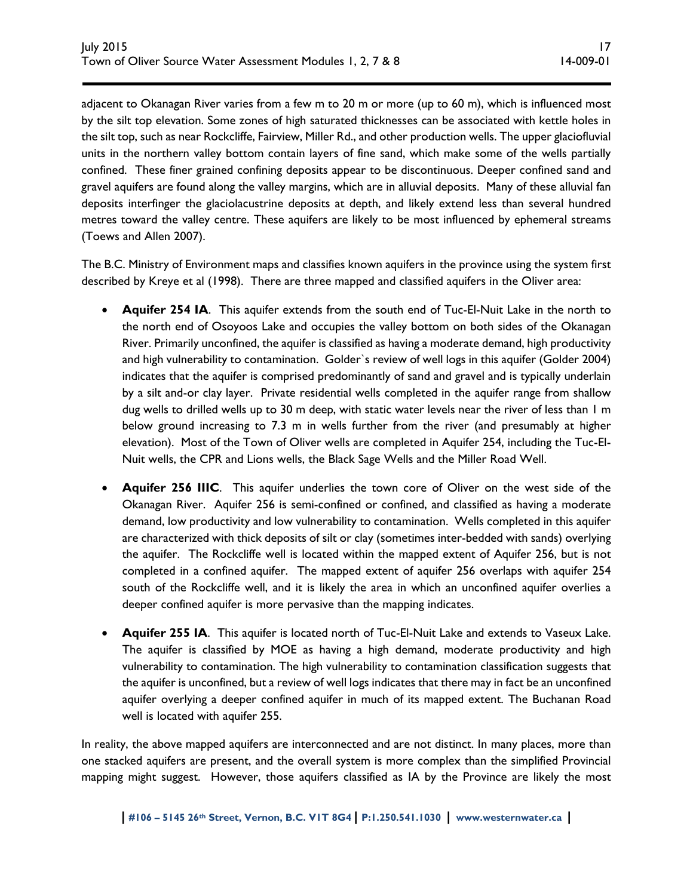adjacent to Okanagan River varies from a few m to 20 m or more (up to 60 m), which is influenced most by the silt top elevation. Some zones of high saturated thicknesses can be associated with kettle holes in the silt top, such as near Rockcliffe, Fairview, Miller Rd., and other production wells. The upper glaciofluvial units in the northern valley bottom contain layers of fine sand, which make some of the wells partially confined. These finer grained confining deposits appear to be discontinuous. Deeper confined sand and gravel aquifers are found along the valley margins, which are in alluvial deposits. Many of these alluvial fan deposits interfinger the glaciolacustrine deposits at depth, and likely extend less than several hundred metres toward the valley centre. These aquifers are likely to be most influenced by ephemeral streams (Toews and Allen 2007).

The B.C. Ministry of Environment maps and classifies known aquifers in the province using the system first described by Kreye et al (1998). There are three mapped and classified aquifers in the Oliver area:

- **Aquifer 254 IA**. This aquifer extends from the south end of Tuc-El-Nuit Lake in the north to the north end of Osoyoos Lake and occupies the valley bottom on both sides of the Okanagan River. Primarily unconfined, the aquifer is classified as having a moderate demand, high productivity and high vulnerability to contamination. Golder`s review of well logs in this aquifer (Golder 2004) indicates that the aquifer is comprised predominantly of sand and gravel and is typically underlain by a silt and-or clay layer. Private residential wells completed in the aquifer range from shallow dug wells to drilled wells up to 30 m deep, with static water levels near the river of less than 1 m below ground increasing to 7.3 m in wells further from the river (and presumably at higher elevation). Most of the Town of Oliver wells are completed in Aquifer 254, including the Tuc-El-Nuit wells, the CPR and Lions wells, the Black Sage Wells and the Miller Road Well.
- **Aquifer 256 IIIC**. This aquifer underlies the town core of Oliver on the west side of the Okanagan River. Aquifer 256 is semi-confined or confined, and classified as having a moderate demand, low productivity and low vulnerability to contamination. Wells completed in this aquifer are characterized with thick deposits of silt or clay (sometimes inter-bedded with sands) overlying the aquifer. The Rockcliffe well is located within the mapped extent of Aquifer 256, but is not completed in a confined aquifer. The mapped extent of aquifer 256 overlaps with aquifer 254 south of the Rockcliffe well, and it is likely the area in which an unconfined aquifer overlies a deeper confined aquifer is more pervasive than the mapping indicates.
- **Aquifer 255 IA**. This aquifer is located north of Tuc-El-Nuit Lake and extends to Vaseux Lake. The aquifer is classified by MOE as having a high demand, moderate productivity and high vulnerability to contamination. The high vulnerability to contamination classification suggests that the aquifer is unconfined, but a review of well logs indicates that there may in fact be an unconfined aquifer overlying a deeper confined aquifer in much of its mapped extent. The Buchanan Road well is located with aquifer 255.

In reality, the above mapped aquifers are interconnected and are not distinct. In many places, more than one stacked aquifers are present, and the overall system is more complex than the simplified Provincial mapping might suggest. However, those aquifers classified as IA by the Province are likely the most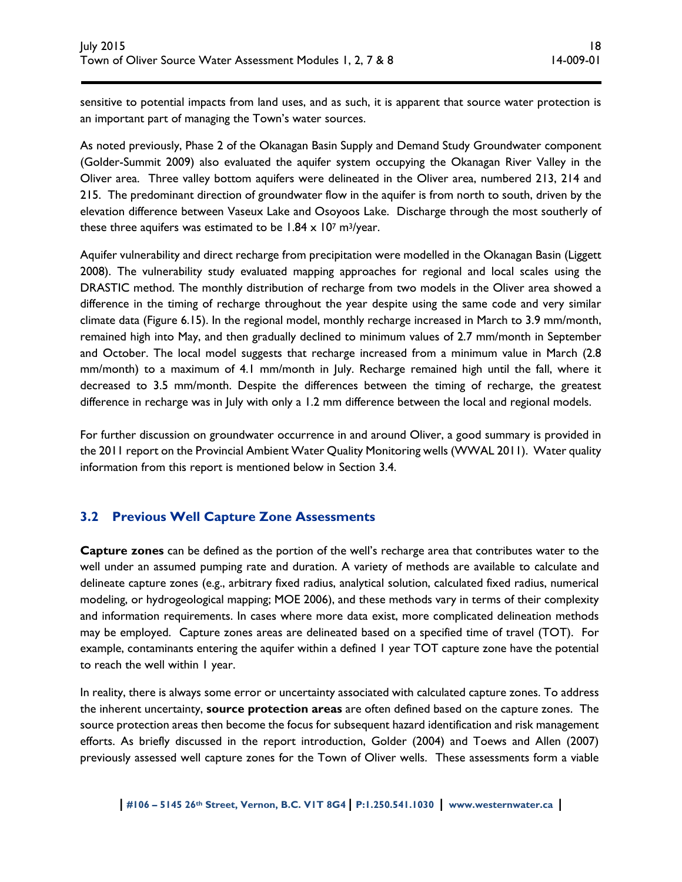sensitive to potential impacts from land uses, and as such, it is apparent that source water protection is an important part of managing the Town's water sources.

As noted previously, Phase 2 of the Okanagan Basin Supply and Demand Study Groundwater component (Golder-Summit 2009) also evaluated the aquifer system occupying the Okanagan River Valley in the Oliver area. Three valley bottom aquifers were delineated in the Oliver area, numbered 213, 214 and 215. The predominant direction of groundwater flow in the aquifer is from north to south, driven by the elevation difference between Vaseux Lake and Osoyoos Lake. Discharge through the most southerly of these three aquifers was estimated to be $1.84 \times 10^7$ $m^3$/year.

Aquifer vulnerability and direct recharge from precipitation were modelled in the Okanagan Basin (Liggett 2008). The vulnerability study evaluated mapping approaches for regional and local scales using the DRASTIC method. The monthly distribution of recharge from two models in the Oliver area showed a difference in the timing of recharge throughout the year despite using the same code and very similar climate data (Figure 6.15). In the regional model, monthly recharge increased in March to 3.9 mm/month, remained high into May, and then gradually declined to minimum values of 2.7 mm/month in September and October. The local model suggests that recharge increased from a minimum value in March (2.8 mm/month) to a maximum of 4.1 mm/month in July. Recharge remained high until the fall, where it decreased to 3.5 mm/month. Despite the differences between the timing of recharge, the greatest difference in recharge was in July with only a 1.2 mm difference between the local and regional models.

For further discussion on groundwater occurrence in and around Oliver, a good summary is provided in the 2011 report on the Provincial Ambient Water Quality Monitoring wells (WWAL 2011). Water quality information from this report is mentioned below in Section 3.4.

## 3.2 Previous Well Capture Zone Assessments

**Capture zones** can be defined as the portion of the well's recharge area that contributes water to the well under an assumed pumping rate and duration. A variety of methods are available to calculate and delineate capture zones (e.g., arbitrary fixed radius, analytical solution, calculated fixed radius, numerical modeling, or hydrogeological mapping; MOE 2006), and these methods vary in terms of their complexity and information requirements. In cases where more data exist, more complicated delineation methods may be employed. Capture zones areas are delineated based on a specified time of travel (TOT). For example, contaminants entering the aquifer within a defined 1 year TOT capture zone have the potential to reach the well within 1 year.

In reality, there is always some error or uncertainty associated with calculated capture zones. To address the inherent uncertainty, **source protection areas** are often defined based on the capture zones. The source protection areas then become the focus for subsequent hazard identification and risk management efforts. As briefly discussed in the report introduction, Golder (2004) and Toews and Allen (2007) previously assessed well capture zones for the Town of Oliver wells. These assessments form a viable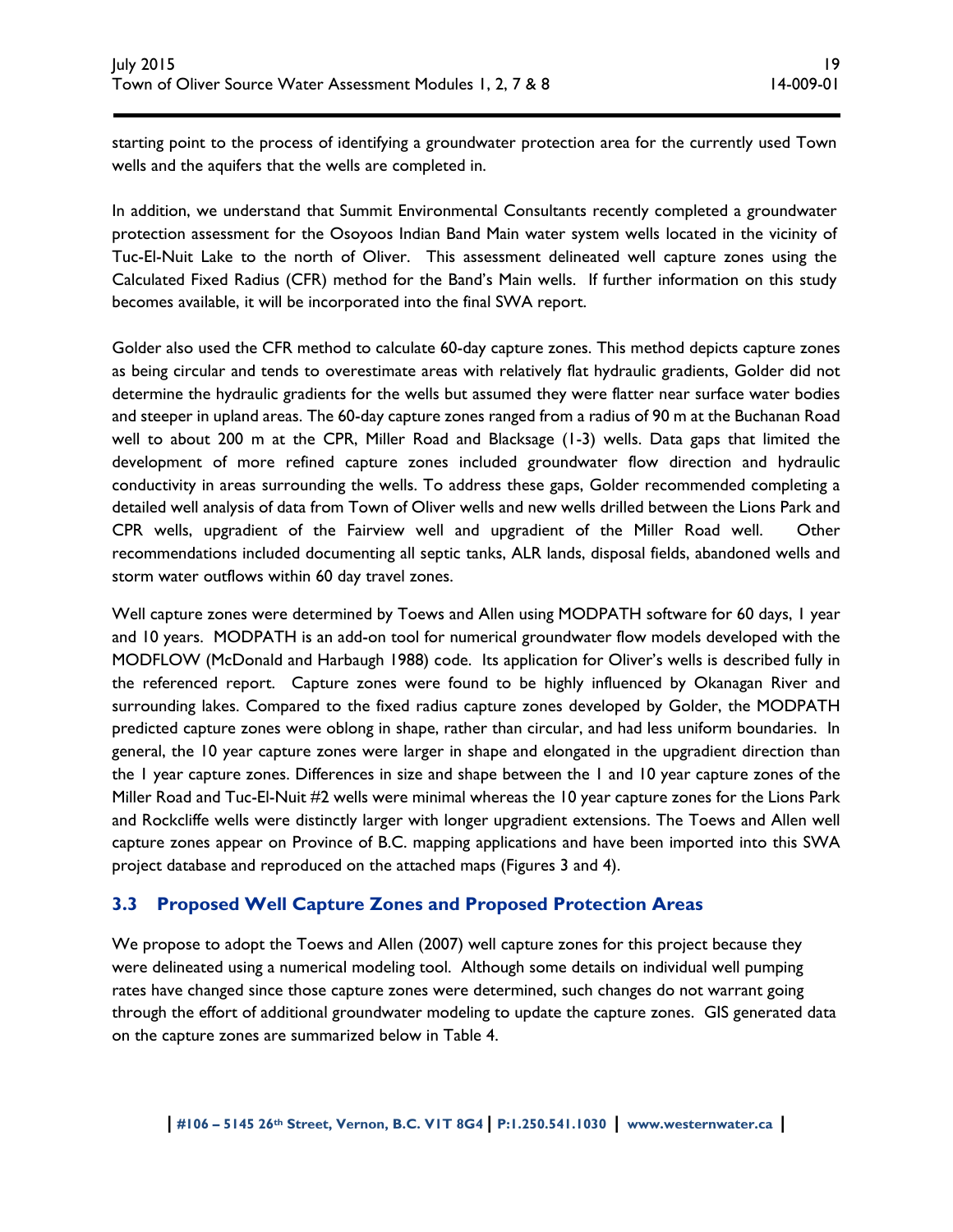starting point to the process of identifying a groundwater protection area for the currently used Town wells and the aquifers that the wells are completed in.

In addition, we understand that Summit Environmental Consultants recently completed a groundwater protection assessment for the Osoyoos Indian Band Main water system wells located in the vicinity of Tuc-El-Nuit Lake to the north of Oliver. This assessment delineated well capture zones using the Calculated Fixed Radius (CFR) method for the Band's Main wells. If further information on this study becomes available, it will be incorporated into the final SWA report.

Golder also used the CFR method to calculate 60-day capture zones. This method depicts capture zones as being circular and tends to overestimate areas with relatively flat hydraulic gradients, Golder did not determine the hydraulic gradients for the wells but assumed they were flatter near surface water bodies and steeper in upland areas. The 60-day capture zones ranged from a radius of 90 m at the Buchanan Road well to about 200 m at the CPR, Miller Road and Blacksage (1-3) wells. Data gaps that limited the development of more refined capture zones included groundwater flow direction and hydraulic conductivity in areas surrounding the wells. To address these gaps, Golder recommended completing a detailed well analysis of data from Town of Oliver wells and new wells drilled between the Lions Park and CPR wells, upgradient of the Fairview well and upgradient of the Miller Road well. Other recommendations included documenting all septic tanks, ALR lands, disposal fields, abandoned wells and storm water outflows within 60 day travel zones.

Well capture zones were determined by Toews and Allen using MODPATH software for 60 days, 1 year and 10 years. MODPATH is an add-on tool for numerical groundwater flow models developed with the MODFLOW (McDonald and Harbaugh 1988) code. Its application for Oliver's wells is described fully in the referenced report. Capture zones were found to be highly influenced by Okanagan River and surrounding lakes. Compared to the fixed radius capture zones developed by Golder, the MODPATH predicted capture zones were oblong in shape, rather than circular, and had less uniform boundaries. In general, the 10 year capture zones were larger in shape and elongated in the upgradient direction than the 1 year capture zones. Differences in size and shape between the 1 and 10 year capture zones of the Miller Road and Tuc-El-Nuit #2 wells were minimal whereas the 10 year capture zones for the Lions Park and Rockcliffe wells were distinctly larger with longer upgradient extensions. The Toews and Allen well capture zones appear on Province of B.C. mapping applications and have been imported into this SWA project database and reproduced on the attached maps (Figures 3 and 4).

## 3.3 Proposed Well Capture Zones and Proposed Protection Areas

We propose to adopt the Toews and Allen (2007) well capture zones for this project because they were delineated using a numerical modeling tool. Although some details on individual well pumping rates have changed since those capture zones were determined, such changes do not warrant going through the effort of additional groundwater modeling to update the capture zones. GIS generated data on the capture zones are summarized below in Table 4.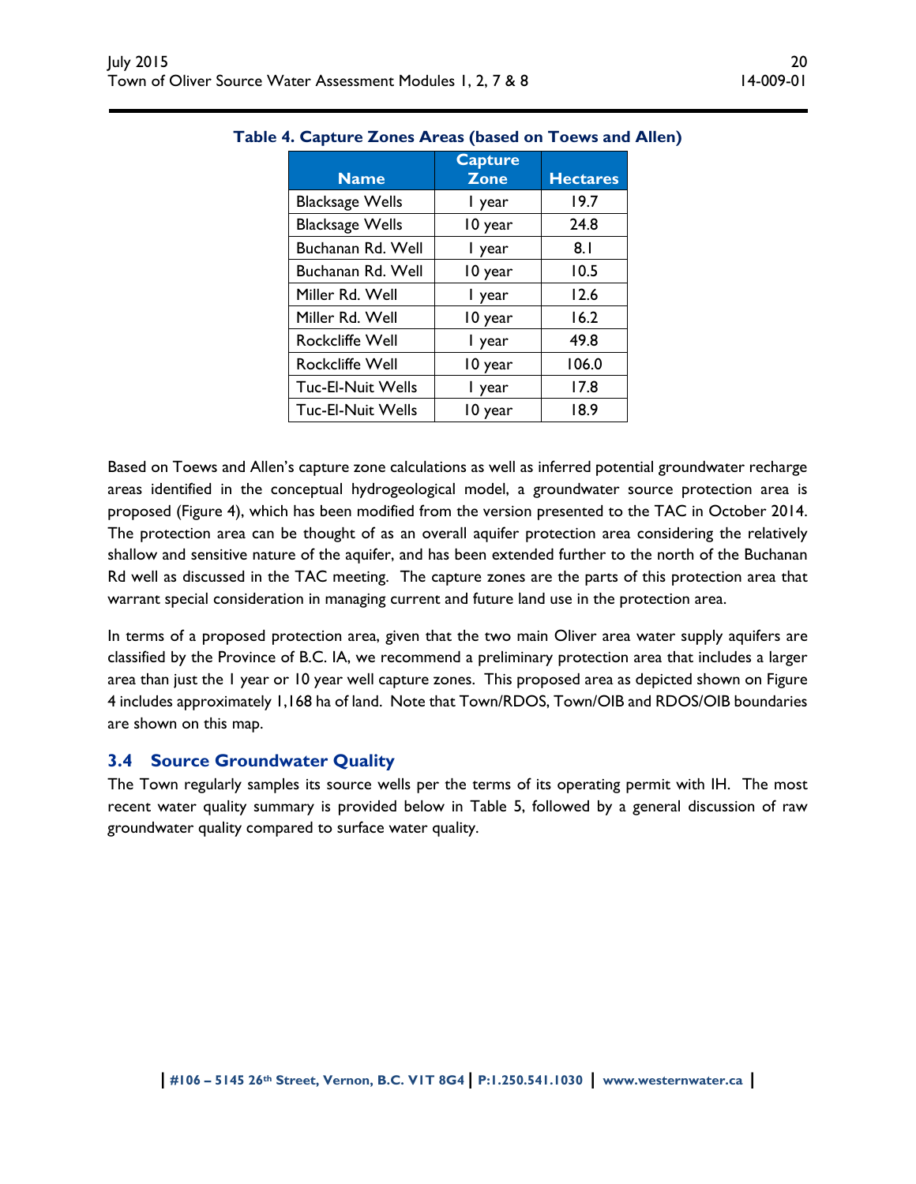**Table 4. Capture Zones Areas (based on Toews and Allen)**

| Name | Capture Zone | Hectares |
|---|---|---|
| Blacksage Wells | 1 year | 19.7 |
| Blacksage Wells | 10 year | 24.8 |
| Buchanan Rd. Well | 1 year | 8.1 |
| Buchanan Rd. Well | 10 year | 10.5 |
| Miller Rd. Well | 1 year | 12.6 |
| Miller Rd. Well | 10 year | 16.2 |
| Rockcliffe Well | 1 year | 49.8 |
| Rockcliffe Well | 10 year | 106.0 |
| Tuc-El-Nuit Wells | 1 year | 17.8 |
| Tuc-El-Nuit Wells | 10 year | 18.9 |

Based on Toews and Allen's capture zone calculations as well as inferred potential groundwater recharge areas identified in the conceptual hydrogeological model, a groundwater source protection area is proposed (Figure 4), which has been modified from the version presented to the TAC in October 2014. The protection area can be thought of as an overall aquifer protection area considering the relatively shallow and sensitive nature of the aquifer, and has been extended further to the north of the Buchanan Rd well as discussed in the TAC meeting. The capture zones are the parts of this protection area that warrant special consideration in managing current and future land use in the protection area.

In terms of a proposed protection area, given that the two main Oliver area water supply aquifers are classified by the Province of B.C. IA, we recommend a preliminary protection area that includes a larger area than just the 1 year or 10 year well capture zones. This proposed area as depicted shown on Figure 4 includes approximately 1,168 ha of land. Note that Town/RDOS, Town/OIB and RDOS/OIB boundaries are shown on this map.

## 3.4 Source Groundwater Quality

The Town regularly samples its source wells per the terms of its operating permit with IH. The most recent water quality summary is provided below in Table 5, followed by a general discussion of raw groundwater quality compared to surface water quality.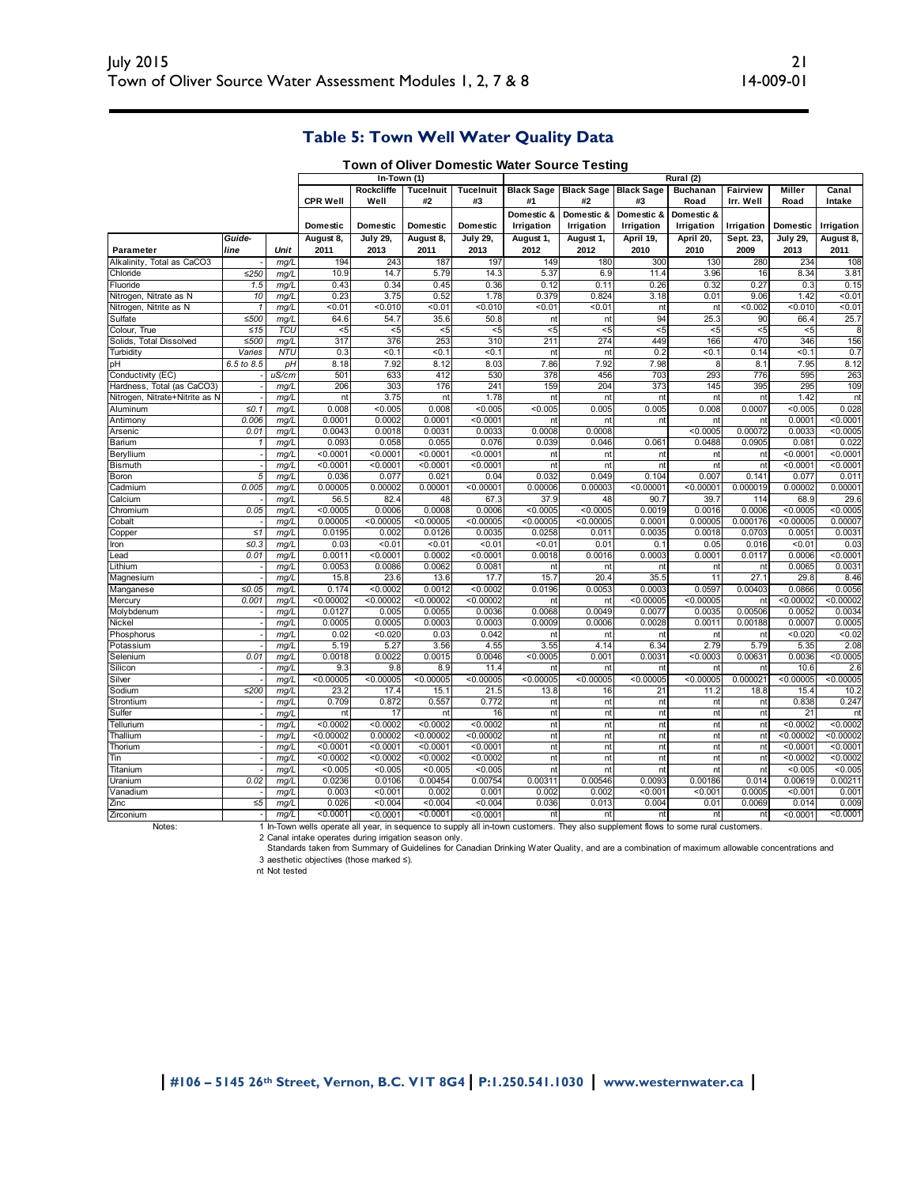## Table 5: Town Well Water Quality Data

**Town of Oliver Domestic Water Source Testing**

| | | | In-Town (1) | | | | Rural (2) | | | | | | |
|---|---|---|---|---|---|---|---|---|---|---|---|---|---|
| | | | CPR Well | Rockcliffe Well | Tucelnuit #2 | Tucelnuit #3 | Black Sage #1 | Black Sage #2 | Black Sage #3 | Buchanan Road | Fairview Irr. Well | Miller Road | Canal Intake |
| | | | Domestic | Domestic | Domestic | Domestic | Domestic & Irrigation | Domestic & Irrigation | Domestic & Irrigation | Domestic & Irrigation | Irrigation | Domestic | Irrigation |
| Parameter | Guideline | Unit | August 8, 2011 | July 29, 2013 | August 8, 2011 | July 29, 2013 | August 1, 2012 | August 1, 2012 | April 19, 2010 | April 20, 2010 | Sept. 23, 2009 | July 29, 2013 | August 8, 2011 |
| Alkalinity, Total as CaCO3 | - | mg/L | 194 | 243 | 187 | 197 | 149 | 180 | 300 | 130 | 280 | 234 | 108 |
| Chloride | ≤250 | mg/L | 10.9 | 14.7 | 5.79 | 14.3 | 5.37 | 6.9 | 11.4 | 3.96 | 16 | 8.34 | 3.81 |
| Fluoride | 1.5 | mg/L | 0.43 | 0.34 | 0.45 | 0.36 | 0.12 | 0.11 | 0.26 | 0.32 | 0.27 | 0.3 | 0.15 |
| Nitrogen, Nitrate as N | 10 | mg/L | 0.23 | 3.75 | 0.52 | 1.78 | 0.379 | 0.824 | 3.18 | 0.01 | 9.06 | 1.42 | <0.01 |
| Nitrogen, Nitrite as N | 1 | mg/L | <0.01 | <0.010 | <0.01 | <0.010 | <0.01 | <0.01 | nt | nt | <0.002 | <0.010 | <0.01 |
| Sulfate | ≤500 | mg/L | 64.6 | 54.7 | 35.6 | 50.8 | nt | nt | 94 | 25.3 | 90 | 66.4 | 25.7 |
| Colour, True | ≤15 | TCU | <5 | <5 | <5 | <5 | <5 | <5 | <5 | <5 | <5 | <5 | 8 |
| Solids, Total Dissolved | ≤500 | mg/L | 317 | 376 | 253 | 310 | 211 | 274 | 449 | 166 | 470 | 346 | 156 |
| Turbidity | Varies | NTU | 0.3 | <0.1 | <0.1 | <0.1 | nt | nt | 0.2 | <0.1 | 0.14 | <0.1 | 0.7 |
| pH | 6.5 to 8.5 | pH | 8.18 | 7.92 | 8.12 | 8.03 | 7.86 | 7.92 | 7.98 | 8 | 8.1 | 7.95 | 8.12 |
| Conductivity (EC) | - | uS/cm | 501 | 633 | 412 | 530 | 378 | 456 | 703 | 293 | 776 | 595 | 263 |
| Hardness, Total (as CaCO3) | - | mg/L | 206 | 303 | 176 | 241 | 159 | 204 | 373 | 145 | 395 | 295 | 109 |
| Nitrogen, Nitrate+Nitrite as N | - | mg/L | nt | 3.75 | nt | 1.78 | nt | nt | nt | nt | nt | 1.42 | nt |
| Aluminum | ≤0.1 | mg/L | 0.008 | <0.005 | 0.008 | <0.005 | <0.005 | 0.005 | 0.005 | 0.008 | 0.0007 | <0.005 | 0.028 |
| Antimony | 0.006 | mg/L | 0.0001 | 0.0002 | 0.0001 | <0.0001 | nt | nt | nt | nt | nt | 0.0001 | <0.0001 |
| Arsenic | 0.01 | mg/L | 0.0043 | 0.0018 | 0.0031 | 0.0033 | 0.0008 | 0.0008 | | <0.0005 | 0.00072 | 0.0033 | <0.0005 |
| Barium | 1 | mg/L | 0.093 | 0.058 | 0.055 | 0.076 | 0.039 | 0.046 | 0.061 | 0.0488 | 0.0905 | 0.081 | 0.022 |
| Beryllium | - | mg/L | <0.0001 | <0.0001 | <0.0001 | <0.0001 | nt | nt | nt | nt | nt | <0.0001 | <0.0001 |
| Bismuth | - | mg/L | <0.0001 | <0.0001 | <0.0001 | <0.0001 | nt | nt | nt | nt | nt | <0.0001 | <0.0001 |
| Boron | 5 | mg/L | 0.036 | 0.077 | 0.021 | 0.04 | 0.032 | 0.049 | 0.104 | 0.007 | 0.141 | 0.077 | 0.011 |
| Cadmium | 0.005 | mg/L | 0.00005 | 0.00002 | 0.00001 | <0.00001 | 0.00006 | 0.00003 | <0.00001 | <0.00001 | 0.000019 | 0.00002 | 0.00001 |
| Calcium | - | mg/L | 56.5 | 82.4 | 48 | 67.3 | 37.9 | 48 | 90.7 | 39.7 | 114 | 68.9 | 29.6 |
| Chromium | 0.05 | mg/L | <0.0005 | 0.0006 | 0.0008 | 0.0006 | <0.0005 | <0.0005 | 0.0019 | 0.0016 | 0.0006 | <0.0005 | <0.0005 |
| Cobalt | - | mg/L | 0.00005 | <0.00005 | <0.00005 | <0.00005 | <0.00005 | <0.00005 | 0.0001 | 0.00005 | 0.000176 | <0.00005 | 0.00007 |
| Copper | ≤1 | mg/L | 0.0195 | 0.002 | 0.0126 | 0.0035 | 0.0258 | 0.011 | 0.0035 | 0.0018 | 0.0703 | 0.0051 | 0.0031 |
| Iron | ≤0.3 | mg/L | 0.03 | <0.01 | <0.01 | <0.01 | <0.01 | 0.01 | 0.1 | 0.05 | 0.016 | <0.01 | 0.03 |
| Lead | 0.01 | mg/L | 0.0011 | <0.0001 | 0.0002 | <0.0001 | 0.0018 | 0.0016 | 0.0003 | 0.0001 | 0.0117 | 0.0006 | <0.0001 |
| Lithium | - | mg/L | 0.0053 | 0.0086 | 0.0062 | 0.0081 | nt | nt | nt | nt | nt | 0.0065 | 0.0031 |
| Magnesium | - | mg/L | 15.8 | 23.6 | 13.6 | 17.7 | 15.7 | 20.4 | 35.5 | 11 | 27.1 | 29.8 | 8.46 |
| Manganese | ≤0.05 | mg/L | 0.174 | <0.0002 | 0.0012 | <0.0002 | 0.0196 | 0.0053 | 0.0003 | 0.0597 | 0.00403 | 0.0866 | 0.0056 |
| Mercury | 0.001 | mg/L | <0.00002 | <0.00002 | <0.00002 | <0.00002 | nt | nt | <0.00005 | <0.00005 | nt | <0.00002 | <0.00002 |
| Molybdenum | - | mg/L | 0.0127 | 0.005 | 0.0055 | 0.0036 | 0.0068 | 0.0049 | 0.0077 | 0.0035 | 0.00506 | 0.0052 | 0.0034 |
| Nickel | - | mg/L | 0.0005 | 0.0005 | 0.0003 | 0.0003 | 0.0009 | 0.0006 | 0.0028 | 0.0011 | 0.00188 | 0.0007 | 0.0005 |
| Phosphorus | - | mg/L | 0.02 | <0.020 | 0.03 | 0.042 | nt | nt | nt | nt | nt | <0.020 | <0.02 |
| Potassium | - | mg/L | 5.19 | 5.27 | 3.56 | 4.55 | 3.55 | 4.14 | 6.34 | 2.79 | 5.79 | 5.35 | 2.08 |
| Selenium | 0.01 | mg/L | 0.0018 | 0.0022 | 0.0015 | 0.0046 | <0.0005 | 0.001 | 0.0031 | <0.0003 | 0.00631 | 0.0036 | <0.0005 |
| Silicon | - | mg/L | 9.3 | 9.8 | 8.9 | 11.4 | nt | nt | nt | nt | nt | 10.6 | 2.6 |
| Silver | - | mg/L | <0.00005 | <0.00005 | <0.00005 | <0.00005 | <0.00005 | <0.00005 | <0.00005 | <0.00005 | 0.000021 | <0.00005 | <0.00005 |
| Sodium | ≤200 | mg/L | 23.2 | 17.4 | 15.1 | 21.5 | 13.8 | 16 | 21 | 11.2 | 18.8 | 15.4 | 10.2 |
| Strontium | - | mg/L | 0.709 | 0.872 | 0.557 | 0.772 | nt | nt | nt | nt | nt | 0.838 | 0.247 |
| Sulfer | - | mg/L | nt | 17 | nt | 16 | nt | nt | nt | nt | nt | 21 | nt |
| Tellurium | - | mg/L | <0.0002 | <0.0002 | <0.0002 | <0.0002 | nt | nt | nt | nt | nt | <0.0002 | <0.0002 |
| Thallium | - | mg/L | <0.00002 | 0.00002 | <0.00002 | <0.00002 | nt | nt | nt | nt | nt | <0.00002 | <0.00002 |
| Thorium | - | mg/L | <0.0001 | <0.0001 | <0.0001 | <0.0001 | nt | nt | nt | nt | nt | <0.0001 | <0.0001 |
| Tin | - | mg/L | <0.0002 | <0.0002 | <0.0002 | <0.0002 | nt | nt | nt | nt | nt | <0.0002 | <0.0002 |
| Titanium | - | mg/L | <0.005 | <0.005 | <0.005 | <0.005 | nt | nt | nt | nt | nt | <0.005 | <0.005 |
| Uranium | 0.02 | mg/L | 0.0236 | 0.0106 | 0.00454 | 0.00754 | 0.00311 | 0.00546 | 0.0093 | 0.00186 | 0.014 | 0.00619 | 0.00211 |
| Vanadium | - | mg/L | 0.003 | <0.001 | 0.002 | 0.001 | 0.002 | 0.002 | <0.001 | <0.001 | 0.0005 | <0.001 | 0.001 |
| Zinc | ≤5 | mg/L | 0.026 | <0.004 | <0.004 | <0.004 | 0.036 | 0.013 | 0.004 | 0.01 | 0.0069 | 0.014 | 0.009 |
| Zirconium | - | mg/L | <0.0001 | <0.0001 | <0.0001 | <0.0001 | nt | nt | nt | nt | nt | <0.0001 | <0.0001 |

Notes:

1 In-Town wells operate all year, in sequence to supply all in-town customers. They also supplement flows to some rural customers.

2 Canal intake operates during irrigation season only.

3 Standards taken from Summary of Guidelines for Canadian Drinking Water Quality, and are a combination of maximum allowable concentrations and aesthetic objectives (those marked ≤).

nt Not tested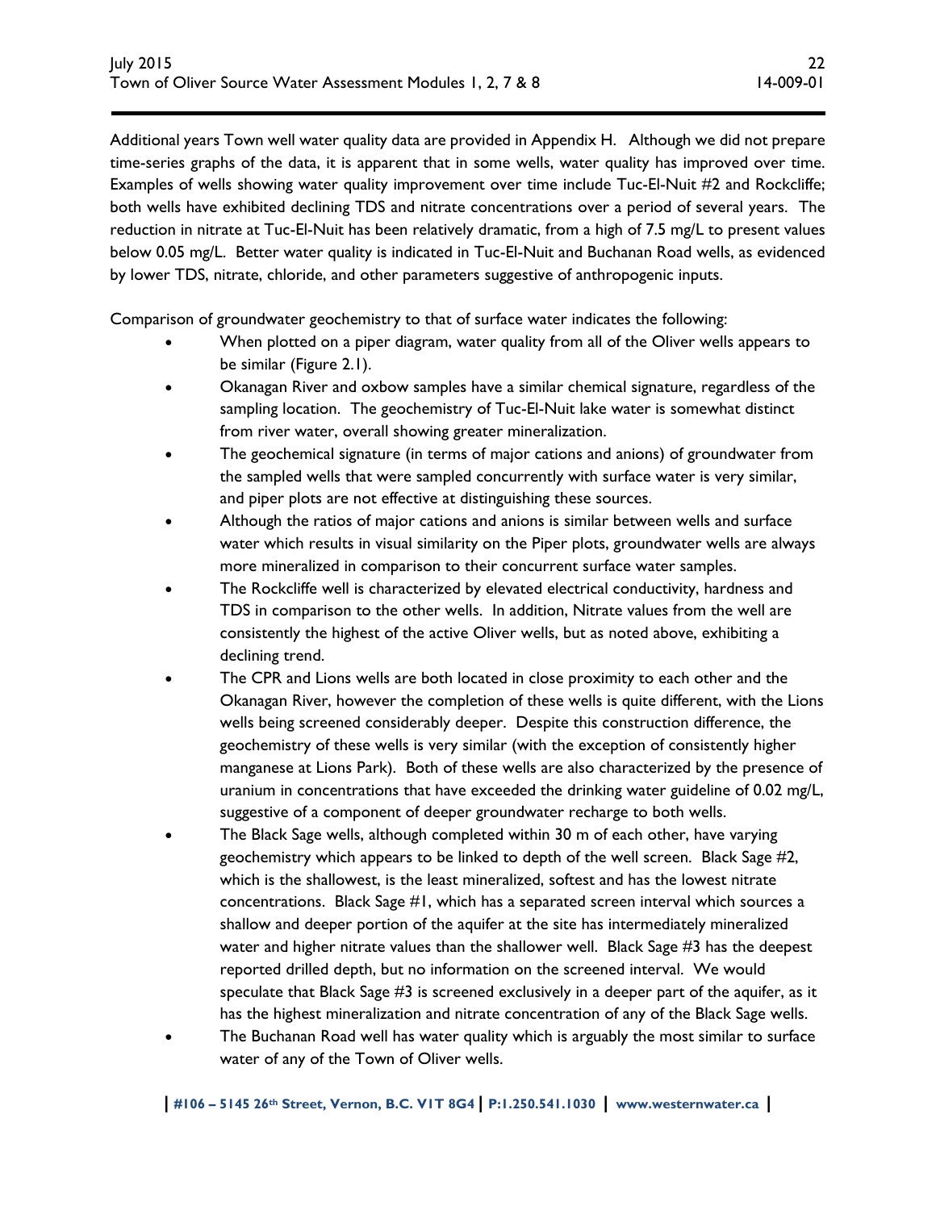Additional years Town well water quality data are provided in Appendix H. Although we did not prepare time-series graphs of the data, it is apparent that in some wells, water quality has improved over time. Examples of wells showing water quality improvement over time include Tuc-El-Nuit #2 and Rockcliffe; both wells have exhibited declining TDS and nitrate concentrations over a period of several years. The reduction in nitrate at Tuc-El-Nuit has been relatively dramatic, from a high of 7.5 mg/L to present values below 0.05 mg/L. Better water quality is indicated in Tuc-El-Nuit and Buchanan Road wells, as evidenced by lower TDS, nitrate, chloride, and other parameters suggestive of anthropogenic inputs.

Comparison of groundwater geochemistry to that of surface water indicates the following:

- When plotted on a piper diagram, water quality from all of the Oliver wells appears to be similar (Figure 2.1).
- Okanagan River and oxbow samples have a similar chemical signature, regardless of the sampling location. The geochemistry of Tuc-El-Nuit lake water is somewhat distinct from river water, overall showing greater mineralization.
- The geochemical signature (in terms of major cations and anions) of groundwater from the sampled wells that were sampled concurrently with surface water is very similar, and piper plots are not effective at distinguishing these sources.
- Although the ratios of major cations and anions is similar between wells and surface water which results in visual similarity on the Piper plots, groundwater wells are always more mineralized in comparison to their concurrent surface water samples.
- The Rockcliffe well is characterized by elevated electrical conductivity, hardness and TDS in comparison to the other wells. In addition, Nitrate values from the well are consistently the highest of the active Oliver wells, but as noted above, exhibiting a declining trend.
- The CPR and Lions wells are both located in close proximity to each other and the Okanagan River, however the completion of these wells is quite different, with the Lions wells being screened considerably deeper. Despite this construction difference, the geochemistry of these wells is very similar (with the exception of consistently higher manganese at Lions Park). Both of these wells are also characterized by the presence of uranium in concentrations that have exceeded the drinking water guideline of 0.02 mg/L, suggestive of a component of deeper groundwater recharge to both wells.
- The Black Sage wells, although completed within 30 m of each other, have varying geochemistry which appears to be linked to depth of the well screen. Black Sage #2, which is the shallowest, is the least mineralized, softest and has the lowest nitrate concentrations. Black Sage #1, which has a separated screen interval which sources a shallow and deeper portion of the aquifer at the site has intermediately mineralized water and higher nitrate values than the shallower well. Black Sage #3 has the deepest reported drilled depth, but no information on the screened interval. We would speculate that Black Sage #3 is screened exclusively in a deeper part of the aquifer, as it has the highest mineralization and nitrate concentration of any of the Black Sage wells.
- The Buchanan Road well has water quality which is arguably the most similar to surface water of any of the Town of Oliver wells.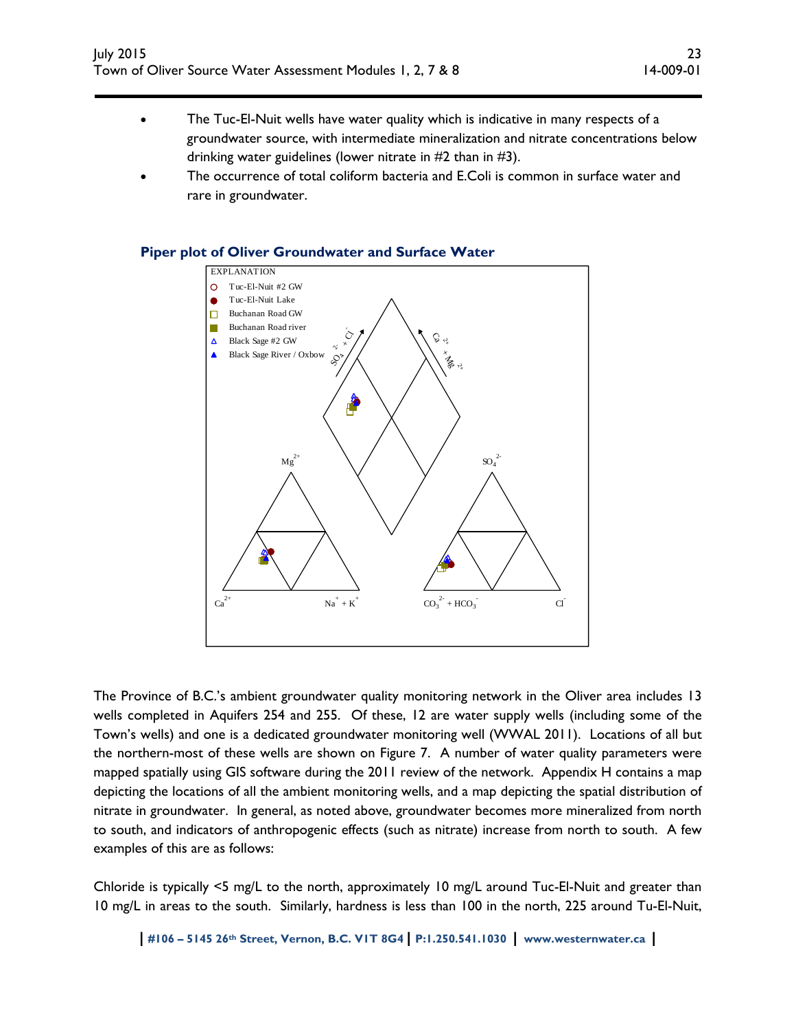- The Tuc-El-Nuit wells have water quality which is indicative in many respects of a groundwater source, with intermediate mineralization and nitrate concentrations below drinking water guidelines (lower nitrate in #2 than in #3).
- The occurrence of total coliform bacteria and E.Coli is common in surface water and rare in groundwater.

**Piper plot of Oliver Groundwater and Surface Water**

EXPLANATION

- Tuc-El-Nuit #2 GW
- Tuc-El-Nuit Lake
- Buchanan Road GW
- Buchanan Road river
- Black Sage #2 GW
- Black Sage River / Oxbow

The Province of B.C.'s ambient groundwater quality monitoring network in the Oliver area includes 13 wells completed in Aquifers 254 and 255. Of these, 12 are water supply wells (including some of the Town's wells) and one is a dedicated groundwater monitoring well (WWAL 2011). Locations of all but the northern-most of these wells are shown on Figure 7. A number of water quality parameters were mapped spatially using GIS software during the 2011 review of the network. Appendix H contains a map depicting the locations of all the ambient monitoring wells, and a map depicting the spatial distribution of nitrate in groundwater. In general, as noted above, groundwater becomes more mineralized from north to south, and indicators of anthropogenic effects (such as nitrate) increase from north to south. A few examples of this are as follows:

Chloride is typically <5 mg/L to the north, approximately 10 mg/L around Tuc-El-Nuit and greater than 10 mg/L in areas to the south. Similarly, hardness is less than 100 in the north, 225 around Tu-El-Nuit,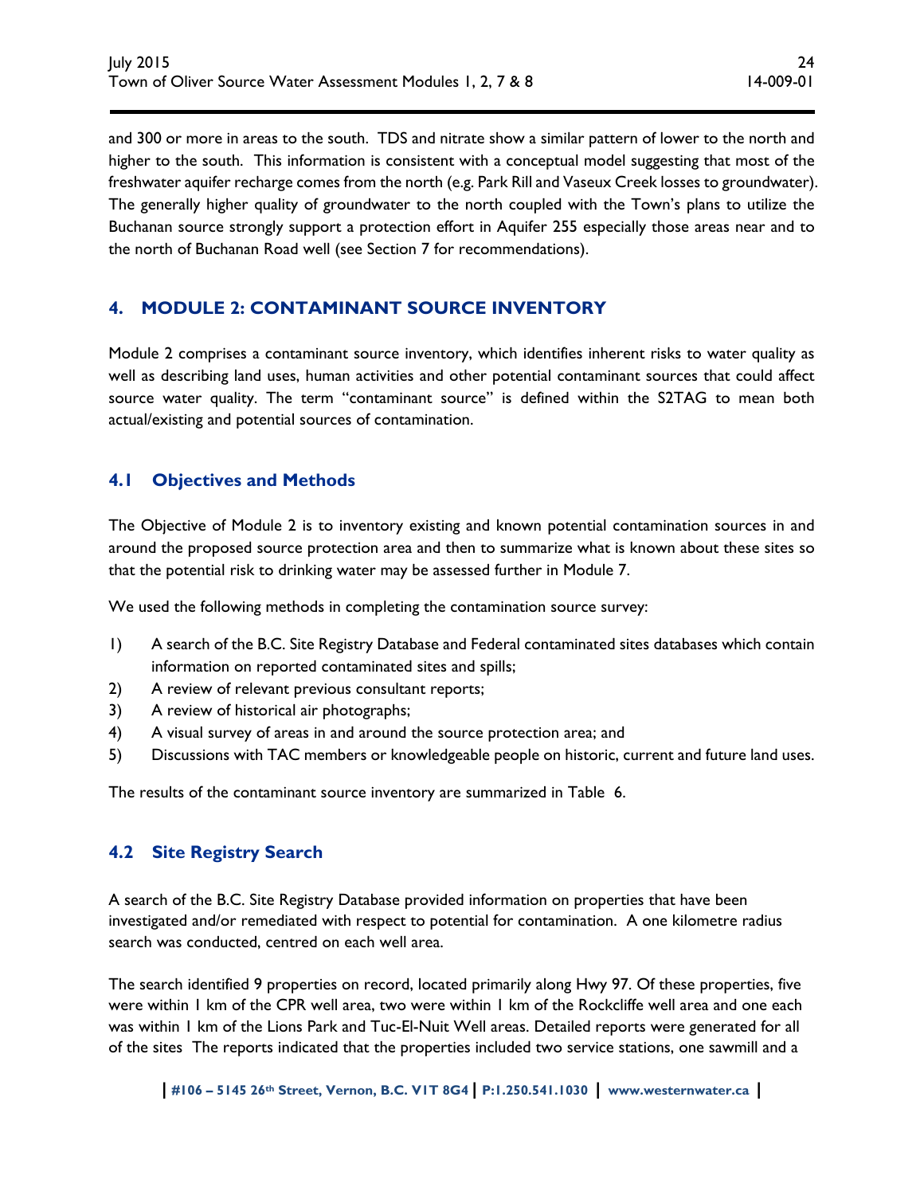and 300 or more in areas to the south. TDS and nitrate show a similar pattern of lower to the north and higher to the south. This information is consistent with a conceptual model suggesting that most of the freshwater aquifer recharge comes from the north (e.g. Park Rill and Vaseux Creek losses to groundwater). The generally higher quality of groundwater to the north coupled with the Town's plans to utilize the Buchanan source strongly support a protection effort in Aquifer 255 especially those areas near and to the north of Buchanan Road well (see Section 7 for recommendations).

# 4. MODULE 2: CONTAMINANT SOURCE INVENTORY

Module 2 comprises a contaminant source inventory, which identifies inherent risks to water quality as well as describing land uses, human activities and other potential contaminant sources that could affect source water quality. The term "contaminant source" is defined within the S2TAG to mean both actual/existing and potential sources of contamination.

## 4.1 Objectives and Methods

The Objective of Module 2 is to inventory existing and known potential contamination sources in and around the proposed source protection area and then to summarize what is known about these sites so that the potential risk to drinking water may be assessed further in Module 7.

We used the following methods in completing the contamination source survey:

1) A search of the B.C. Site Registry Database and Federal contaminated sites databases which contain information on reported contaminated sites and spills;
2) A review of relevant previous consultant reports;
3) A review of historical air photographs;
4) A visual survey of areas in and around the source protection area; and
5) Discussions with TAC members or knowledgeable people on historic, current and future land uses.

The results of the contaminant source inventory are summarized in Table 6.

## 4.2 Site Registry Search

A search of the B.C. Site Registry Database provided information on properties that have been investigated and/or remediated with respect to potential for contamination. A one kilometre radius search was conducted, centred on each well area.

The search identified 9 properties on record, located primarily along Hwy 97. Of these properties, five were within 1 km of the CPR well area, two were within 1 km of the Rockcliffe well area and one each was within 1 km of the Lions Park and Tuc-El-Nuit Well areas. Detailed reports were generated for all of the sites The reports indicated that the properties included two service stations, one sawmill and a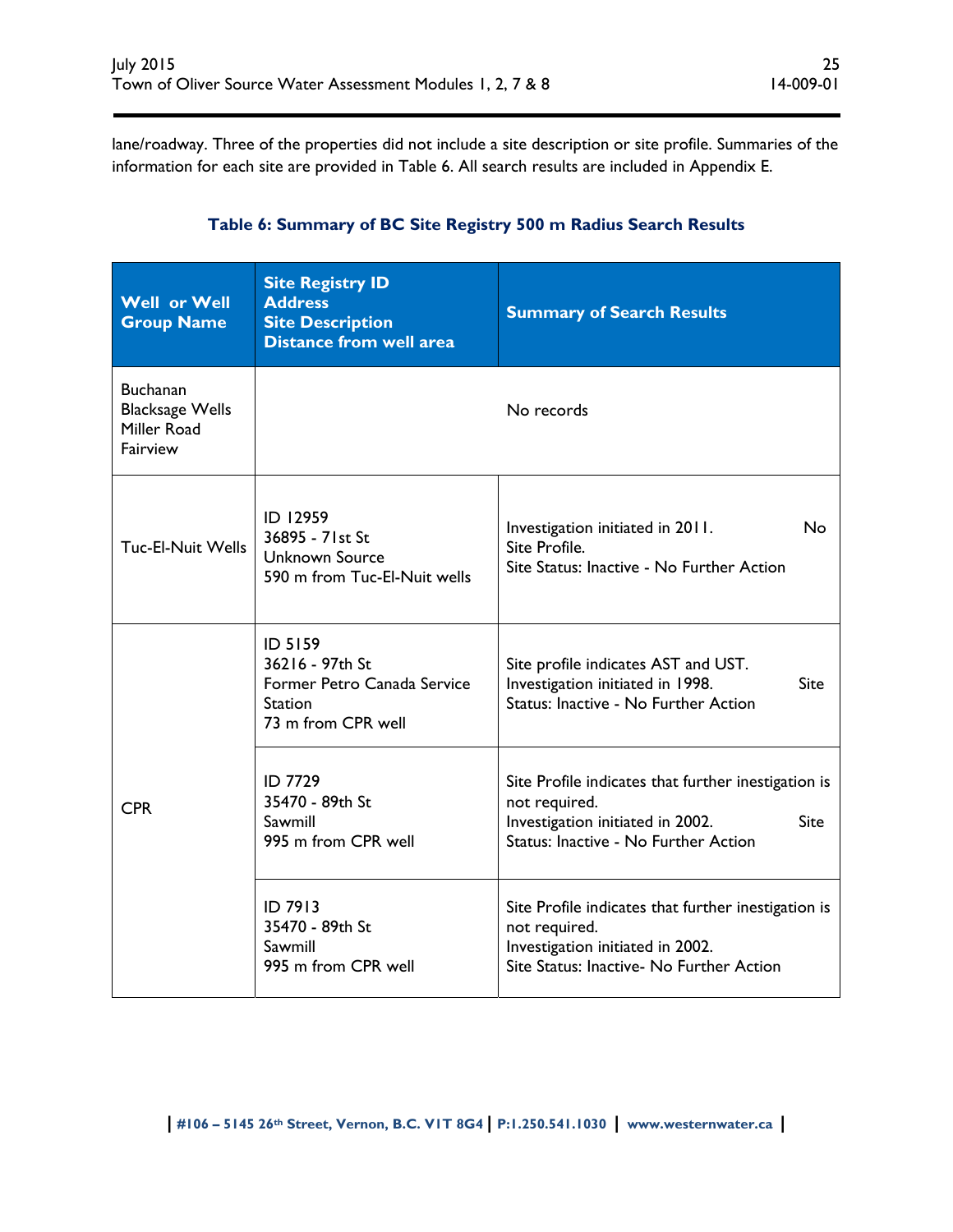lane/roadway. Three of the properties did not include a site description or site profile. Summaries of the information for each site are provided in Table 6. All search results are included in Appendix E.

**Table 6: Summary of BC Site Registry 500 m Radius Search Results**

| Well or Well Group Name | Site Registry ID<br>Address<br>Site Description<br>Distance from well area | Summary of Search Results |
|---|---|---|
| Buchanan<br>Blacksage Wells<br>Miller Road<br>Fairview | | No records |
| Tuc-El-Nuit Wells | ID 12959<br>36895 - 71st St<br>Unknown Source<br>590 m from Tuc-El-Nuit wells | Investigation initiated in 2011. No Site Profile.<br>Site Status: Inactive - No Further Action |
| CPR | ID 5159<br>36216 - 97th St<br>Former Petro Canada Service Station<br>73 m from CPR well | Site profile indicates AST and UST.<br>Investigation initiated in 1998. Site Status: Inactive - No Further Action |
| | ID 7729<br>35470 - 89th St<br>Sawmill<br>995 m from CPR well | Site Profile indicates that further inestigation is not required.<br>Investigation initiated in 2002. Site Status: Inactive - No Further Action |
| | ID 7913<br>35470 - 89th St<br>Sawmill<br>995 m from CPR well | Site Profile indicates that further inestigation is not required.<br>Investigation initiated in 2002.<br>Site Status: Inactive- No Further Action |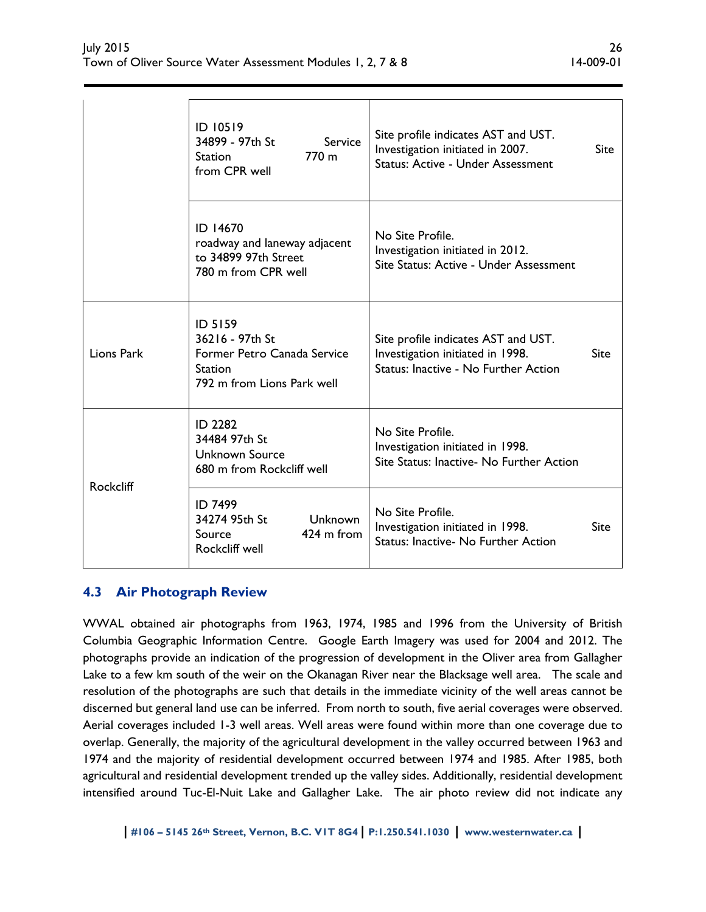| | | |
|---|---|---|
| | ID 10519<br>34899 - 97th St Service Station 770 m from CPR well | Site profile indicates AST and UST. Investigation initiated in 2007. Site Status: Active - Under Assessment |
| | ID 14670<br>roadway and laneway adjacent to 34899 97th Street<br>780 m from CPR well | No Site Profile.<br>Investigation initiated in 2012.<br>Site Status: Active - Under Assessment |
| Lions Park | ID 5159<br>36216 - 97th St<br>Former Petro Canada Service Station<br>792 m from Lions Park well | Site profile indicates AST and UST. Investigation initiated in 1998. Site Status: Inactive - No Further Action |
| Rockcliff | ID 2282<br>34484 97th St<br>Unknown Source<br>680 m from Rockcliff well | No Site Profile.<br>Investigation initiated in 1998.<br>Site Status: Inactive- No Further Action |
| | ID 7499<br>34274 95th St Unknown Source 424 m from Rockcliff well | No Site Profile.<br>Investigation initiated in 1998. Site Status: Inactive- No Further Action |

## 4.3 Air Photograph Review

WWAL obtained air photographs from 1963, 1974, 1985 and 1996 from the University of British Columbia Geographic Information Centre. Google Earth Imagery was used for 2004 and 2012. The photographs provide an indication of the progression of development in the Oliver area from Gallagher Lake to a few km south of the weir on the Okanagan River near the Blacksage well area. The scale and resolution of the photographs are such that details in the immediate vicinity of the well areas cannot be discerned but general land use can be inferred. From north to south, five aerial coverages were observed. Aerial coverages included 1-3 well areas. Well areas were found within more than one coverage due to overlap. Generally, the majority of the agricultural development in the valley occurred between 1963 and 1974 and the majority of residential development occurred between 1974 and 1985. After 1985, both agricultural and residential development trended up the valley sides. Additionally, residential development intensified around Tuc-El-Nuit Lake and Gallagher Lake. The air photo review did not indicate any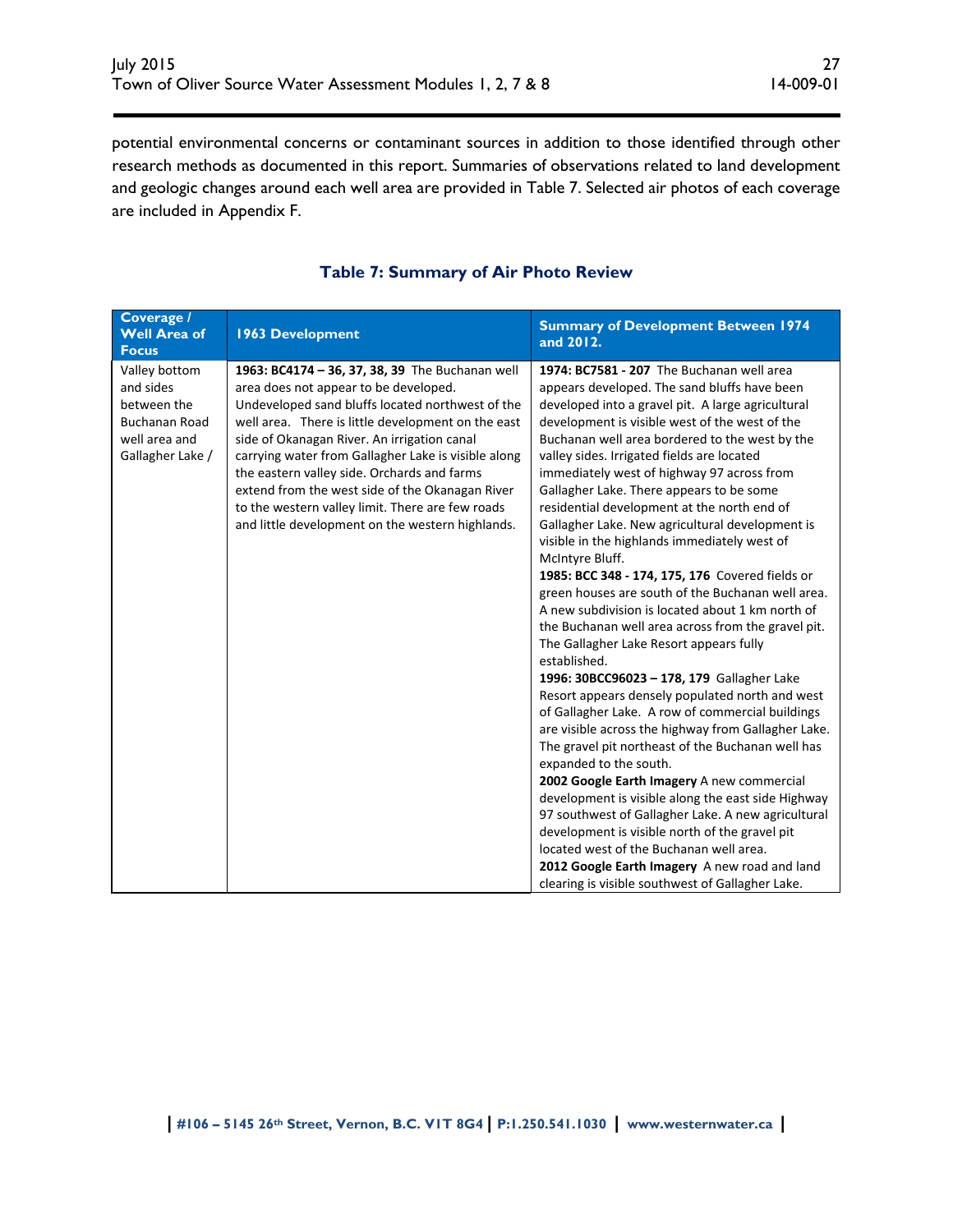potential environmental concerns or contaminant sources in addition to those identified through other research methods as documented in this report. Summaries of observations related to land development and geologic changes around each well area are provided in Table 7. Selected air photos of each coverage are included in Appendix F.

### Table 7: Summary of Air Photo Review

| Coverage / Well Area of Focus | 1963 Development | Summary of Development Between 1974 and 2012. |
|---|---|---|
| Valley bottom and sides between the Buchanan Road well area and Gallagher Lake / | **1963: BC4174 – 36, 37, 38, 39** The Buchanan well area does not appear to be developed. Undeveloped sand bluffs located northwest of the well area. There is little development on the east side of Okanagan River. An irrigation canal carrying water from Gallagher Lake is visible along the eastern valley side. Orchards and farms extend from the west side of the Okanagan River to the western valley limit. There are few roads and little development on the western highlands. | **1974: BC7581 - 207** The Buchanan well area appears developed. The sand bluffs have been developed into a gravel pit. A large agricultural development is visible west of the west of the Buchanan well area bordered to the west by the valley sides. Irrigated fields are located immediately west of highway 97 across from Gallagher Lake. There appears to be some residential development at the north end of Gallagher Lake. New agricultural development is visible in the highlands immediately west of McIntyre Bluff. **1985: BCC 348 - 174, 175, 176** Covered fields or green houses are south of the Buchanan well area. A new subdivision is located about 1 km north of the Buchanan well area across from the gravel pit. The Gallagher Lake Resort appears fully established. **1996: 30BCC96023 – 178, 179** Gallagher Lake Resort appears densely populated north and west of Gallagher Lake. A row of commercial buildings are visible across the highway from Gallagher Lake. The gravel pit northeast of the Buchanan well has expanded to the south. **2002 Google Earth Imagery** A new commercial development is visible along the east side Highway 97 southwest of Gallagher Lake. A new agricultural development is visible north of the gravel pit located west of the Buchanan well area. **2012 Google Earth Imagery** A new road and land clearing is visible southwest of Gallagher Lake. |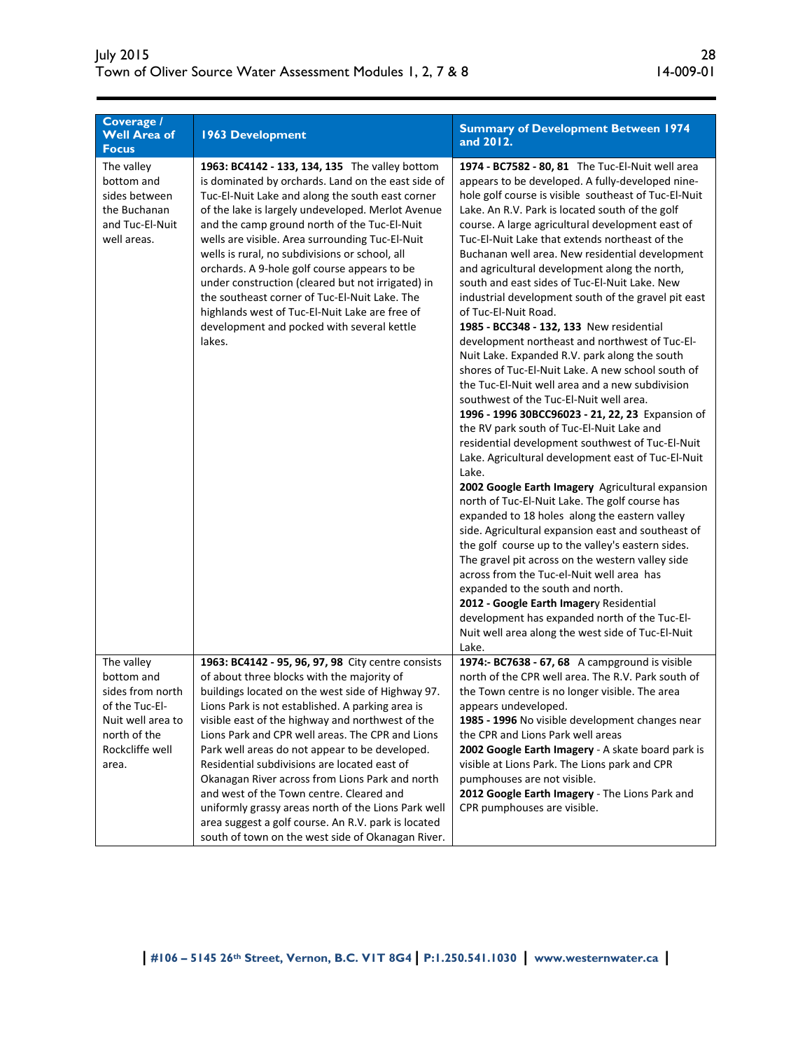| Coverage / Well Area of Focus | 1963 Development | Summary of Development Between 1974 and 2012. |
|---|---|---|
| The valley bottom and sides between the Buchanan and Tuc-El-Nuit well areas. | **1963: BC4142 - 133, 134, 135** The valley bottom is dominated by orchards. Land on the east side of Tuc-El-Nuit Lake and along the south east corner of the lake is largely undeveloped. Merlot Avenue and the camp ground north of the Tuc-El-Nuit wells are visible. Area surrounding Tuc-El-Nuit wells is rural, no subdivisions or school, all orchards. A 9-hole golf course appears to be under construction (cleared but not irrigated) in the southeast corner of Tuc-El-Nuit Lake. The highlands west of Tuc-El-Nuit Lake are free of development and pocked with several kettle lakes. | **1974 - BC7582 - 80, 81** The Tuc-El-Nuit well area appears to be developed. A fully-developed nine-hole golf course is visible southeast of Tuc-El-Nuit Lake. An R.V. Park is located south of the golf course. A large agricultural development east of Tuc-El-Nuit Lake that extends northeast of the Buchanan well area. New residential development and agricultural development along the north, south and east sides of Tuc-El-Nuit Lake. New industrial development south of the gravel pit east of Tuc-El-Nuit Road.<br>**1985 - BCC348 - 132, 133** New residential development northeast and northwest of Tuc-El-Nuit Lake. Expanded R.V. park along the south shores of Tuc-El-Nuit Lake. A new school south of the Tuc-El-Nuit well area and a new subdivision southwest of the Tuc-El-Nuit well area.<br>**1996 - 1996 30BCC96023 - 21, 22, 23** Expansion of the RV park south of Tuc-El-Nuit Lake and residential development southwest of Tuc-El-Nuit Lake. Agricultural development east of Tuc-El-Nuit Lake.<br>**2002 Google Earth Imagery** Agricultural expansion north of Tuc-El-Nuit Lake. The golf course has expanded to 18 holes along the eastern valley side. Agricultural expansion east and southeast of the golf course up to the valley's eastern sides. The gravel pit across on the western valley side across from the Tuc-el-Nuit well area has expanded to the south and north.<br>**2012 - Google Earth Imagery** Residential development has expanded north of the Tuc-El-Nuit well area along the west side of Tuc-El-Nuit Lake. |
| The valley bottom and sides from north of the Tuc-El-Nuit well area to north of the Rockcliffe well area. | **1963: BC4142 - 95, 96, 97, 98** City centre consists of about three blocks with the majority of buildings located on the west side of Highway 97. Lions Park is not established. A parking area is visible east of the highway and northwest of the Lions Park and CPR well areas. The CPR and Lions Park well areas do not appear to be developed. Residential subdivisions are located east of Okanagan River across from Lions Park and north and west of the Town centre. Cleared and uniformly grassy areas north of the Lions Park well area suggest a golf course. An R.V. park is located south of town on the west side of Okanagan River. | **1974:- BC7638 - 67, 68** A campground is visible north of the CPR well area. The R.V. Park south of the Town centre is no longer visible. The area appears undeveloped.<br>**1985 - 1996** No visible development changes near the CPR and Lions Park well areas<br>**2002 Google Earth Imagery** - A skate board park is visible at Lions Park. The Lions park and CPR pumphouses are not visible.<br>**2012 Google Earth Imagery** - The Lions Park and CPR pumphouses are visible. |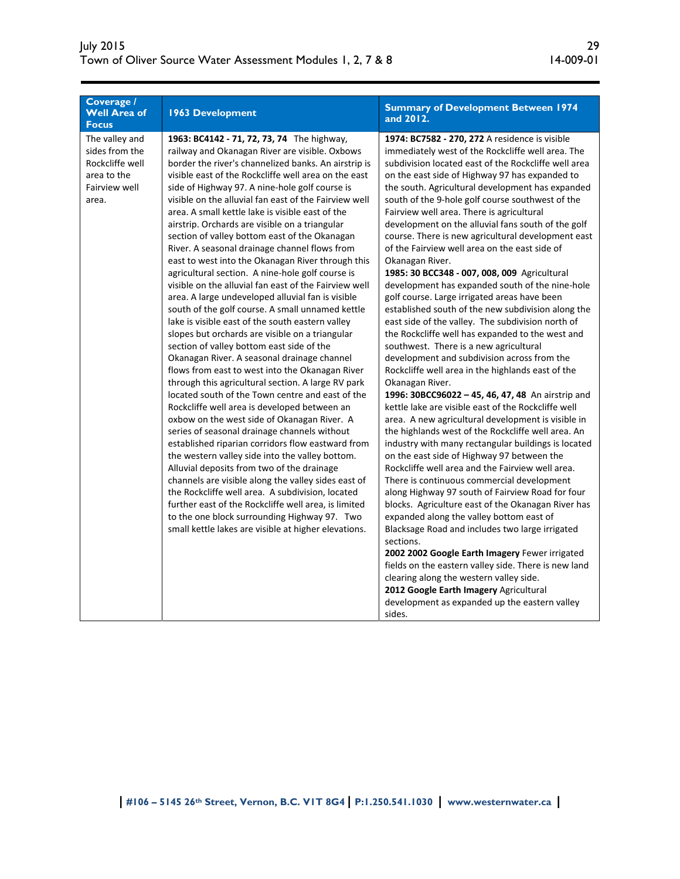| Coverage / Well Area of Focus | 1963 Development | Summary of Development Between 1974 and 2012. |
|---|---|---|
| The valley and sides from the Rockcliffe well area to the Fairview well area. | **1963: BC4142 - 71, 72, 73, 74** The highway, railway and Okanagan River are visible. Oxbows border the river's channelized banks. An airstrip is visible east of the Rockcliffe well area on the east side of Highway 97. A nine-hole golf course is visible on the alluvial fan east of the Fairview well area. A small kettle lake is visible east of the airstrip. Orchards are visible on a triangular section of valley bottom east of the Okanagan River. A seasonal drainage channel flows from east to west into the Okanagan River through this agricultural section. A nine-hole golf course is visible on the alluvial fan east of the Fairview well area. A large undeveloped alluvial fan is visible south of the golf course. A small unnamed kettle lake is visible east of the south eastern valley slopes but orchards are visible on a triangular section of valley bottom east side of the Okanagan River. A seasonal drainage channel flows from east to west into the Okanagan River through this agricultural section. A large RV park located south of the Town centre and east of the Rockcliffe well area is developed between an oxbow on the west side of Okanagan River. A series of seasonal drainage channels without established riparian corridors flow eastward from the western valley side into the valley bottom. Alluvial deposits from two of the drainage channels are visible along the valley sides east of the Rockcliffe well area. A subdivision, located further east of the Rockcliffe well area, is limited to the one block surrounding Highway 97. Two small kettle lakes are visible at higher elevations. | **1974: BC7582 - 270, 272** A residence is visible immediately west of the Rockcliffe well area. The subdivision located east of the Rockcliffe well area on the east side of Highway 97 has expanded to the south. Agricultural development has expanded south of the 9-hole golf course southwest of the Fairview well area. There is agricultural development on the alluvial fans south of the golf course. There is new agricultural development east of the Fairview well area on the east side of Okanagan River.<br>**1985: 30 BCC348 - 007, 008, 009** Agricultural development has expanded south of the nine-hole golf course. Large irrigated areas have been established south of the new subdivision along the east side of the valley. The subdivision north of the Rockcliffe well has expanded to the west and southwest. There is a new agricultural development and subdivision across from the Rockcliffe well area in the highlands east of the Okanagan River.<br>**1996: 30BCC96022 – 45, 46, 47, 48** An airstrip and kettle lake are visible east of the Rockcliffe well area. A new agricultural development is visible in the highlands west of the Rockcliffe well area. An industry with many rectangular buildings is located on the east side of Highway 97 between the Rockcliffe well area and the Fairview well area. There is continuous commercial development along Highway 97 south of Fairview Road for four blocks. Agriculture east of the Okanagan River has expanded along the valley bottom east of Blacksage Road and includes two large irrigated sections.<br>**2002 2002 Google Earth Imagery** Fewer irrigated fields on the eastern valley side. There is new land clearing along the western valley side.<br>**2012 Google Earth Imagery** Agricultural development as expanded up the eastern valley sides. |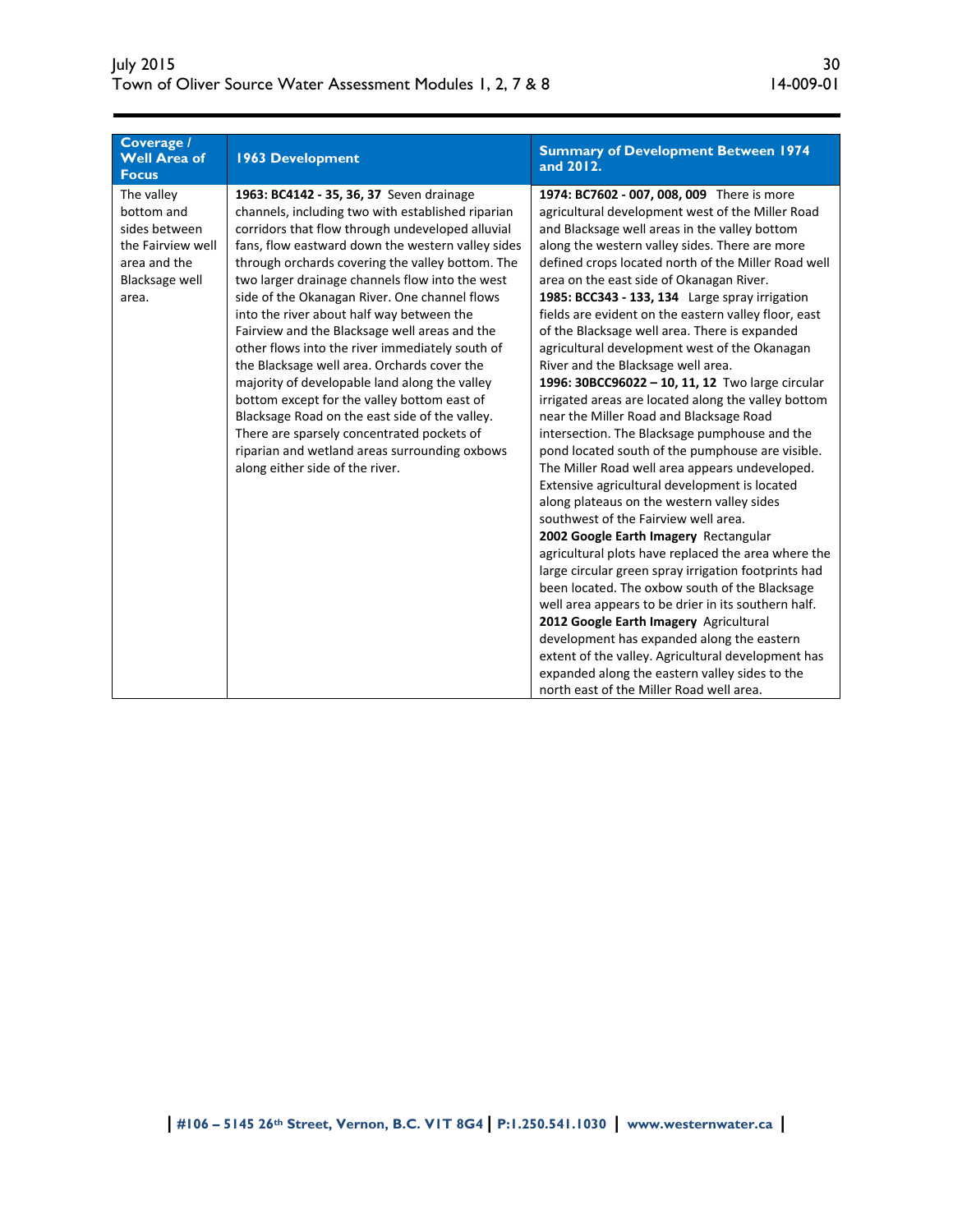| Coverage / Well Area of Focus | 1963 Development | Summary of Development Between 1974 and 2012. |
|---|---|---|
| The valley bottom and sides between the Fairview well area and the Blacksage well area. | **1963: BC4142 - 35, 36, 37** Seven drainage channels, including two with established riparian corridors that flow through undeveloped alluvial fans, flow eastward down the western valley sides through orchards covering the valley bottom. The two larger drainage channels flow into the west side of the Okanagan River. One channel flows into the river about half way between the Fairview and the Blacksage well areas and the other flows into the river immediately south of the Blacksage well area. Orchards cover the majority of developable land along the valley bottom except for the valley bottom east of Blacksage Road on the east side of the valley. There are sparsely concentrated pockets of riparian and wetland areas surrounding oxbows along either side of the river. | **1974: BC7602 - 007, 008, 009** There is more agricultural development west of the Miller Road and Blacksage well areas in the valley bottom along the western valley sides. There are more defined crops located north of the Miller Road well area on the east side of Okanagan River.<br>**1985: BCC343 - 133, 134** Large spray irrigation fields are evident on the eastern valley floor, east of the Blacksage well area. There is expanded agricultural development west of the Okanagan River and the Blacksage well area.<br>**1996: 30BCC96022 – 10, 11, 12** Two large circular irrigated areas are located along the valley bottom near the Miller Road and Blacksage Road intersection. The Blacksage pumphouse and the pond located south of the pumphouse are visible. The Miller Road well area appears undeveloped. Extensive agricultural development is located along plateaus on the western valley sides southwest of the Fairview well area.<br>**2002 Google Earth Imagery** Rectangular agricultural plots have replaced the area where the large circular green spray irrigation footprints had been located. The oxbow south of the Blacksage well area appears to be drier in its southern half.<br>**2012 Google Earth Imagery** Agricultural development has expanded along the eastern extent of the valley. Agricultural development has expanded along the eastern valley sides to the north east of the Miller Road well area. |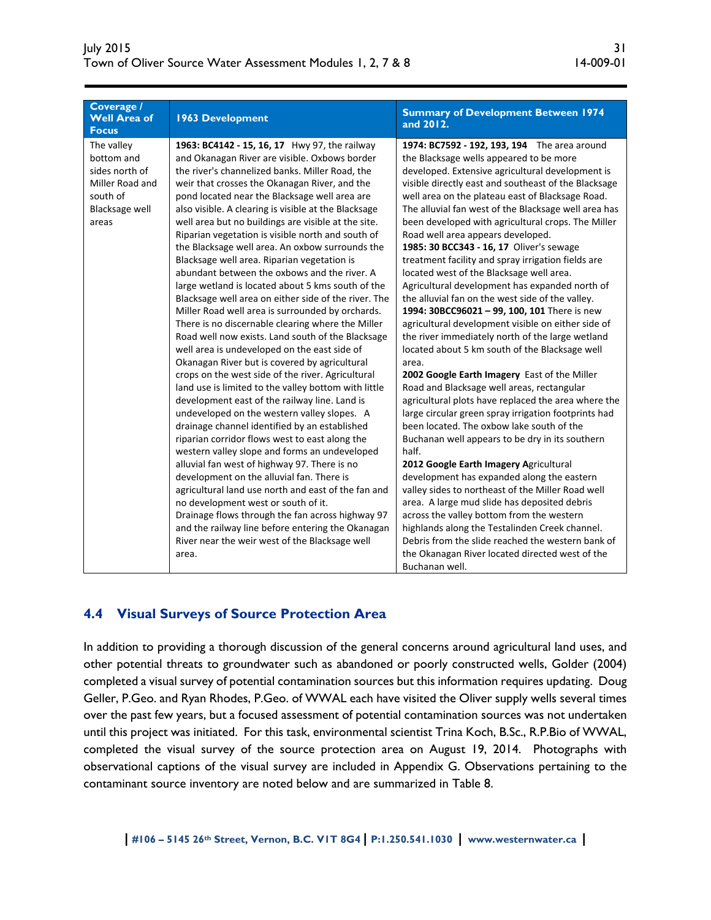| Coverage / Well Area of Focus | 1963 Development | Summary of Development Between 1974 and 2012. |
|---|---|---|
| The valley bottom and sides north of Miller Road and south of Blacksage well areas | **1963: BC4142 - 15, 16, 17** Hwy 97, the railway and Okanagan River are visible. Oxbows border the river's channelized banks. Miller Road, the weir that crosses the Okanagan River, and the pond located near the Blacksage well area are also visible. A clearing is visible at the Blacksage well area but no buildings are visible at the site. Riparian vegetation is visible north and south of the Blacksage well area. An oxbow surrounds the Blacksage well area. Riparian vegetation is abundant between the oxbows and the river. A large wetland is located about 5 kms south of the Blacksage well area on either side of the river. The Miller Road well area is surrounded by orchards. There is no discernable clearing where the Miller Road well now exists. Land south of the Blacksage well area is undeveloped on the east side of Okanagan River but is covered by agricultural crops on the west side of the river. Agricultural land use is limited to the valley bottom with little development east of the railway line. Land is undeveloped on the western valley slopes. A drainage channel identified by an established riparian corridor flows west to east along the western valley slope and forms an undeveloped alluvial fan west of highway 97. There is no development on the alluvial fan. There is agricultural land use north and east of the fan and no development west or south of it. Drainage flows through the fan across highway 97 and the railway line before entering the Okanagan River near the weir west of the Blacksage well area. | **1974: BC7592 - 192, 193, 194** The area around the Blacksage wells appeared to be more developed. Extensive agricultural development is visible directly east and southeast of the Blacksage well area on the plateau east of Blacksage Road. The alluvial fan west of the Blacksage well area has been developed with agricultural crops. The Miller Road well area appears developed. **1985: 30 BCC343 - 16, 17** Oliver's sewage treatment facility and spray irrigation fields are located west of the Blacksage well area. Agricultural development has expanded north of the alluvial fan on the west side of the valley. **1994: 30BCC96021 – 99, 100, 101** There is new agricultural development visible on either side of the river immediately north of the large wetland located about 5 km south of the Blacksage well area. **2002 Google Earth Imagery** East of the Miller Road and Blacksage well areas, rectangular agricultural plots have replaced the area where the large circular green spray irrigation footprints had been located. The oxbow lake south of the Buchanan well appears to be dry in its southern half. **2012 Google Earth Imagery A**gricultural development has expanded along the eastern valley sides to northeast of the Miller Road well area. A large mud slide has deposited debris across the valley bottom from the western highlands along the Testalinden Creek channel. Debris from the slide reached the western bank of the Okanagan River located directed west of the Buchanan well. |

## 4.4 Visual Surveys of Source Protection Area

In addition to providing a thorough discussion of the general concerns around agricultural land uses, and other potential threats to groundwater such as abandoned or poorly constructed wells, Golder (2004) completed a visual survey of potential contamination sources but this information requires updating. Doug Geller, P.Geo. and Ryan Rhodes, P.Geo. of WWAL each have visited the Oliver supply wells several times over the past few years, but a focused assessment of potential contamination sources was not undertaken until this project was initiated. For this task, environmental scientist Trina Koch, B.Sc., R.P.Bio of WWAL, completed the visual survey of the source protection area on August 19, 2014. Photographs with observational captions of the visual survey are included in Appendix G. Observations pertaining to the contaminant source inventory are noted below and are summarized in Table 8.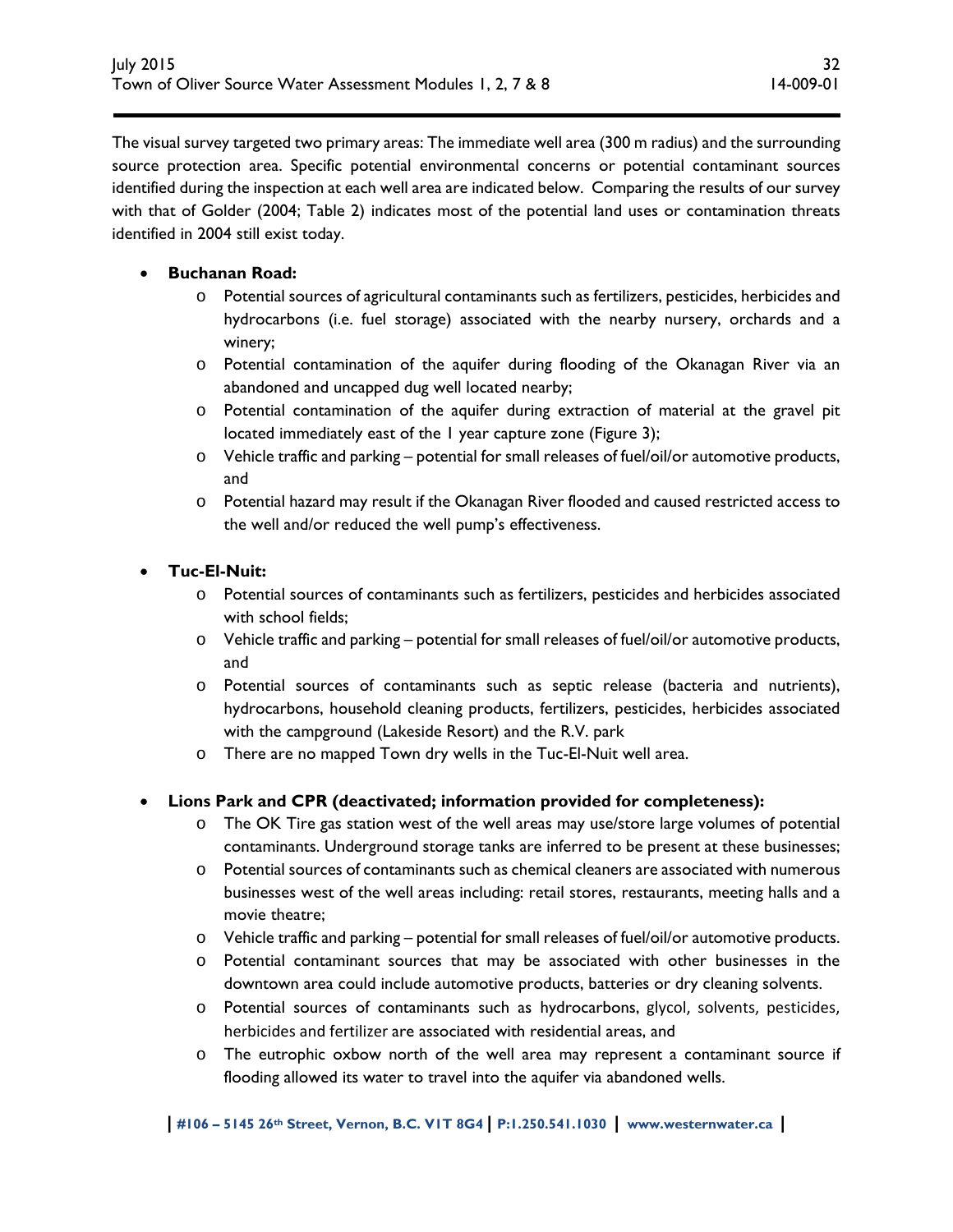The visual survey targeted two primary areas: The immediate well area (300 m radius) and the surrounding source protection area. Specific potential environmental concerns or potential contaminant sources identified during the inspection at each well area are indicated below. Comparing the results of our survey with that of Golder (2004; Table 2) indicates most of the potential land uses or contamination threats identified in 2004 still exist today.

- **Buchanan Road:**
  - Potential sources of agricultural contaminants such as fertilizers, pesticides, herbicides and hydrocarbons (i.e. fuel storage) associated with the nearby nursery, orchards and a winery;
  - Potential contamination of the aquifer during flooding of the Okanagan River via an abandoned and uncapped dug well located nearby;
  - Potential contamination of the aquifer during extraction of material at the gravel pit located immediately east of the 1 year capture zone (Figure 3);
  - Vehicle traffic and parking – potential for small releases of fuel/oil/or automotive products, and
  - Potential hazard may result if the Okanagan River flooded and caused restricted access to the well and/or reduced the well pump's effectiveness.

- **Tuc-El-Nuit:**
  - Potential sources of contaminants such as fertilizers, pesticides and herbicides associated with school fields;
  - Vehicle traffic and parking – potential for small releases of fuel/oil/or automotive products, and
  - Potential sources of contaminants such as septic release (bacteria and nutrients), hydrocarbons, household cleaning products, fertilizers, pesticides, herbicides associated with the campground (Lakeside Resort) and the R.V. park
  - There are no mapped Town dry wells in the Tuc-El-Nuit well area.

- **Lions Park and CPR (deactivated; information provided for completeness):**
  - The OK Tire gas station west of the well areas may use/store large volumes of potential contaminants. Underground storage tanks are inferred to be present at these businesses;
  - Potential sources of contaminants such as chemical cleaners are associated with numerous businesses west of the well areas including: retail stores, restaurants, meeting halls and a movie theatre;
  - Vehicle traffic and parking – potential for small releases of fuel/oil/or automotive products.
  - Potential contaminant sources that may be associated with other businesses in the downtown area could include automotive products, batteries or dry cleaning solvents.
  - Potential sources of contaminants such as hydrocarbons, glycol, solvents, pesticides, herbicides and fertilizer are associated with residential areas, and
  - The eutrophic oxbow north of the well area may represent a contaminant source if flooding allowed its water to travel into the aquifer via abandoned wells.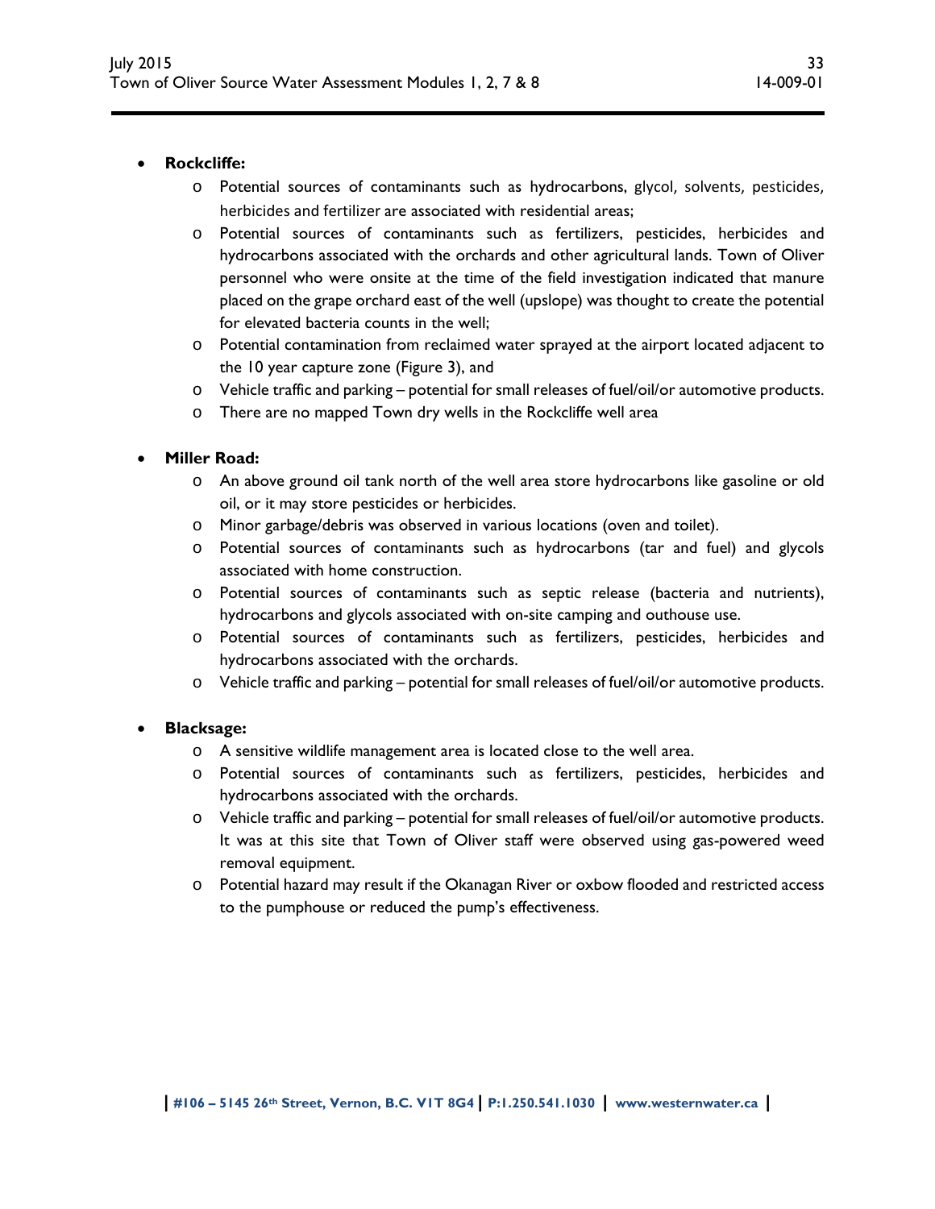- **Rockcliffe:**
  - Potential sources of contaminants such as hydrocarbons, glycol, solvents, pesticides, herbicides and fertilizer are associated with residential areas;
  - Potential sources of contaminants such as fertilizers, pesticides, herbicides and hydrocarbons associated with the orchards and other agricultural lands. Town of Oliver personnel who were onsite at the time of the field investigation indicated that manure placed on the grape orchard east of the well (upslope) was thought to create the potential for elevated bacteria counts in the well;
  - Potential contamination from reclaimed water sprayed at the airport located adjacent to the 10 year capture zone (Figure 3), and
  - Vehicle traffic and parking – potential for small releases of fuel/oil/or automotive products.
  - There are no mapped Town dry wells in the Rockcliffe well area

- **Miller Road:**
  - An above ground oil tank north of the well area store hydrocarbons like gasoline or old oil, or it may store pesticides or herbicides.
  - Minor garbage/debris was observed in various locations (oven and toilet).
  - Potential sources of contaminants such as hydrocarbons (tar and fuel) and glycols associated with home construction.
  - Potential sources of contaminants such as septic release (bacteria and nutrients), hydrocarbons and glycols associated with on-site camping and outhouse use.
  - Potential sources of contaminants such as fertilizers, pesticides, herbicides and hydrocarbons associated with the orchards.
  - Vehicle traffic and parking – potential for small releases of fuel/oil/or automotive products.

- **Blacksage:**
  - A sensitive wildlife management area is located close to the well area.
  - Potential sources of contaminants such as fertilizers, pesticides, herbicides and hydrocarbons associated with the orchards.
  - Vehicle traffic and parking – potential for small releases of fuel/oil/or automotive products. It was at this site that Town of Oliver staff were observed using gas-powered weed removal equipment.
  - Potential hazard may result if the Okanagan River or oxbow flooded and restricted access to the pumphouse or reduced the pump's effectiveness.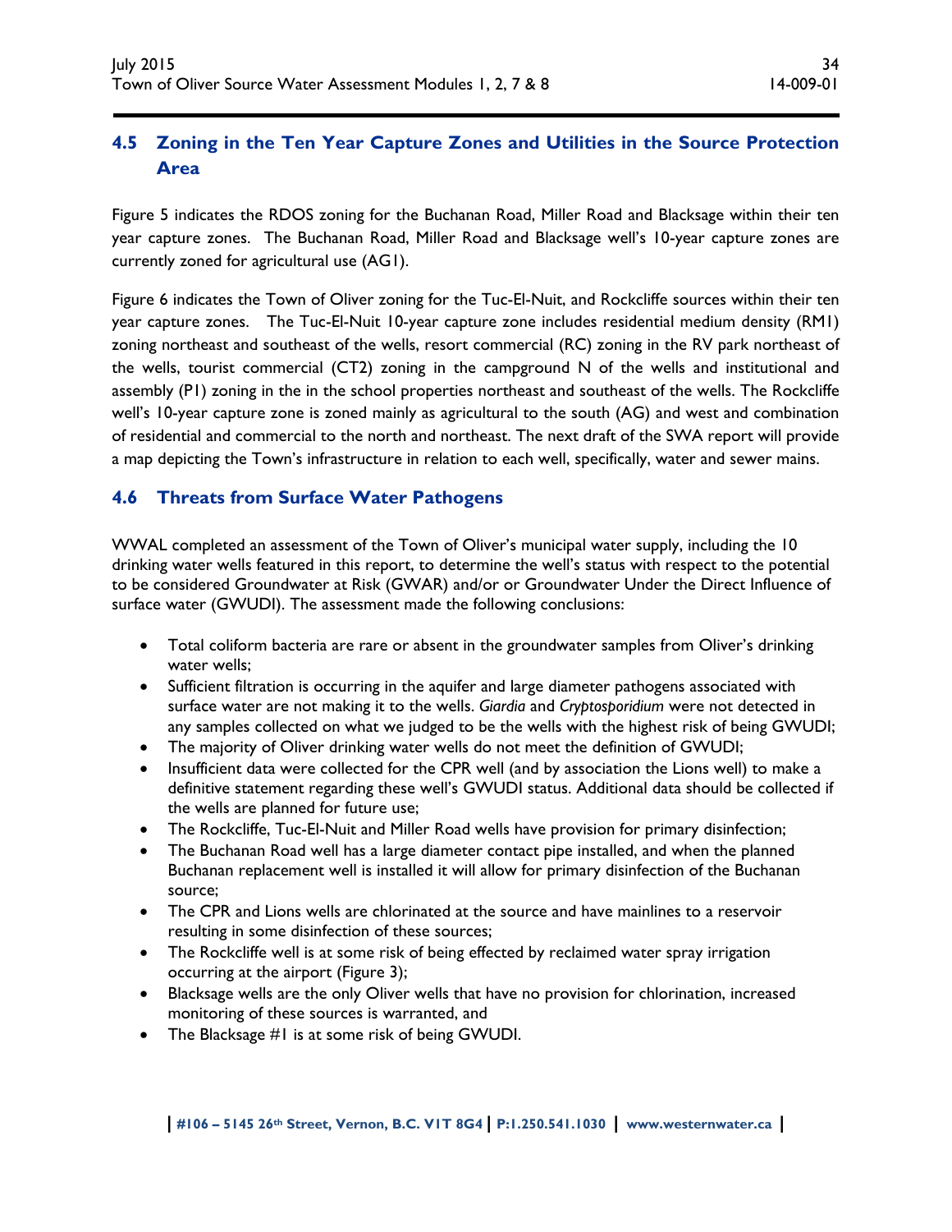## 4.5 Zoning in the Ten Year Capture Zones and Utilities in the Source Protection Area

Figure 5 indicates the RDOS zoning for the Buchanan Road, Miller Road and Blacksage within their ten year capture zones. The Buchanan Road, Miller Road and Blacksage well's 10-year capture zones are currently zoned for agricultural use (AG1).

Figure 6 indicates the Town of Oliver zoning for the Tuc-El-Nuit, and Rockcliffe sources within their ten year capture zones. The Tuc-El-Nuit 10-year capture zone includes residential medium density (RM1) zoning northeast and southeast of the wells, resort commercial (RC) zoning in the RV park northeast of the wells, tourist commercial (CT2) zoning in the campground N of the wells and institutional and assembly (P1) zoning in the in the school properties northeast and southeast of the wells. The Rockcliffe well's 10-year capture zone is zoned mainly as agricultural to the south (AG) and west and combination of residential and commercial to the north and northeast. The next draft of the SWA report will provide a map depicting the Town's infrastructure in relation to each well, specifically, water and sewer mains.

## 4.6 Threats from Surface Water Pathogens

WWAL completed an assessment of the Town of Oliver's municipal water supply, including the 10 drinking water wells featured in this report, to determine the well's status with respect to the potential to be considered Groundwater at Risk (GWAR) and/or or Groundwater Under the Direct Influence of surface water (GWUDI). The assessment made the following conclusions:

- Total coliform bacteria are rare or absent in the groundwater samples from Oliver's drinking water wells;
- Sufficient filtration is occurring in the aquifer and large diameter pathogens associated with surface water are not making it to the wells. *Giardia* and *Cryptosporidium* were not detected in any samples collected on what we judged to be the wells with the highest risk of being GWUDI;
- The majority of Oliver drinking water wells do not meet the definition of GWUDI;
- Insufficient data were collected for the CPR well (and by association the Lions well) to make a definitive statement regarding these well's GWUDI status. Additional data should be collected if the wells are planned for future use;
- The Rockcliffe, Tuc-El-Nuit and Miller Road wells have provision for primary disinfection;
- The Buchanan Road well has a large diameter contact pipe installed, and when the planned Buchanan replacement well is installed it will allow for primary disinfection of the Buchanan source;
- The CPR and Lions wells are chlorinated at the source and have mainlines to a reservoir resulting in some disinfection of these sources;
- The Rockcliffe well is at some risk of being effected by reclaimed water spray irrigation occurring at the airport (Figure 3);
- Blacksage wells are the only Oliver wells that have no provision for chlorination, increased monitoring of these sources is warranted, and
- The Blacksage #1 is at some risk of being GWUDI.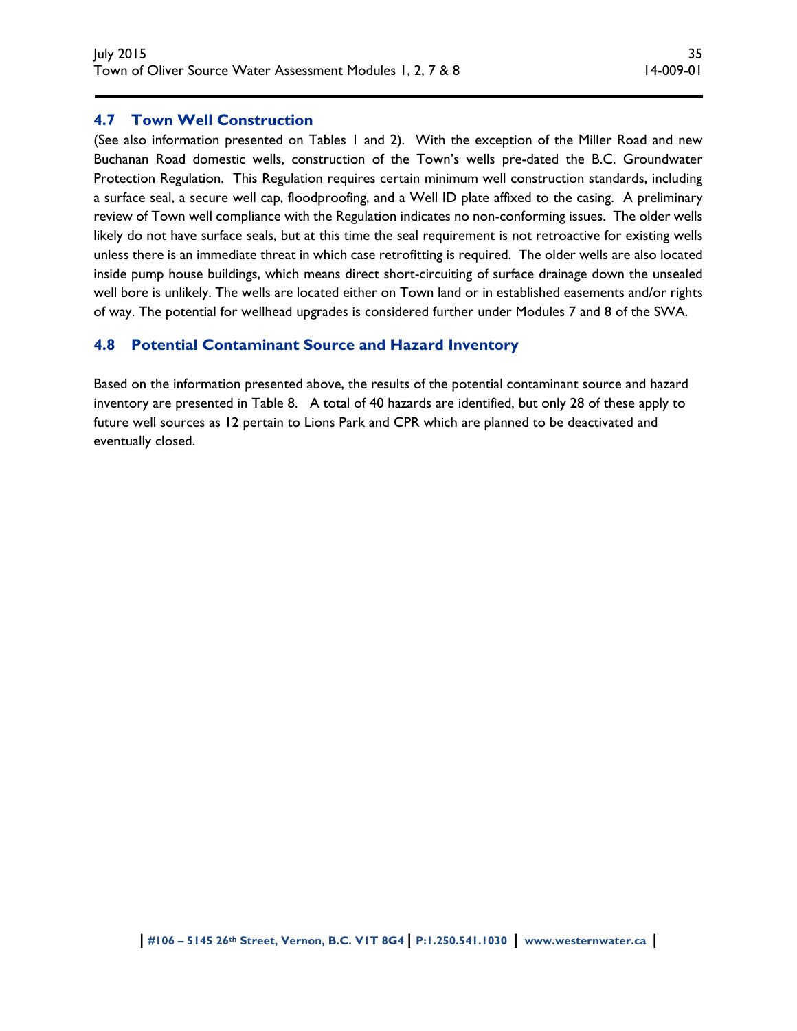## 4.7 Town Well Construction

(See also information presented on Tables 1 and 2). With the exception of the Miller Road and new Buchanan Road domestic wells, construction of the Town's wells pre-dated the B.C. Groundwater Protection Regulation. This Regulation requires certain minimum well construction standards, including a surface seal, a secure well cap, floodproofing, and a Well ID plate affixed to the casing. A preliminary review of Town well compliance with the Regulation indicates no non-conforming issues. The older wells likely do not have surface seals, but at this time the seal requirement is not retroactive for existing wells unless there is an immediate threat in which case retrofitting is required. The older wells are also located inside pump house buildings, which means direct short-circuiting of surface drainage down the unsealed well bore is unlikely. The wells are located either on Town land or in established easements and/or rights of way. The potential for wellhead upgrades is considered further under Modules 7 and 8 of the SWA.

## 4.8 Potential Contaminant Source and Hazard Inventory

Based on the information presented above, the results of the potential contaminant source and hazard inventory are presented in Table 8. A total of 40 hazards are identified, but only 28 of these apply to future well sources as 12 pertain to Lions Park and CPR which are planned to be deactivated and eventually closed.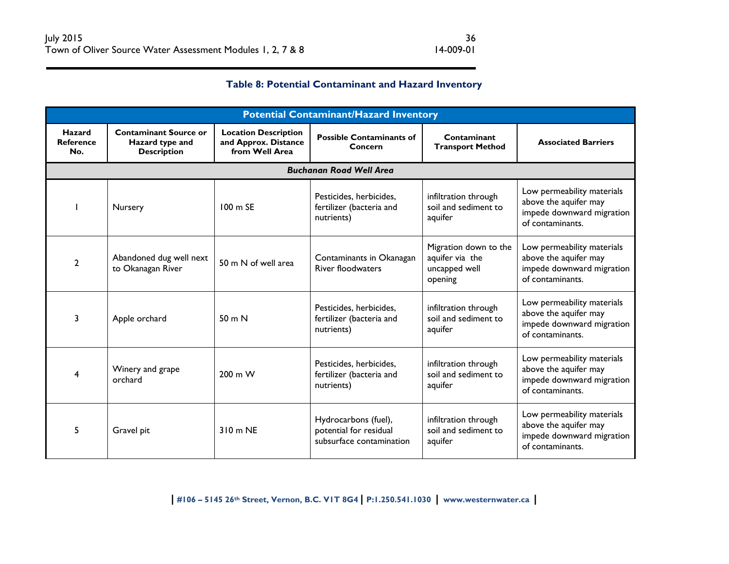**Table 8: Potential Contaminant and Hazard Inventory**

| Potential Contaminant/Hazard Inventory | | | | | |
|---|---|---|---|---|---|
| **Hazard Reference No.** | **Contaminant Source or Hazard type and Description** | **Location Description and Approx. Distance from Well Area** | **Possible Contaminants of Concern** | **Contaminant Transport Method** | **Associated Barriers** |
| ***Buchanan Road Well Area*** | | | | | |
| 1 | Nursery | 100 m SE | Pesticides, herbicides, fertilizer (bacteria and nutrients) | infiltration through soil and sediment to aquifer | Low permeability materials above the aquifer may impede downward migration of contaminants. |
| 2 | Abandoned dug well next to Okanagan River | 50 m N of well area | Contaminants in Okanagan River floodwaters | Migration down to the aquifer via the uncapped well opening | Low permeability materials above the aquifer may impede downward migration of contaminants. |
| 3 | Apple orchard | 50 m N | Pesticides, herbicides, fertilizer (bacteria and nutrients) | infiltration through soil and sediment to aquifer | Low permeability materials above the aquifer may impede downward migration of contaminants. |
| 4 | Winery and grape orchard | 200 m W | Pesticides, herbicides, fertilizer (bacteria and nutrients) | infiltration through soil and sediment to aquifer | Low permeability materials above the aquifer may impede downward migration of contaminants. |
| 5 | Gravel pit | 310 m NE | Hydrocarbons (fuel), potential for residual subsurface contamination | infiltration through soil and sediment to aquifer | Low permeability materials above the aquifer may impede downward migration of contaminants. |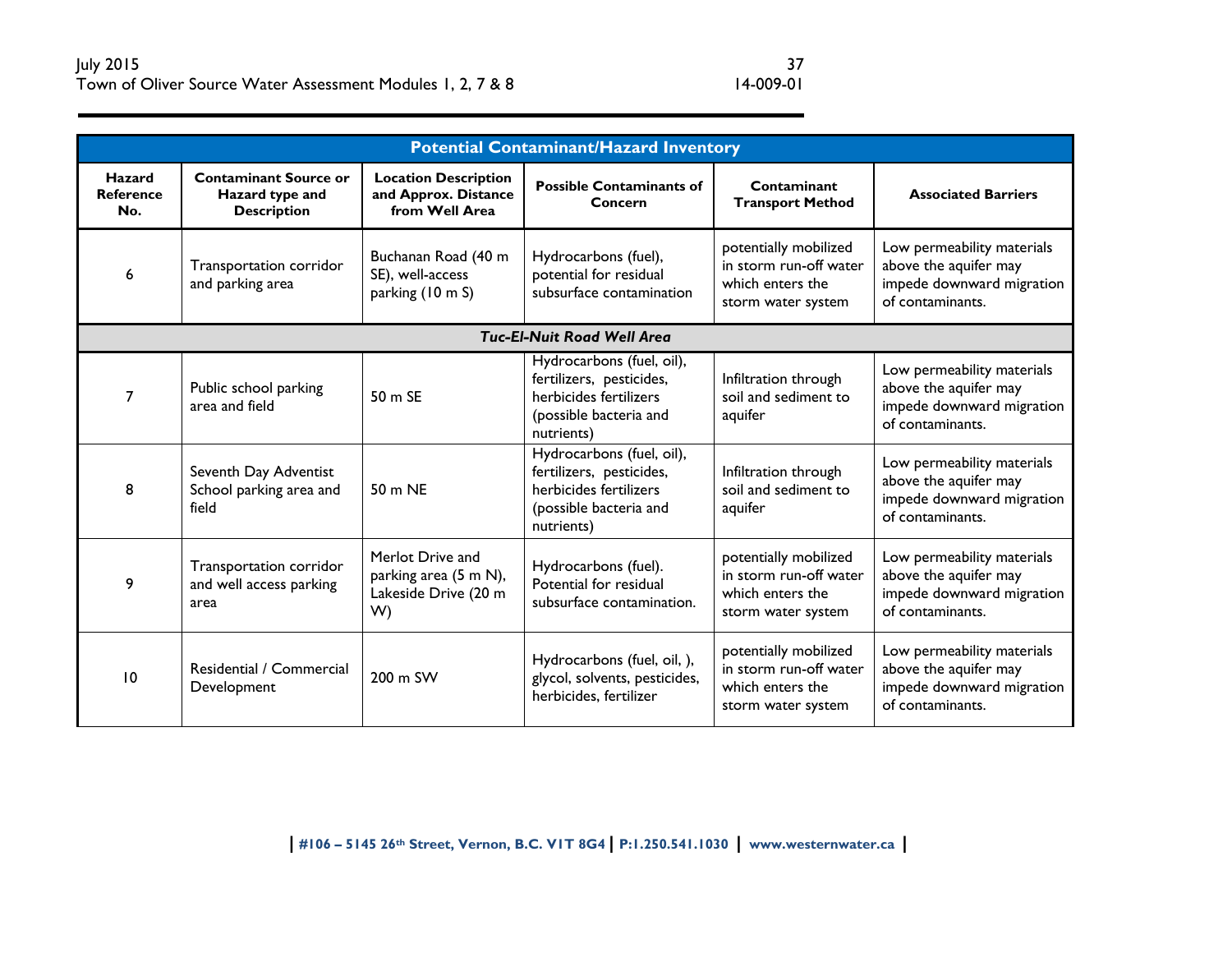| Potential Contaminant/Hazard Inventory | | | | | |
|---|---|---|---|---|---|
| **Hazard Reference No.** | **Contaminant Source or Hazard type and Description** | **Location Description and Approx. Distance from Well Area** | **Possible Contaminants of Concern** | **Contaminant Transport Method** | **Associated Barriers** |
| 6 | Transportation corridor and parking area | Buchanan Road (40 m SE), well-access parking (10 m S) | Hydrocarbons (fuel), potential for residual subsurface contamination | potentially mobilized in storm run-off water which enters the storm water system | Low permeability materials above the aquifer may impede downward migration of contaminants. |
| ***Tuc-El-Nuit Road Well Area*** | | | | | |
| 7 | Public school parking area and field | 50 m SE | Hydrocarbons (fuel, oil), fertilizers, pesticides, herbicides fertilizers (possible bacteria and nutrients) | Infiltration through soil and sediment to aquifer | Low permeability materials above the aquifer may impede downward migration of contaminants. |
| 8 | Seventh Day Adventist School parking area and field | 50 m NE | Hydrocarbons (fuel, oil), fertilizers, pesticides, herbicides fertilizers (possible bacteria and nutrients) | Infiltration through soil and sediment to aquifer | Low permeability materials above the aquifer may impede downward migration of contaminants. |
| 9 | Transportation corridor and well access parking area | Merlot Drive and parking area (5 m N), Lakeside Drive (20 m W) | Hydrocarbons (fuel). Potential for residual subsurface contamination. | potentially mobilized in storm run-off water which enters the storm water system | Low permeability materials above the aquifer may impede downward migration of contaminants. |
| 10 | Residential / Commercial Development | 200 m SW | Hydrocarbons (fuel, oil, ), glycol, solvents, pesticides, herbicides, fertilizer | potentially mobilized in storm run-off water which enters the storm water system | Low permeability materials above the aquifer may impede downward migration of contaminants. |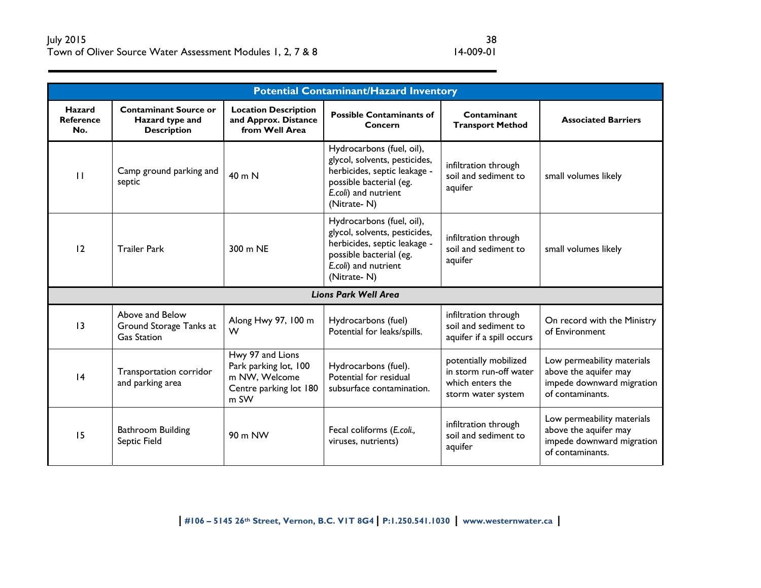| Potential Contaminant/Hazard Inventory | | | | | |
|---|---|---|---|---|---|
| **Hazard Reference No.** | **Contaminant Source or Hazard type and Description** | **Location Description and Approx. Distance from Well Area** | **Possible Contaminants of Concern** | **Contaminant Transport Method** | **Associated Barriers** |
| 11 | Camp ground parking and septic | 40 m N | Hydrocarbons (fuel, oil), glycol, solvents, pesticides, herbicides, septic leakage - possible bacterial (eg. *E.coli*) and nutrient (Nitrate- N) | infiltration through soil and sediment to aquifer | small volumes likely |
| 12 | Trailer Park | 300 m NE | Hydrocarbons (fuel, oil), glycol, solvents, pesticides, herbicides, septic leakage - possible bacterial (eg. *E.coli*) and nutrient (Nitrate- N) | infiltration through soil and sediment to aquifer | small volumes likely |
| ***Lions Park Well Area*** | | | | | |
| 13 | Above and Below Ground Storage Tanks at Gas Station | Along Hwy 97, 100 m W | Hydrocarbons (fuel) Potential for leaks/spills. | infiltration through soil and sediment to aquifer if a spill occurs | On record with the Ministry of Environment |
| 14 | Transportation corridor and parking area | Hwy 97 and Lions Park parking lot, 100 m NW, Welcome Centre parking lot 180 m SW | Hydrocarbons (fuel). Potential for residual subsurface contamination. | potentially mobilized in storm run-off water which enters the storm water system | Low permeability materials above the aquifer may impede downward migration of contaminants. |
| 15 | Bathroom Building Septic Field | 90 m NW | Fecal coliforms (*E.coli.,* viruses, nutrients) | infiltration through soil and sediment to aquifer | Low permeability materials above the aquifer may impede downward migration of contaminants. |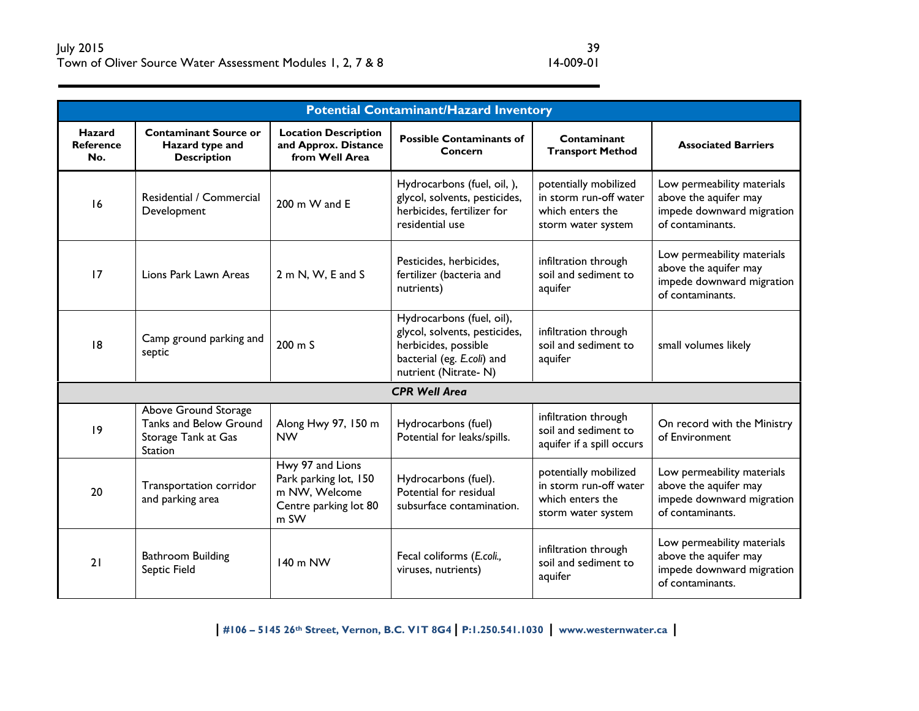| Potential Contaminant/Hazard Inventory | | | | | |
|---|---|---|---|---|---|
| **Hazard Reference No.** | **Contaminant Source or Hazard type and Description** | **Location Description and Approx. Distance from Well Area** | **Possible Contaminants of Concern** | **Contaminant Transport Method** | **Associated Barriers** |
| 16 | Residential / Commercial Development | 200 m W and E | Hydrocarbons (fuel, oil, ), glycol, solvents, pesticides, herbicides, fertilizer for residential use | potentially mobilized in storm run-off water which enters the storm water system | Low permeability materials above the aquifer may impede downward migration of contaminants. |
| 17 | Lions Park Lawn Areas | 2 m N, W, E and S | Pesticides, herbicides, fertilizer (bacteria and nutrients) | infiltration through soil and sediment to aquifer | Low permeability materials above the aquifer may impede downward migration of contaminants. |
| 18 | Camp ground parking and septic | 200 m S | Hydrocarbons (fuel, oil), glycol, solvents, pesticides, herbicides, possible bacterial (eg. *E.coli*) and nutrient (Nitrate- N) | infiltration through soil and sediment to aquifer | small volumes likely |
| ***CPR Well Area*** | | | | | |
| 19 | Above Ground Storage Tanks and Below Ground Storage Tank at Gas Station | Along Hwy 97, 150 m NW | Hydrocarbons (fuel) Potential for leaks/spills. | infiltration through soil and sediment to aquifer if a spill occurs | On record with the Ministry of Environment |
| 20 | Transportation corridor and parking area | Hwy 97 and Lions Park parking lot, 150 m NW, Welcome Centre parking lot 80 m SW | Hydrocarbons (fuel). Potential for residual subsurface contamination. | potentially mobilized in storm run-off water which enters the storm water system | Low permeability materials above the aquifer may impede downward migration of contaminants. |
| 21 | Bathroom Building Septic Field | 140 m NW | Fecal coliforms (*E.coli.,* viruses, nutrients) | infiltration through soil and sediment to aquifer | Low permeability materials above the aquifer may impede downward migration of contaminants. |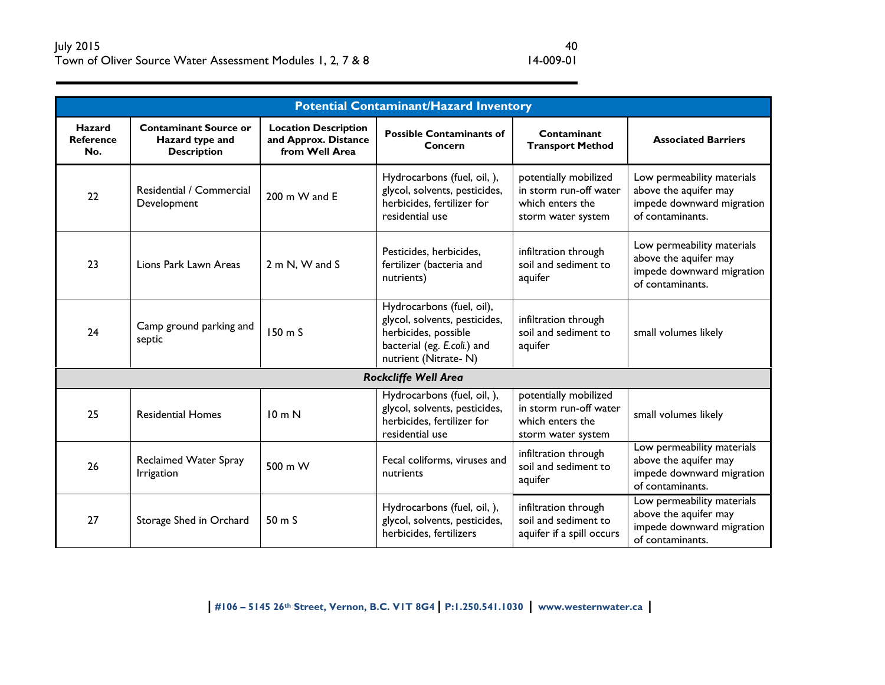| Potential Contaminant/Hazard Inventory | | | | | |
|---|---|---|---|---|---|
| **Hazard Reference No.** | **Contaminant Source or Hazard type and Description** | **Location Description and Approx. Distance from Well Area** | **Possible Contaminants of Concern** | **Contaminant Transport Method** | **Associated Barriers** |
| 22 | Residential / Commercial Development | 200 m W and E | Hydrocarbons (fuel, oil, ), glycol, solvents, pesticides, herbicides, fertilizer for residential use | potentially mobilized in storm run-off water which enters the storm water system | Low permeability materials above the aquifer may impede downward migration of contaminants. |
| 23 | Lions Park Lawn Areas | 2 m N, W and S | Pesticides, herbicides, fertilizer (bacteria and nutrients) | infiltration through soil and sediment to aquifer | Low permeability materials above the aquifer may impede downward migration of contaminants. |
| 24 | Camp ground parking and septic | 150 m S | Hydrocarbons (fuel, oil), glycol, solvents, pesticides, herbicides, possible bacterial (eg. *E.coli.*) and nutrient (Nitrate- N) | infiltration through soil and sediment to aquifer | small volumes likely |
| ***Rockcliffe Well Area*** | | | | | |
| 25 | Residential Homes | 10 m N | Hydrocarbons (fuel, oil, ), glycol, solvents, pesticides, herbicides, fertilizer for residential use | potentially mobilized in storm run-off water which enters the storm water system | small volumes likely |
| 26 | Reclaimed Water Spray Irrigation | 500 m W | Fecal coliforms, viruses and nutrients | infiltration through soil and sediment to aquifer | Low permeability materials above the aquifer may impede downward migration of contaminants. |
| 27 | Storage Shed in Orchard | 50 m S | Hydrocarbons (fuel, oil, ), glycol, solvents, pesticides, herbicides, fertilizers | infiltration through soil and sediment to aquifer if a spill occurs | Low permeability materials above the aquifer may impede downward migration of contaminants. |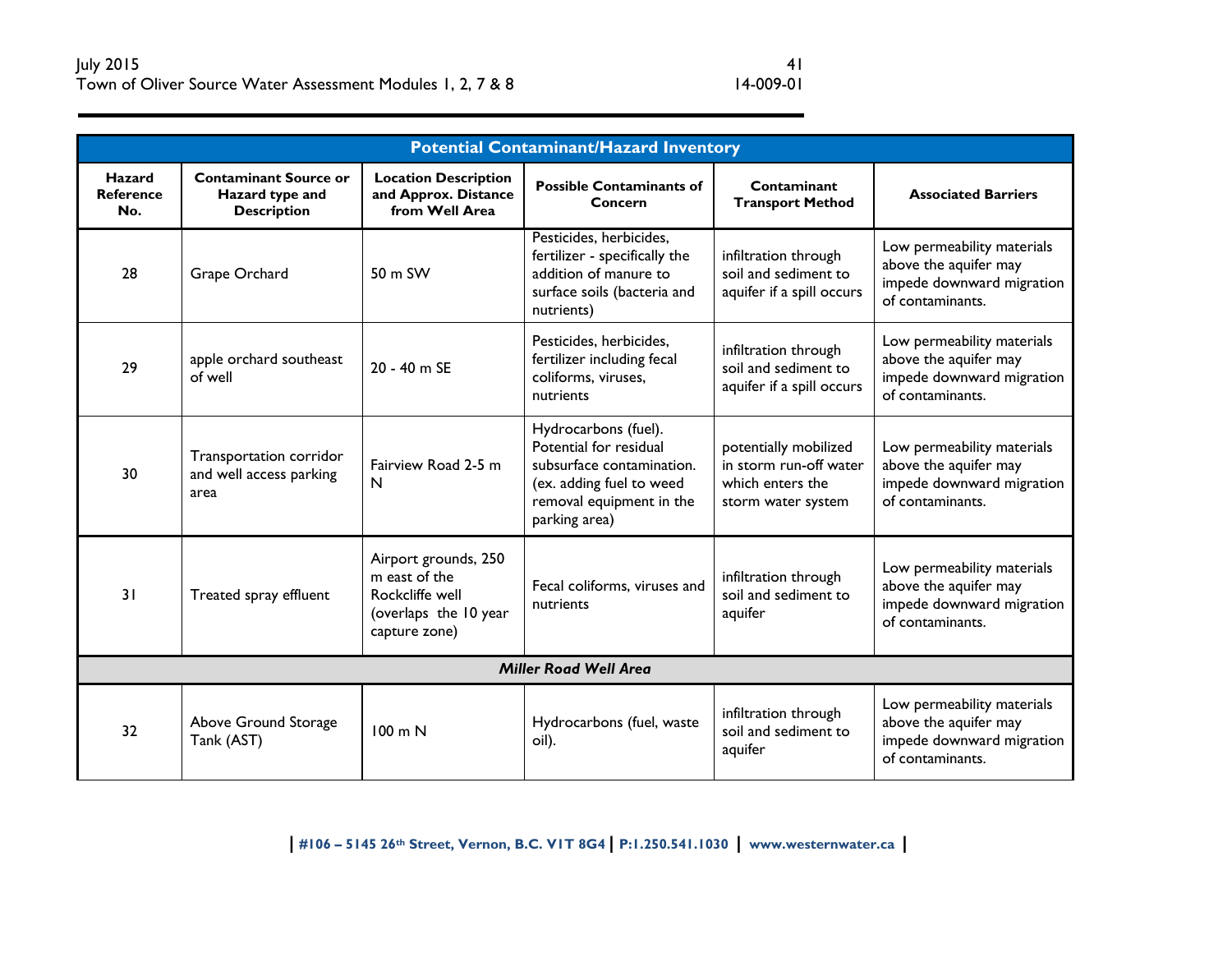| Potential Contaminant/Hazard Inventory | | | | | |
|---|---|---|---|---|---|
| **Hazard Reference No.** | **Contaminant Source or Hazard type and Description** | **Location Description and Approx. Distance from Well Area** | **Possible Contaminants of Concern** | **Contaminant Transport Method** | **Associated Barriers** |
| 28 | Grape Orchard | 50 m SW | Pesticides, herbicides, fertilizer - specifically the addition of manure to surface soils (bacteria and nutrients) | infiltration through soil and sediment to aquifer if a spill occurs | Low permeability materials above the aquifer may impede downward migration of contaminants. |
| 29 | apple orchard southeast of well | 20 - 40 m SE | Pesticides, herbicides, fertilizer including fecal coliforms, viruses, nutrients | infiltration through soil and sediment to aquifer if a spill occurs | Low permeability materials above the aquifer may impede downward migration of contaminants. |
| 30 | Transportation corridor and well access parking area | Fairview Road 2-5 m N | Hydrocarbons (fuel). Potential for residual subsurface contamination. (ex. adding fuel to weed removal equipment in the parking area) | potentially mobilized in storm run-off water which enters the storm water system | Low permeability materials above the aquifer may impede downward migration of contaminants. |
| 31 | Treated spray effluent | Airport grounds, 250 m east of the Rockcliffe well (overlaps the 10 year capture zone) | Fecal coliforms, viruses and nutrients | infiltration through soil and sediment to aquifer | Low permeability materials above the aquifer may impede downward migration of contaminants. |
| ***Miller Road Well Area*** | | | | | |
| 32 | Above Ground Storage Tank (AST) | 100 m N | Hydrocarbons (fuel, waste oil). | infiltration through soil and sediment to aquifer | Low permeability materials above the aquifer may impede downward migration of contaminants. |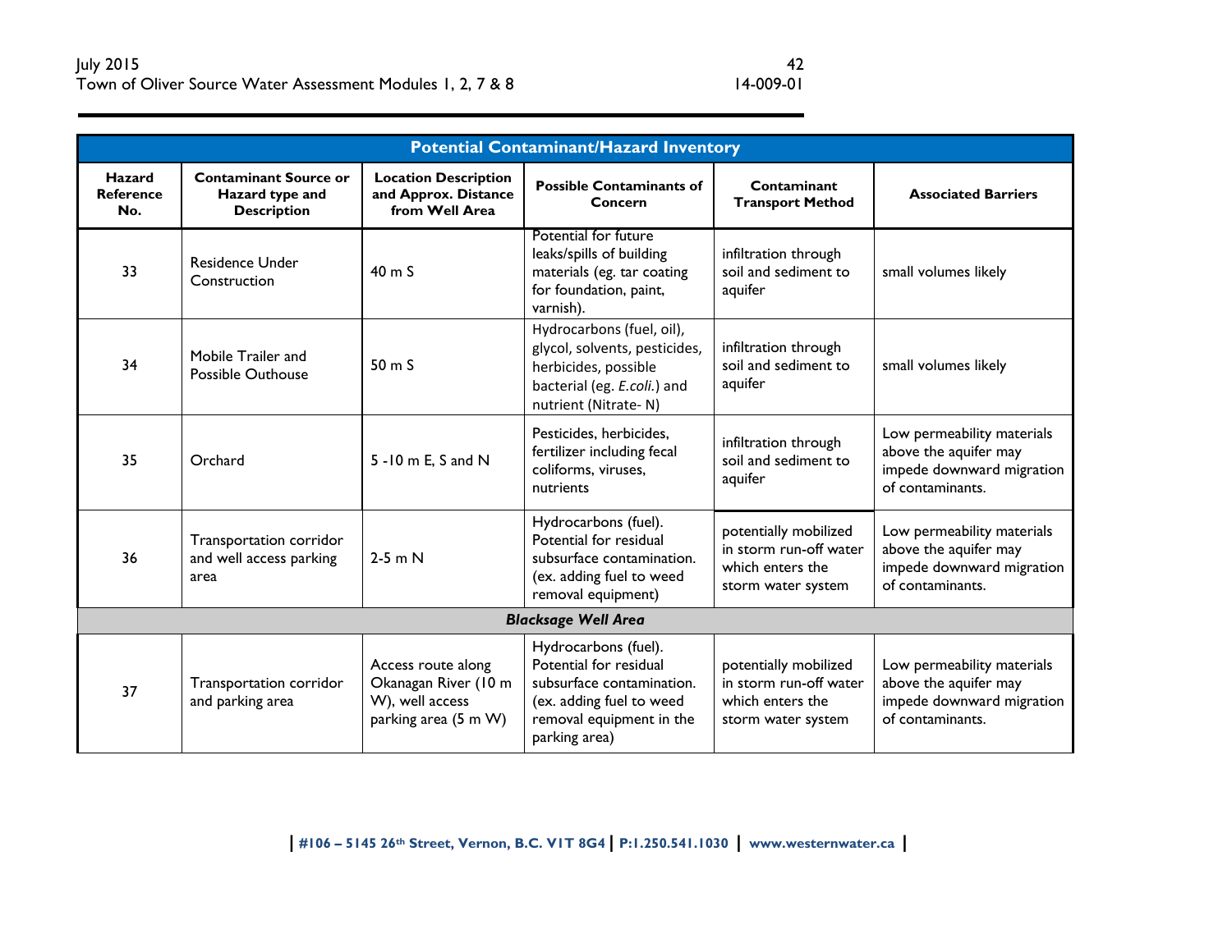| Potential Contaminant/Hazard Inventory | | | | | |
|---|---|---|---|---|---|
| **Hazard Reference No.** | **Contaminant Source or Hazard type and Description** | **Location Description and Approx. Distance from Well Area** | **Possible Contaminants of Concern** | **Contaminant Transport Method** | **Associated Barriers** |
| 33 | Residence Under Construction | 40 m S | Potential for future leaks/spills of building materials (eg. tar coating for foundation, paint, varnish). | infiltration through soil and sediment to aquifer | small volumes likely |
| 34 | Mobile Trailer and Possible Outhouse | 50 m S | Hydrocarbons (fuel, oil), glycol, solvents, pesticides, herbicides, possible bacterial (eg. *E.coli.*) and nutrient (Nitrate- N) | infiltration through soil and sediment to aquifer | small volumes likely |
| 35 | Orchard | 5 -10 m E, S and N | Pesticides, herbicides, fertilizer including fecal coliforms, viruses, nutrients | infiltration through soil and sediment to aquifer | Low permeability materials above the aquifer may impede downward migration of contaminants. |
| 36 | Transportation corridor and well access parking area | 2-5 m N | Hydrocarbons (fuel). Potential for residual subsurface contamination. (ex. adding fuel to weed removal equipment) | potentially mobilized in storm run-off water which enters the storm water system | Low permeability materials above the aquifer may impede downward migration of contaminants. |
| ***Blacksage Well Area*** | | | | | |
| 37 | Transportation corridor and parking area | Access route along Okanagan River (10 m W), well access parking area (5 m W) | Hydrocarbons (fuel). Potential for residual subsurface contamination. (ex. adding fuel to weed removal equipment in the parking area) | potentially mobilized in storm run-off water which enters the storm water system | Low permeability materials above the aquifer may impede downward migration of contaminants. |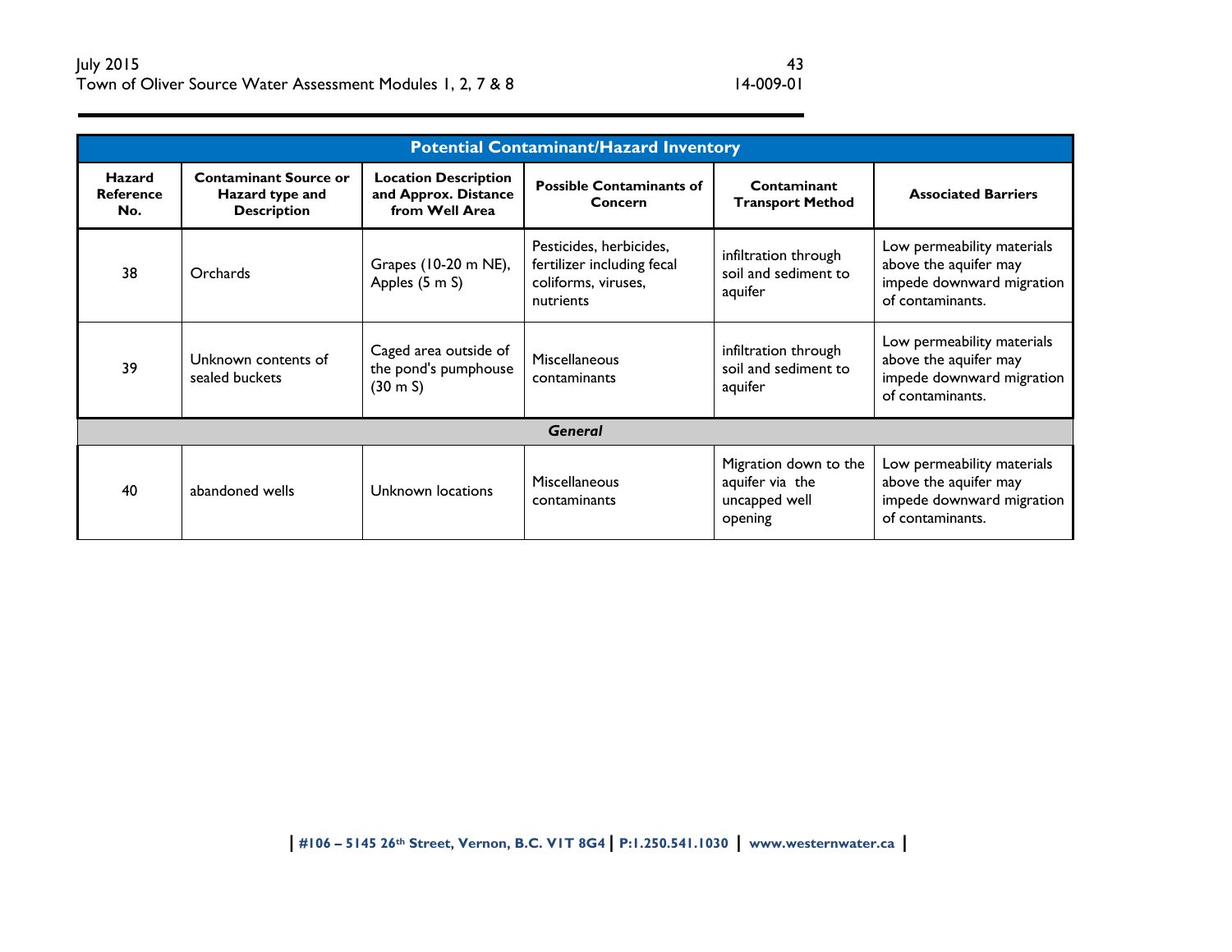| Potential Contaminant/Hazard Inventory | | | | | |
|---|---|---|---|---|---|
| **Hazard Reference No.** | **Contaminant Source or Hazard type and Description** | **Location Description and Approx. Distance from Well Area** | **Possible Contaminants of Concern** | **Contaminant Transport Method** | **Associated Barriers** |
| 38 | Orchards | Grapes (10-20 m NE), Apples (5 m S) | Pesticides, herbicides, fertilizer including fecal coliforms, viruses, nutrients | infiltration through soil and sediment to aquifer | Low permeability materials above the aquifer may impede downward migration of contaminants. |
| 39 | Unknown contents of sealed buckets | Caged area outside of the pond's pumphouse (30 m S) | Miscellaneous contaminants | infiltration through soil and sediment to aquifer | Low permeability materials above the aquifer may impede downward migration of contaminants. |
| ***General*** | | | | | |
| 40 | abandoned wells | Unknown locations | Miscellaneous contaminants | Migration down to the aquifer via the uncapped well opening | Low permeability materials above the aquifer may impede downward migration of contaminants. |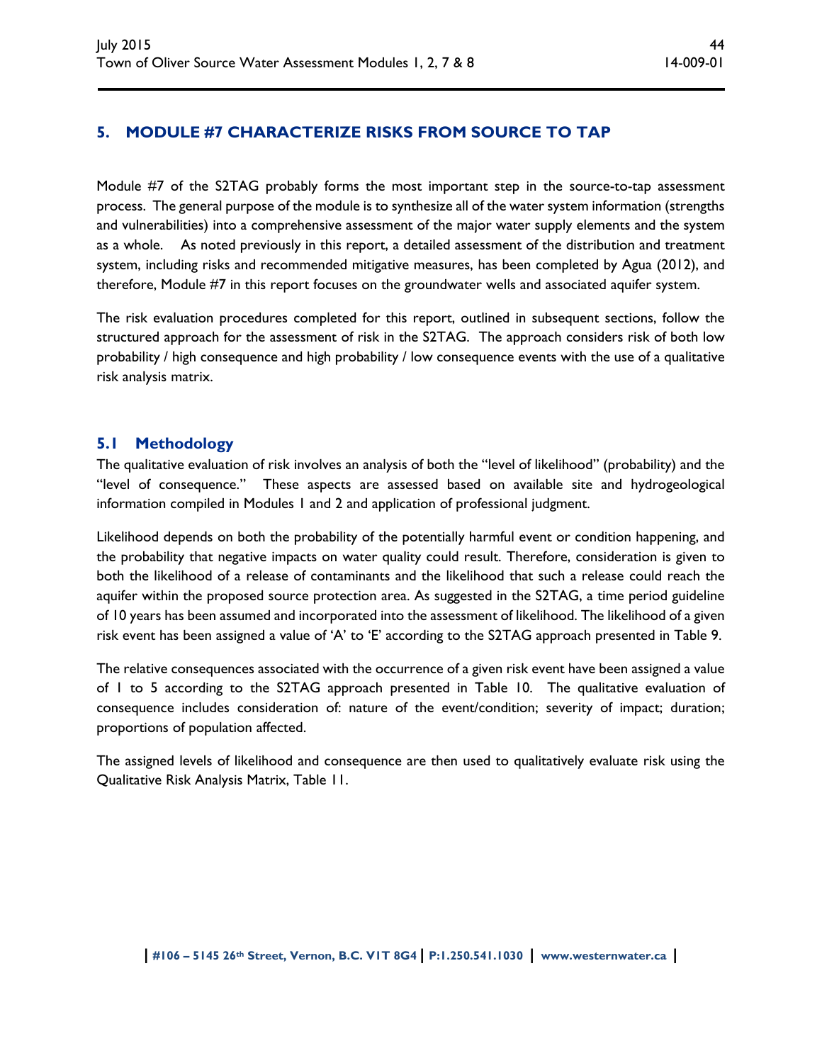## 5. MODULE #7 CHARACTERIZE RISKS FROM SOURCE TO TAP

Module #7 of the S2TAG probably forms the most important step in the source-to-tap assessment process. The general purpose of the module is to synthesize all of the water system information (strengths and vulnerabilities) into a comprehensive assessment of the major water supply elements and the system as a whole. As noted previously in this report, a detailed assessment of the distribution and treatment system, including risks and recommended mitigative measures, has been completed by Agua (2012), and therefore, Module #7 in this report focuses on the groundwater wells and associated aquifer system.

The risk evaluation procedures completed for this report, outlined in subsequent sections, follow the structured approach for the assessment of risk in the S2TAG. The approach considers risk of both low probability / high consequence and high probability / low consequence events with the use of a qualitative risk analysis matrix.

### 5.1 Methodology

The qualitative evaluation of risk involves an analysis of both the "level of likelihood" (probability) and the "level of consequence." These aspects are assessed based on available site and hydrogeological information compiled in Modules 1 and 2 and application of professional judgment.

Likelihood depends on both the probability of the potentially harmful event or condition happening, and the probability that negative impacts on water quality could result. Therefore, consideration is given to both the likelihood of a release of contaminants and the likelihood that such a release could reach the aquifer within the proposed source protection area. As suggested in the S2TAG, a time period guideline of 10 years has been assumed and incorporated into the assessment of likelihood. The likelihood of a given risk event has been assigned a value of 'A' to 'E' according to the S2TAG approach presented in Table 9.

The relative consequences associated with the occurrence of a given risk event have been assigned a value of 1 to 5 according to the S2TAG approach presented in Table 10. The qualitative evaluation of consequence includes consideration of: nature of the event/condition; severity of impact; duration; proportions of population affected.

The assigned levels of likelihood and consequence are then used to qualitatively evaluate risk using the Qualitative Risk Analysis Matrix, Table 11.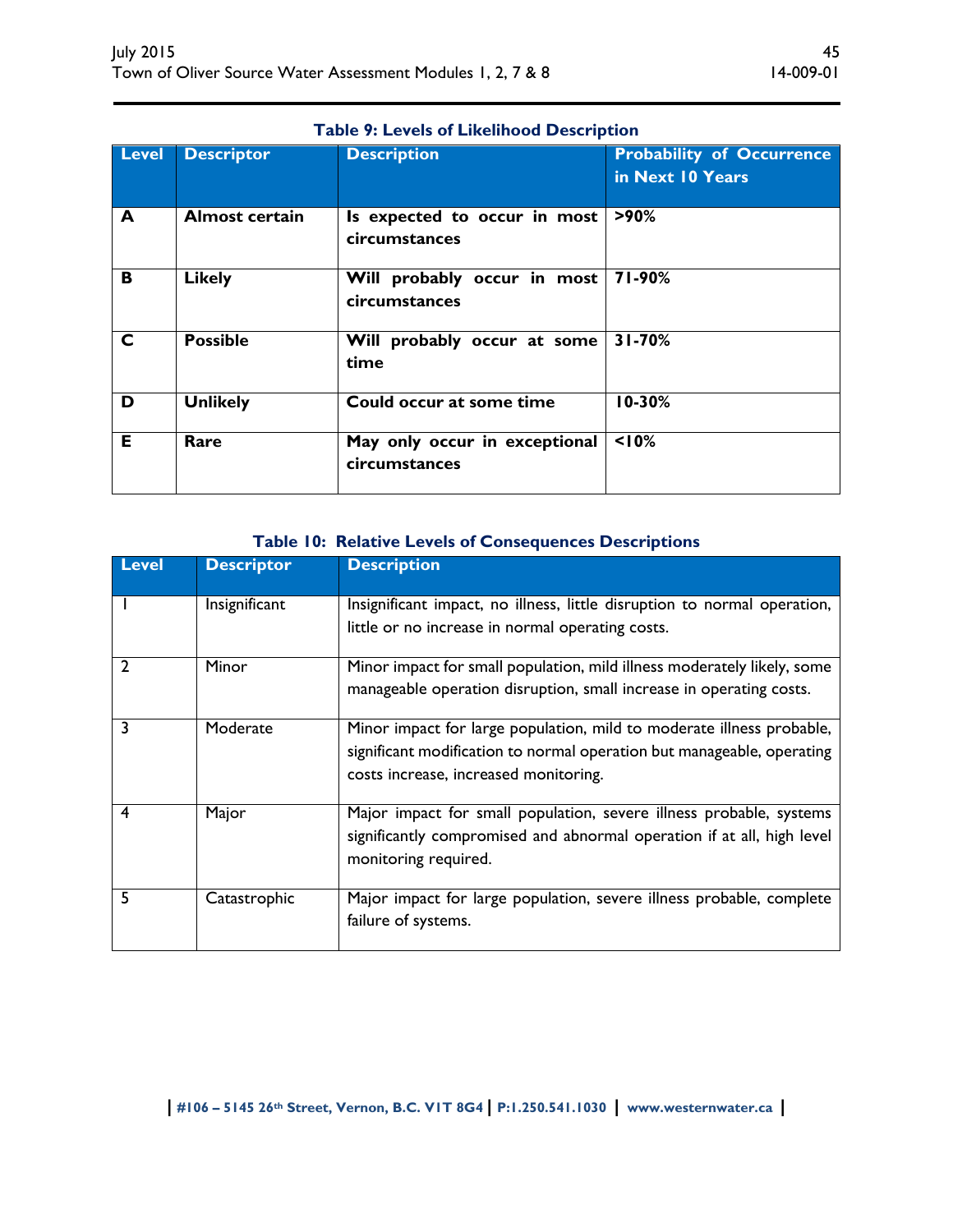**Table 9: Levels of Likelihood Description**

| Level | Descriptor | Description | Probability of Occurrence in Next 10 Years |
|---|---|---|---|
| **A** | **Almost certain** | **Is expected to occur in most circumstances** | **>90%** |
| **B** | **Likely** | **Will probably occur in most circumstances** | **71-90%** |
| **C** | **Possible** | **Will probably occur at some time** | **31-70%** |
| **D** | **Unlikely** | **Could occur at some time** | **10-30%** |
| **E** | **Rare** | **May only occur in exceptional circumstances** | **<10%** |

**Table 10: Relative Levels of Consequences Descriptions**

| Level | Descriptor | Description |
|---|---|---|
| 1 | Insignificant | Insignificant impact, no illness, little disruption to normal operation, little or no increase in normal operating costs. |
| 2 | Minor | Minor impact for small population, mild illness moderately likely, some manageable operation disruption, small increase in operating costs. |
| 3 | Moderate | Minor impact for large population, mild to moderate illness probable, significant modification to normal operation but manageable, operating costs increase, increased monitoring. |
| 4 | Major | Major impact for small population, severe illness probable, systems significantly compromised and abnormal operation if at all, high level monitoring required. |
| 5 | Catastrophic | Major impact for large population, severe illness probable, complete failure of systems. |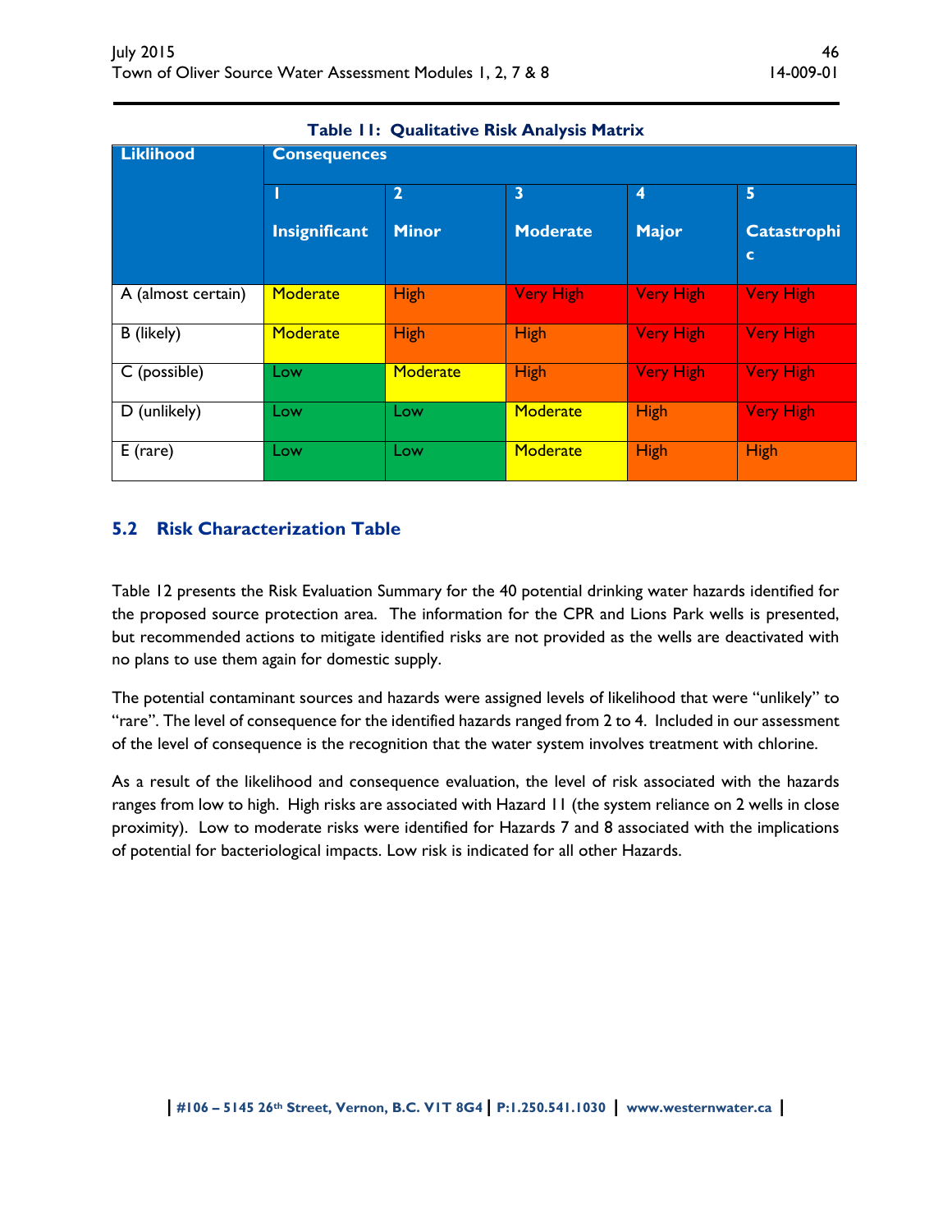**Table 11: Qualitative Risk Analysis Matrix**

| Liklihood | Consequences | | | | |
|---|---|---|---|---|---|
| | 1<br>Insignificant | 2<br>Minor | 3<br>Moderate | 4<br>Major | 5<br>Catastrophic |
| A (almost certain) | Moderate | High | Very High | Very High | Very High |
| B (likely) | Moderate | High | High | Very High | Very High |
| C (possible) | Low | Moderate | High | Very High | Very High |
| D (unlikely) | Low | Low | Moderate | High | Very High |
| E (rare) | Low | Low | Moderate | High | High |

## 5.2 Risk Characterization Table

Table 12 presents the Risk Evaluation Summary for the 40 potential drinking water hazards identified for the proposed source protection area. The information for the CPR and Lions Park wells is presented, but recommended actions to mitigate identified risks are not provided as the wells are deactivated with no plans to use them again for domestic supply.

The potential contaminant sources and hazards were assigned levels of likelihood that were "unlikely" to "rare". The level of consequence for the identified hazards ranged from 2 to 4. Included in our assessment of the level of consequence is the recognition that the water system involves treatment with chlorine.

As a result of the likelihood and consequence evaluation, the level of risk associated with the hazards ranges from low to high. High risks are associated with Hazard 11 (the system reliance on 2 wells in close proximity). Low to moderate risks were identified for Hazards 7 and 8 associated with the implications of potential for bacteriological impacts. Low risk is indicated for all other Hazards.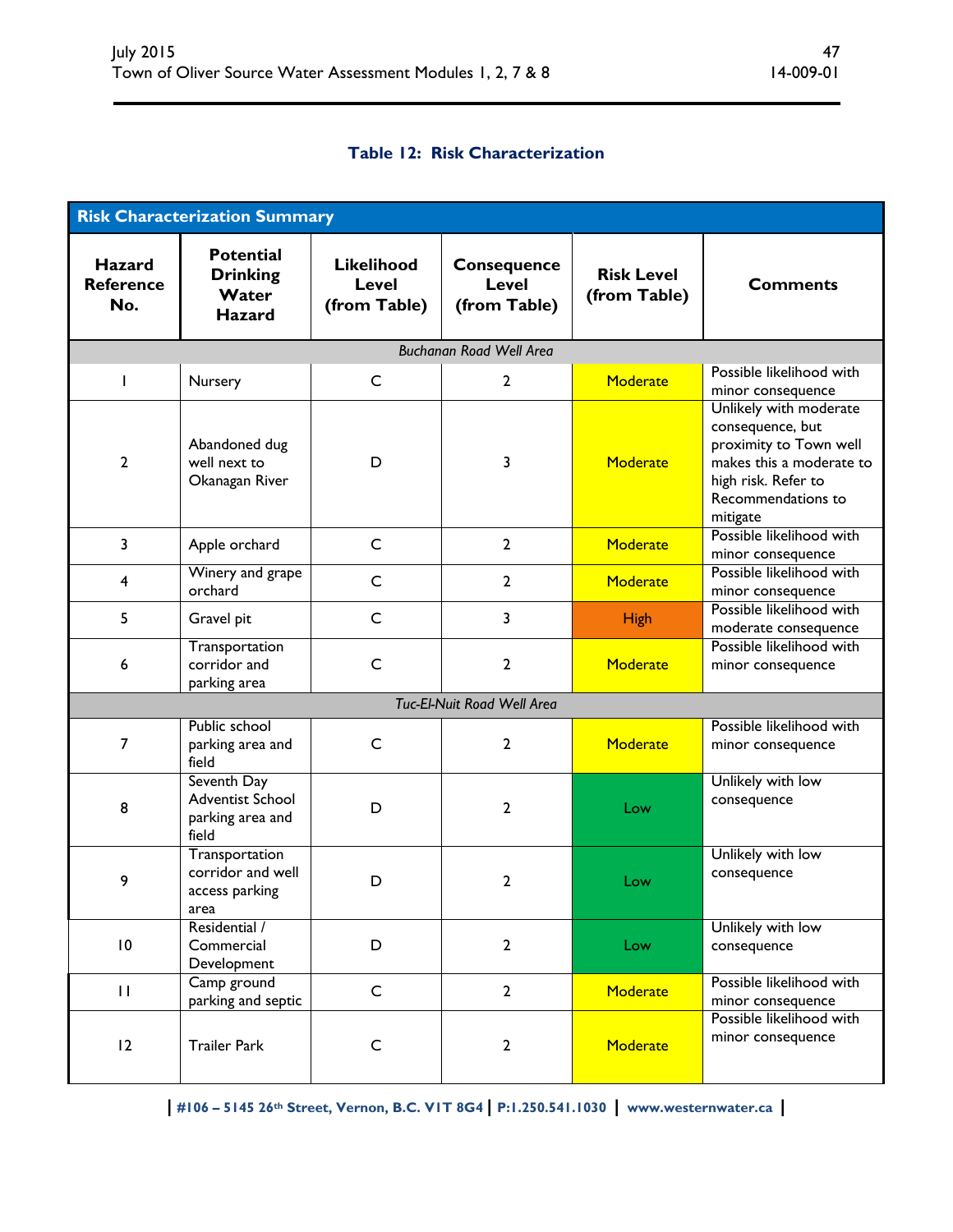### Table 12: Risk Characterization

| Risk Characterization Summary | | | | | |
|---|---|---|---|---|---|
| **Hazard Reference No.** | **Potential Drinking Water Hazard** | **Likelihood Level (from Table)** | **Consequence Level (from Table)** | **Risk Level (from Table)** | **Comments** |
| *Buchanan Road Well Area* | | | | | |
| 1 | Nursery | C | 2 | Moderate | Possible likelihood with minor consequence |
| 2 | Abandoned dug well next to Okanagan River | D | 3 | Moderate | Unlikely with moderate consequence, but proximity to Town well makes this a moderate to high risk. Refer to Recommendations to mitigate |
| 3 | Apple orchard | C | 2 | Moderate | Possible likelihood with minor consequence |
| 4 | Winery and grape orchard | C | 2 | Moderate | Possible likelihood with minor consequence |
| 5 | Gravel pit | C | 3 | High | Possible likelihood with moderate consequence |
| 6 | Transportation corridor and parking area | C | 2 | Moderate | Possible likelihood with minor consequence |
| *Tuc-El-Nuit Road Well Area* | | | | | |
| 7 | Public school parking area and field | C | 2 | Moderate | Possible likelihood with minor consequence |
| 8 | Seventh Day Adventist School parking area and field | D | 2 | Low | Unlikely with low consequence |
| 9 | Transportation corridor and well access parking area | D | 2 | Low | Unlikely with low consequence |
| 10 | Residential / Commercial Development | D | 2 | Low | Unlikely with low consequence |
| 11 | Camp ground parking and septic | C | 2 | Moderate | Possible likelihood with minor consequence |
| 12 | Trailer Park | C | 2 | Moderate | Possible likelihood with minor consequence |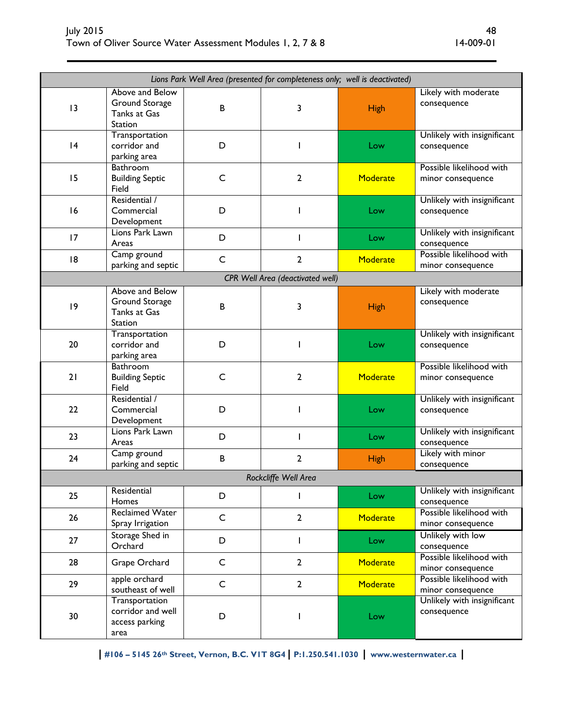| | | | | | |
|---|---|---|---|---|---|
| *Lions Park Well Area (presented for completeness only; well is deactivated)* | | | | | |
| 13 | Above and Below Ground Storage Tanks at Gas Station | B | 3 | High | Likely with moderate consequence |
| 14 | Transportation corridor and parking area | D | 1 | Low | Unlikely with insignificant consequence |
| 15 | Bathroom Building Septic Field | C | 2 | Moderate | Possible likelihood with minor consequence |
| 16 | Residential / Commercial Development | D | 1 | Low | Unlikely with insignificant consequence |
| 17 | Lions Park Lawn Areas | D | 1 | Low | Unlikely with insignificant consequence |
| 18 | Camp ground parking and septic | C | 2 | Moderate | Possible likelihood with minor consequence |
| *CPR Well Area (deactivated well)* | | | | | |
| 19 | Above and Below Ground Storage Tanks at Gas Station | B | 3 | High | Likely with moderate consequence |
| 20 | Transportation corridor and parking area | D | 1 | Low | Unlikely with insignificant consequence |
| 21 | Bathroom Building Septic Field | C | 2 | Moderate | Possible likelihood with minor consequence |
| 22 | Residential / Commercial Development | D | 1 | Low | Unlikely with insignificant consequence |
| 23 | Lions Park Lawn Areas | D | 1 | Low | Unlikely with insignificant consequence |
| 24 | Camp ground parking and septic | B | 2 | High | Likely with minor consequence |
| *Rockcliffe Well Area* | | | | | |
| 25 | Residential Homes | D | 1 | Low | Unlikely with insignificant consequence |
| 26 | Reclaimed Water Spray Irrigation | C | 2 | Moderate | Possible likelihood with minor consequence |
| 27 | Storage Shed in Orchard | D | 1 | Low | Unlikely with low consequence |
| 28 | Grape Orchard | C | 2 | Moderate | Possible likelihood with minor consequence |
| 29 | apple orchard southeast of well | C | 2 | Moderate | Possible likelihood with minor consequence |
| 30 | Transportation corridor and well access parking area | D | 1 | Low | Unlikely with insignificant consequence |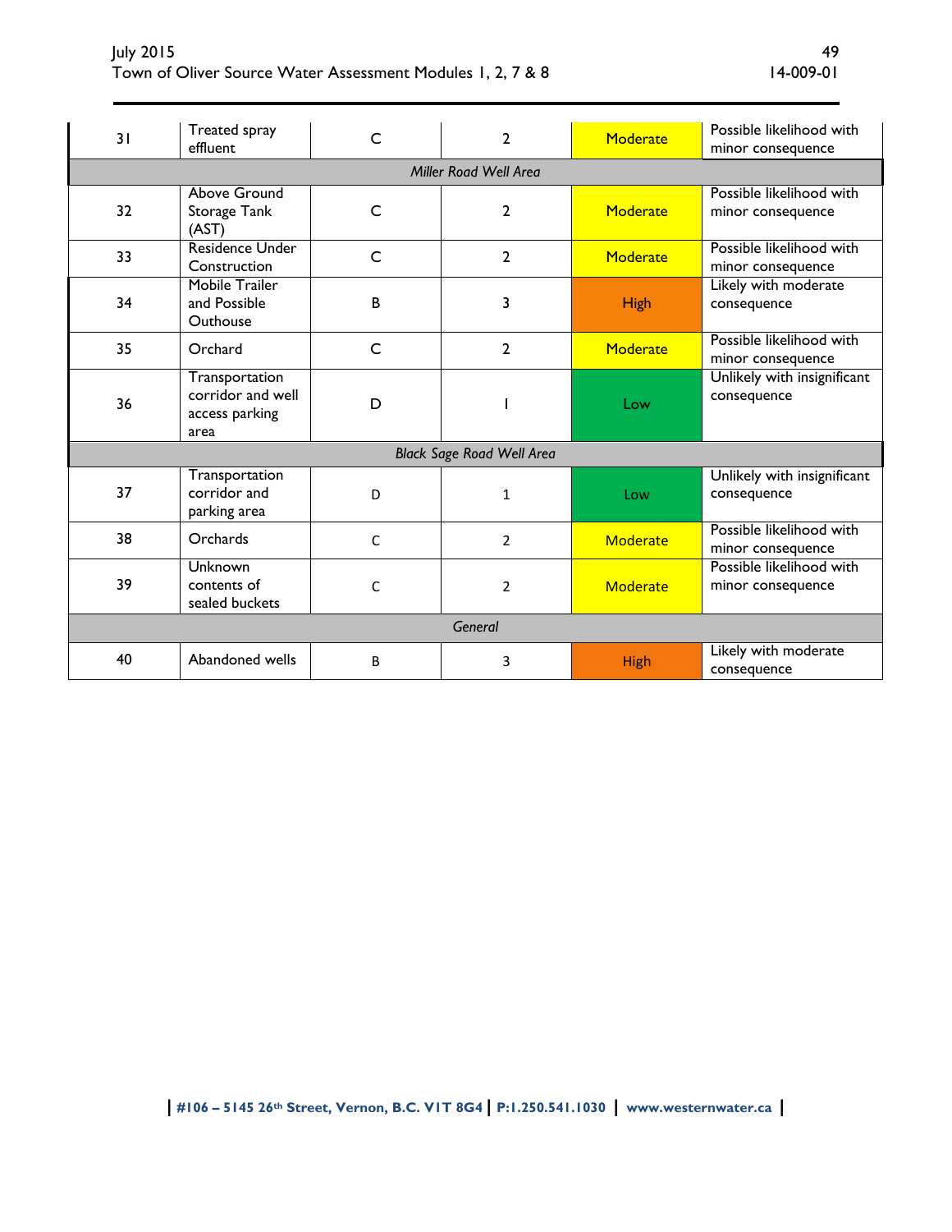| 31 | Treated spray effluent | C | 2 | Moderate | Possible likelihood with minor consequence |
|---|---|---|---|---|---|
| *Miller Road Well Area* | | | | | |
| 32 | Above Ground Storage Tank (AST) | C | 2 | Moderate | Possible likelihood with minor consequence |
| 33 | Residence Under Construction | C | 2 | Moderate | Possible likelihood with minor consequence |
| 34 | Mobile Trailer and Possible Outhouse | B | 3 | High | Likely with moderate consequence |
| 35 | Orchard | C | 2 | Moderate | Possible likelihood with minor consequence |
| 36 | Transportation corridor and well access parking area | D | 1 | Low | Unlikely with insignificant consequence |
| *Black Sage Road Well Area* | | | | | |
| 37 | Transportation corridor and parking area | D | 1 | Low | Unlikely with insignificant consequence |
| 38 | Orchards | C | 2 | Moderate | Possible likelihood with minor consequence |
| 39 | Unknown contents of sealed buckets | C | 2 | Moderate | Possible likelihood with minor consequence |
| *General* | | | | | |
| 40 | Abandoned wells | B | 3 | High | Likely with moderate consequence |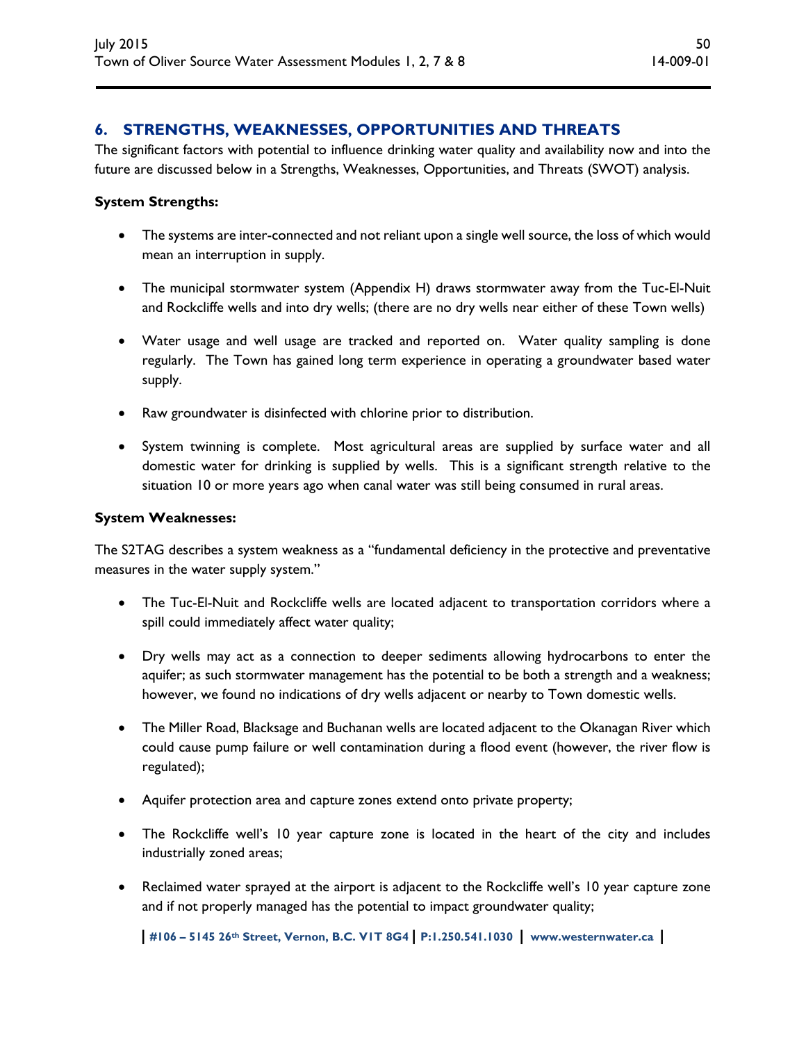## 6. STRENGTHS, WEAKNESSES, OPPORTUNITIES AND THREATS

The significant factors with potential to influence drinking water quality and availability now and into the future are discussed below in a Strengths, Weaknesses, Opportunities, and Threats (SWOT) analysis.

**System Strengths:**

- The systems are inter-connected and not reliant upon a single well source, the loss of which would mean an interruption in supply.
- The municipal stormwater system (Appendix H) draws stormwater away from the Tuc-El-Nuit and Rockcliffe wells and into dry wells; (there are no dry wells near either of these Town wells)
- Water usage and well usage are tracked and reported on. Water quality sampling is done regularly. The Town has gained long term experience in operating a groundwater based water supply.
- Raw groundwater is disinfected with chlorine prior to distribution.
- System twinning is complete. Most agricultural areas are supplied by surface water and all domestic water for drinking is supplied by wells. This is a significant strength relative to the situation 10 or more years ago when canal water was still being consumed in rural areas.

**System Weaknesses:**

The S2TAG describes a system weakness as a "fundamental deficiency in the protective and preventative measures in the water supply system."

- The Tuc-El-Nuit and Rockcliffe wells are located adjacent to transportation corridors where a spill could immediately affect water quality;
- Dry wells may act as a connection to deeper sediments allowing hydrocarbons to enter the aquifer; as such stormwater management has the potential to be both a strength and a weakness; however, we found no indications of dry wells adjacent or nearby to Town domestic wells.
- The Miller Road, Blacksage and Buchanan wells are located adjacent to the Okanagan River which could cause pump failure or well contamination during a flood event (however, the river flow is regulated);
- Aquifer protection area and capture zones extend onto private property;
- The Rockcliffe well's 10 year capture zone is located in the heart of the city and includes industrially zoned areas;
- Reclaimed water sprayed at the airport is adjacent to the Rockcliffe well's 10 year capture zone and if not properly managed has the potential to impact groundwater quality;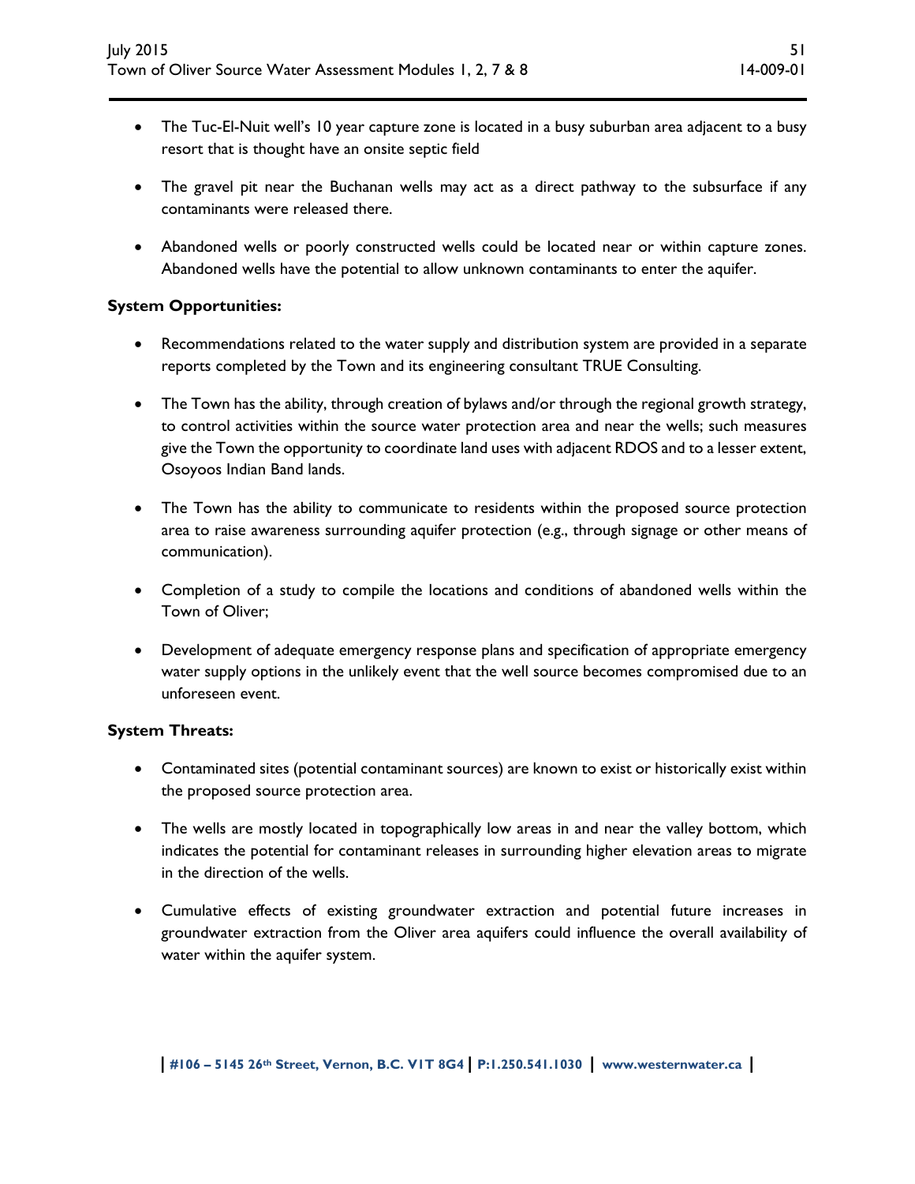- The Tuc-El-Nuit well's 10 year capture zone is located in a busy suburban area adjacent to a busy resort that is thought have an onsite septic field

- The gravel pit near the Buchanan wells may act as a direct pathway to the subsurface if any contaminants were released there.

- Abandoned wells or poorly constructed wells could be located near or within capture zones. Abandoned wells have the potential to allow unknown contaminants to enter the aquifer.

**System Opportunities:**

- Recommendations related to the water supply and distribution system are provided in a separate reports completed by the Town and its engineering consultant TRUE Consulting.

- The Town has the ability, through creation of bylaws and/or through the regional growth strategy, to control activities within the source water protection area and near the wells; such measures give the Town the opportunity to coordinate land uses with adjacent RDOS and to a lesser extent, Osoyoos Indian Band lands.

- The Town has the ability to communicate to residents within the proposed source protection area to raise awareness surrounding aquifer protection (e.g., through signage or other means of communication).

- Completion of a study to compile the locations and conditions of abandoned wells within the Town of Oliver;

- Development of adequate emergency response plans and specification of appropriate emergency water supply options in the unlikely event that the well source becomes compromised due to an unforeseen event.

**System Threats:**

- Contaminated sites (potential contaminant sources) are known to exist or historically exist within the proposed source protection area.

- The wells are mostly located in topographically low areas in and near the valley bottom, which indicates the potential for contaminant releases in surrounding higher elevation areas to migrate in the direction of the wells.

- Cumulative effects of existing groundwater extraction and potential future increases in groundwater extraction from the Oliver area aquifers could influence the overall availability of water within the aquifer system.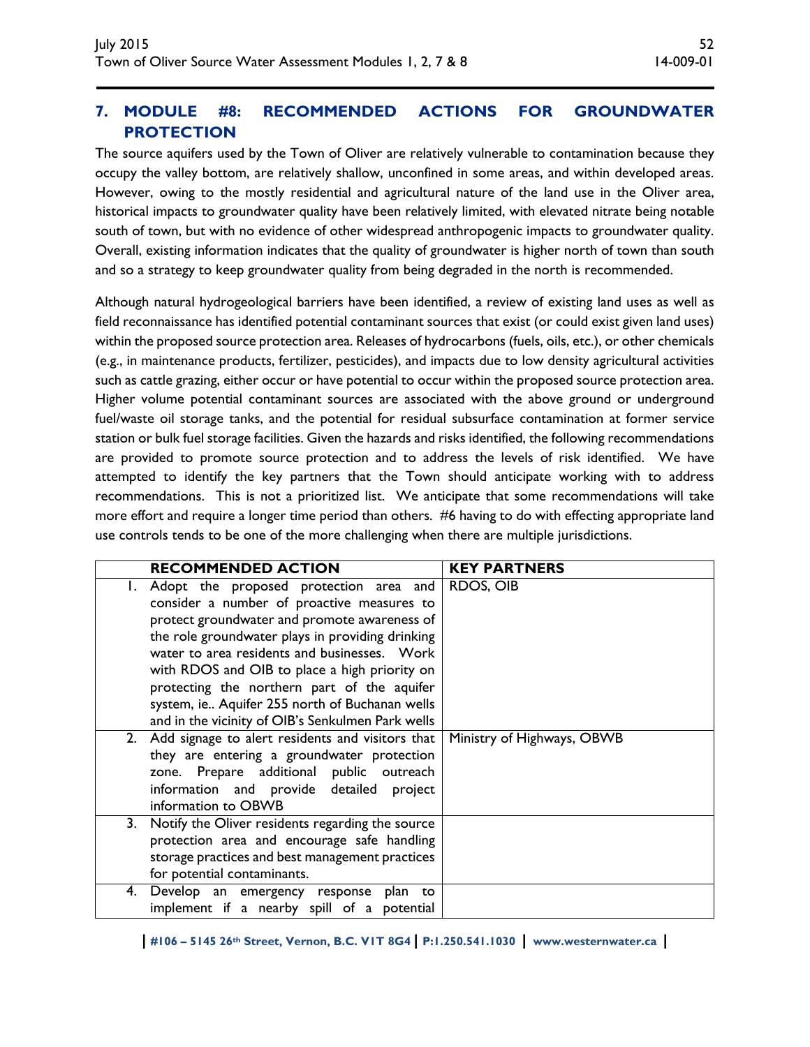## 7. MODULE #8: RECOMMENDED ACTIONS FOR GROUNDWATER PROTECTION

The source aquifers used by the Town of Oliver are relatively vulnerable to contamination because they occupy the valley bottom, are relatively shallow, unconfined in some areas, and within developed areas. However, owing to the mostly residential and agricultural nature of the land use in the Oliver area, historical impacts to groundwater quality have been relatively limited, with elevated nitrate being notable south of town, but with no evidence of other widespread anthropogenic impacts to groundwater quality. Overall, existing information indicates that the quality of groundwater is higher north of town than south and so a strategy to keep groundwater quality from being degraded in the north is recommended.

Although natural hydrogeological barriers have been identified, a review of existing land uses as well as field reconnaissance has identified potential contaminant sources that exist (or could exist given land uses) within the proposed source protection area. Releases of hydrocarbons (fuels, oils, etc.), or other chemicals (e.g., in maintenance products, fertilizer, pesticides), and impacts due to low density agricultural activities such as cattle grazing, either occur or have potential to occur within the proposed source protection area. Higher volume potential contaminant sources are associated with the above ground or underground fuel/waste oil storage tanks, and the potential for residual subsurface contamination at former service station or bulk fuel storage facilities. Given the hazards and risks identified, the following recommendations are provided to promote source protection and to address the levels of risk identified. We have attempted to identify the key partners that the Town should anticipate working with to address recommendations. This is not a prioritized list. We anticipate that some recommendations will take more effort and require a longer time period than others. #6 having to do with effecting appropriate land use controls tends to be one of the more challenging when there are multiple jurisdictions.

| RECOMMENDED ACTION | KEY PARTNERS |
|---|---|
| 1. Adopt the proposed protection area and consider a number of proactive measures to protect groundwater and promote awareness of the role groundwater plays in providing drinking water to area residents and businesses. Work with RDOS and OIB to place a high priority on protecting the northern part of the aquifer system, ie.. Aquifer 255 north of Buchanan wells and in the vicinity of OIB's Senkulmen Park wells | RDOS, OIB |
| 2. Add signage to alert residents and visitors that they are entering a groundwater protection zone. Prepare additional public outreach information and provide detailed project information to OBWB | Ministry of Highways, OBWB |
| 3. Notify the Oliver residents regarding the source protection area and encourage safe handling storage practices and best management practices for potential contaminants. | |
| 4. Develop an emergency response plan to implement if a nearby spill of a potential | |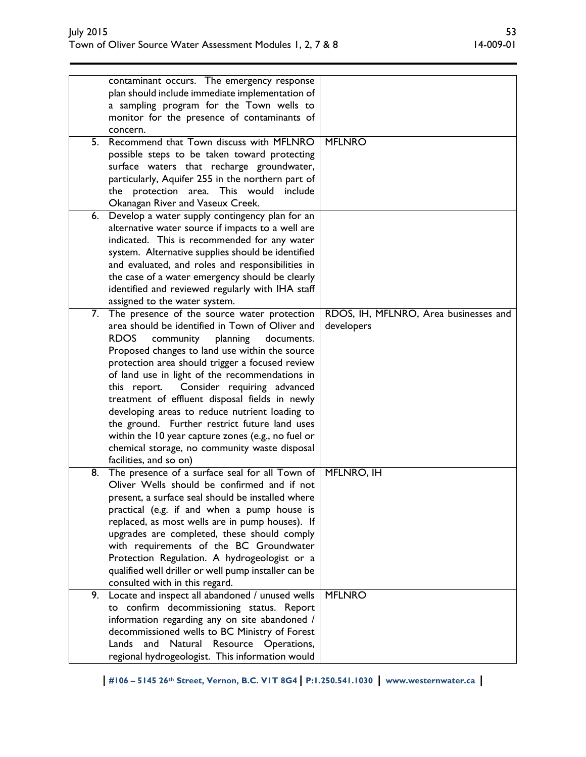| | |
|---|---|
| contaminant occurs. The emergency response plan should include immediate implementation of a sampling program for the Town wells to monitor for the presence of contaminants of concern. | |
| 5. Recommend that Town discuss with MFLNRO possible steps to be taken toward protecting surface waters that recharge groundwater, particularly, Aquifer 255 in the northern part of the protection area. This would include Okanagan River and Vaseux Creek. | MFLNRO |
| 6. Develop a water supply contingency plan for an alternative water source if impacts to a well are indicated. This is recommended for any water system. Alternative supplies should be identified and evaluated, and roles and responsibilities in the case of a water emergency should be clearly identified and reviewed regularly with IHA staff assigned to the water system. | |
| 7. The presence of the source water protection area should be identified in Town of Oliver and RDOS community planning documents. Proposed changes to land use within the source protection area should trigger a focused review of land use in light of the recommendations in this report. Consider requiring advanced treatment of effluent disposal fields in newly developing areas to reduce nutrient loading to the ground. Further restrict future land uses within the 10 year capture zones (e.g., no fuel or chemical storage, no community waste disposal facilities, and so on) | RDOS, IH, MFLNRO, Area businesses and developers |
| 8. The presence of a surface seal for all Town of Oliver Wells should be confirmed and if not present, a surface seal should be installed where practical (e.g. if and when a pump house is replaced, as most wells are in pump houses). If upgrades are completed, these should comply with requirements of the BC Groundwater Protection Regulation. A hydrogeologist or a qualified well driller or well pump installer can be consulted with in this regard. | MFLNRO, IH |
| 9. Locate and inspect all abandoned / unused wells to confirm decommissioning status. Report information regarding any on site abandoned / decommissioned wells to BC Ministry of Forest Lands and Natural Resource Operations, regional hydrogeologist. This information would | MFLNRO |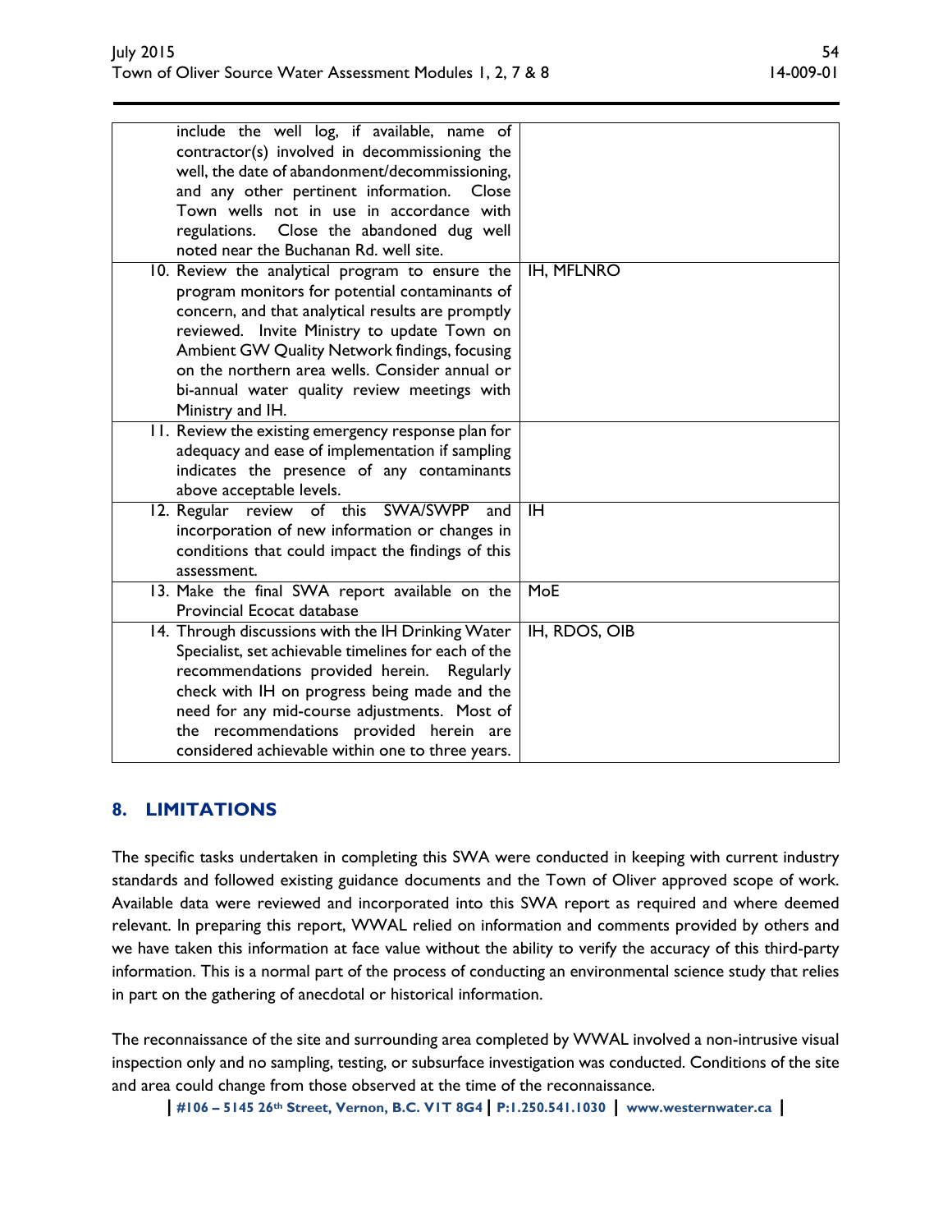| | |
|---|---|
| include the well log, if available, name of contractor(s) involved in decommissioning the well, the date of abandonment/decommissioning, and any other pertinent information. Close Town wells not in use in accordance with regulations. Close the abandoned dug well noted near the Buchanan Rd. well site. | |
| 10. Review the analytical program to ensure the program monitors for potential contaminants of concern, and that analytical results are promptly reviewed. Invite Ministry to update Town on Ambient GW Quality Network findings, focusing on the northern area wells. Consider annual or bi-annual water quality review meetings with Ministry and IH. | IH, MFLNRO |
| 11. Review the existing emergency response plan for adequacy and ease of implementation if sampling indicates the presence of any contaminants above acceptable levels. | |
| 12. Regular review of this SWA/SWPP and incorporation of new information or changes in conditions that could impact the findings of this assessment. | IH |
| 13. Make the final SWA report available on the Provincial Ecocat database | MoE |
| 14. Through discussions with the IH Drinking Water Specialist, set achievable timelines for each of the recommendations provided herein. Regularly check with IH on progress being made and the need for any mid-course adjustments. Most of the recommendations provided herein are considered achievable within one to three years. | IH, RDOS, OIB |

## 8. LIMITATIONS

The specific tasks undertaken in completing this SWA were conducted in keeping with current industry standards and followed existing guidance documents and the Town of Oliver approved scope of work. Available data were reviewed and incorporated into this SWA report as required and where deemed relevant. In preparing this report, WWAL relied on information and comments provided by others and we have taken this information at face value without the ability to verify the accuracy of this third-party information. This is a normal part of the process of conducting an environmental science study that relies in part on the gathering of anecdotal or historical information.

The reconnaissance of the site and surrounding area completed by WWAL involved a non-intrusive visual inspection only and no sampling, testing, or subsurface investigation was conducted. Conditions of the site and area could change from those observed at the time of the reconnaissance.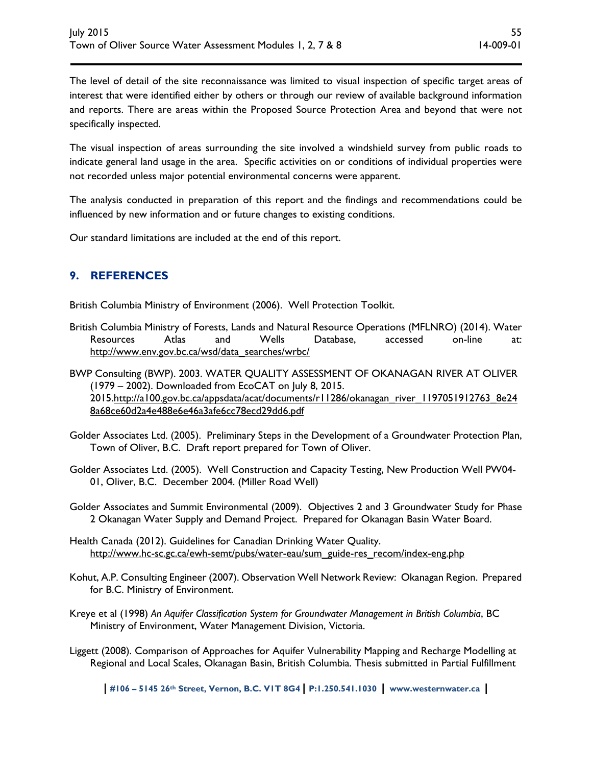The level of detail of the site reconnaissance was limited to visual inspection of specific target areas of interest that were identified either by others or through our review of available background information and reports. There are areas within the Proposed Source Protection Area and beyond that were not specifically inspected.

The visual inspection of areas surrounding the site involved a windshield survey from public roads to indicate general land usage in the area. Specific activities on or conditions of individual properties were not recorded unless major potential environmental concerns were apparent.

The analysis conducted in preparation of this report and the findings and recommendations could be influenced by new information and or future changes to existing conditions.

Our standard limitations are included at the end of this report.

## 9. REFERENCES

British Columbia Ministry of Environment (2006). Well Protection Toolkit.

British Columbia Ministry of Forests, Lands and Natural Resource Operations (MFLNRO) (2014). Water Resources Atlas and Wells Database, accessed on-line at: http://www.env.gov.bc.ca/wsd/data_searches/wrbc/

BWP Consulting (BWP). 2003. WATER QUALITY ASSESSMENT OF OKANAGAN RIVER AT OLIVER (1979 – 2002). Downloaded from EcoCAT on July 8, 2015. 2015.http://a100.gov.bc.ca/appsdata/acat/documents/r11286/okanagan_river_1197051912763_8e248a68ce60d2a4e488e6e46a3afe6cc78ecd29dd6.pdf

Golder Associates Ltd. (2005). Preliminary Steps in the Development of a Groundwater Protection Plan, Town of Oliver, B.C. Draft report prepared for Town of Oliver.

Golder Associates Ltd. (2005). Well Construction and Capacity Testing, New Production Well PW04-01, Oliver, B.C. December 2004. (Miller Road Well)

Golder Associates and Summit Environmental (2009). Objectives 2 and 3 Groundwater Study for Phase 2 Okanagan Water Supply and Demand Project. Prepared for Okanagan Basin Water Board.

Health Canada (2012). Guidelines for Canadian Drinking Water Quality. http://www.hc-sc.gc.ca/ewh-semt/pubs/water-eau/sum_guide-res_recom/index-eng.php

Kohut, A.P. Consulting Engineer (2007). Observation Well Network Review: Okanagan Region. Prepared for B.C. Ministry of Environment.

Kreye et al (1998) *An Aquifer Classification System for Groundwater Management in British Columbia*, BC Ministry of Environment, Water Management Division, Victoria.

Liggett (2008). Comparison of Approaches for Aquifer Vulnerability Mapping and Recharge Modelling at Regional and Local Scales, Okanagan Basin, British Columbia. Thesis submitted in Partial Fulfillment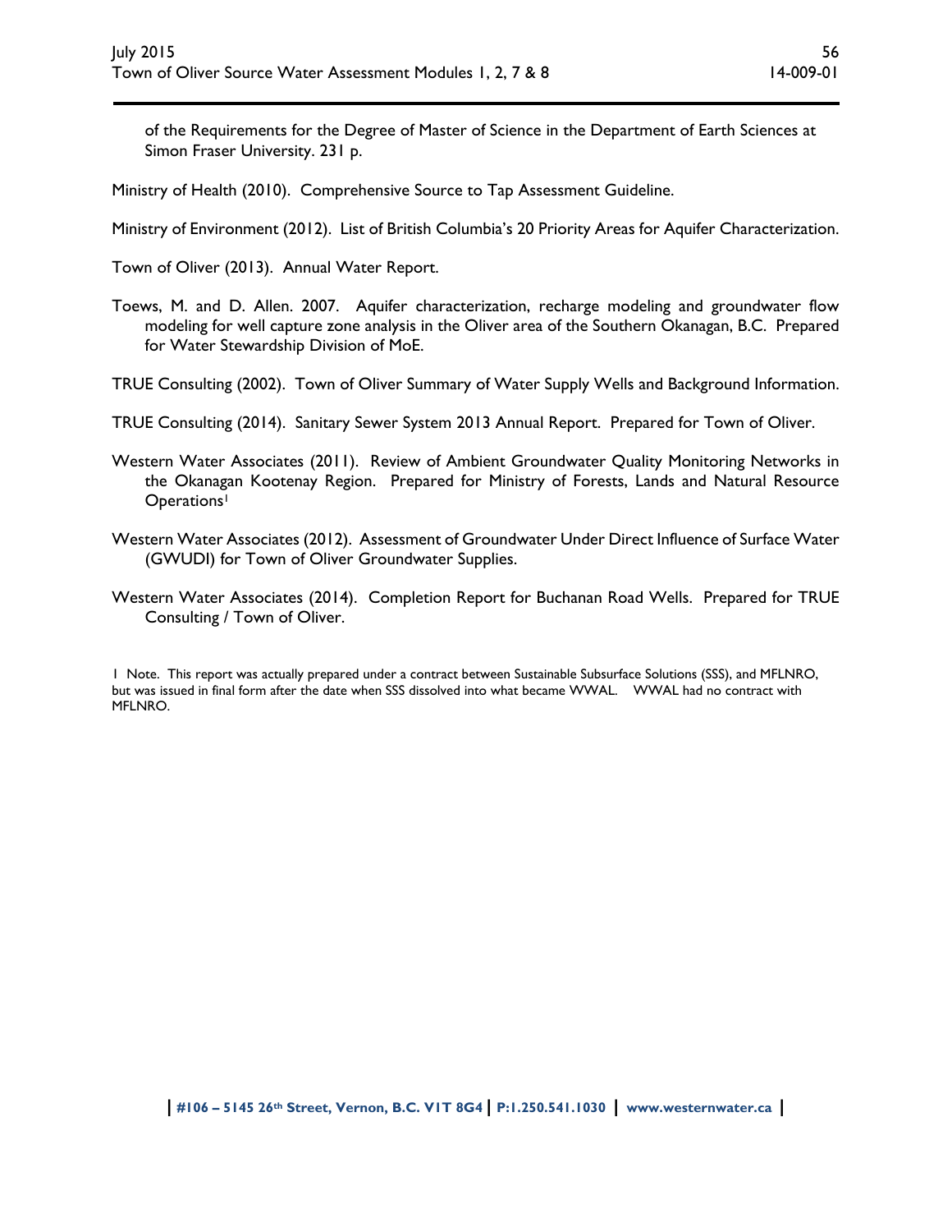of the Requirements for the Degree of Master of Science in the Department of Earth Sciences at Simon Fraser University. 231 p.

Ministry of Health (2010). Comprehensive Source to Tap Assessment Guideline.

Ministry of Environment (2012). List of British Columbia's 20 Priority Areas for Aquifer Characterization.

Town of Oliver (2013). Annual Water Report.

Toews, M. and D. Allen. 2007. Aquifer characterization, recharge modeling and groundwater flow modeling for well capture zone analysis in the Oliver area of the Southern Okanagan, B.C. Prepared for Water Stewardship Division of MoE.

TRUE Consulting (2002). Town of Oliver Summary of Water Supply Wells and Background Information.

TRUE Consulting (2014). Sanitary Sewer System 2013 Annual Report. Prepared for Town of Oliver.

Western Water Associates (2011). Review of Ambient Groundwater Quality Monitoring Networks in the Okanagan Kootenay Region. Prepared for Ministry of Forests, Lands and Natural Resource Operations[1]

Western Water Associates (2012). Assessment of Groundwater Under Direct Influence of Surface Water (GWUDI) for Town of Oliver Groundwater Supplies.

Western Water Associates (2014). Completion Report for Buchanan Road Wells. Prepared for TRUE Consulting / Town of Oliver.

1 Note. This report was actually prepared under a contract between Sustainable Subsurface Solutions (SSS), and MFLNRO, but was issued in final form after the date when SSS dissolved into what became WWAL. WWAL had no contract with MFLNRO.